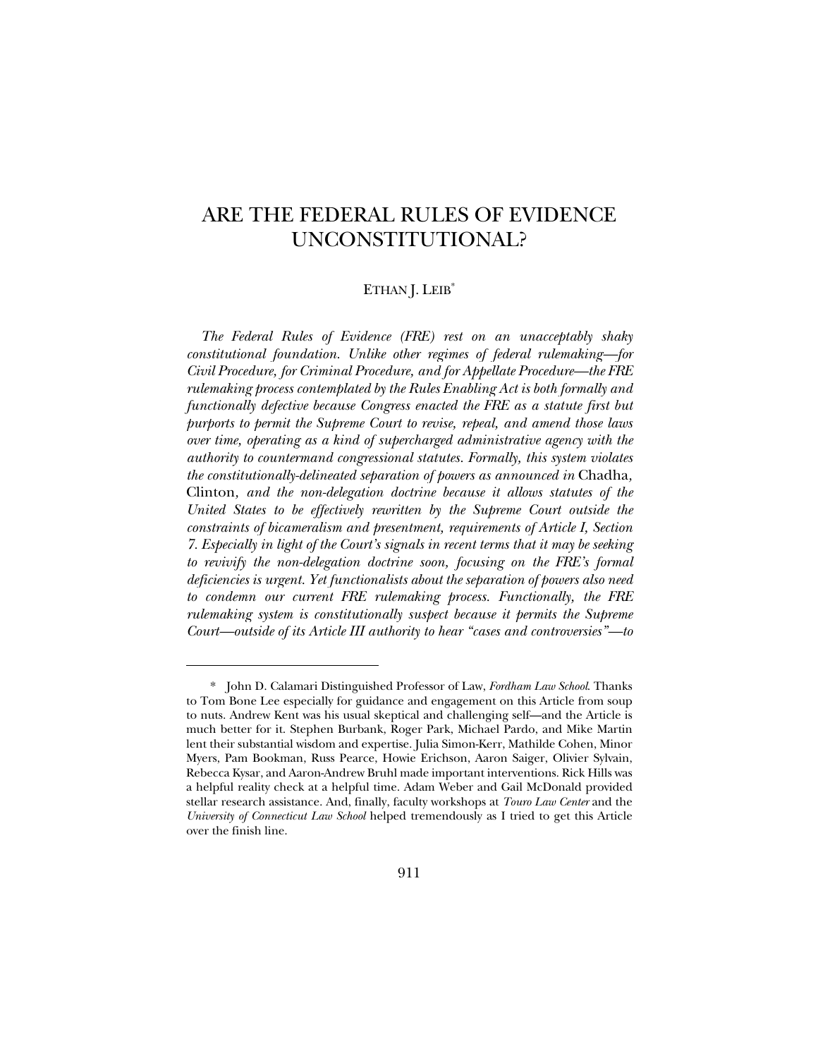# ARE THE FEDERAL RULES OF EVIDENCE UNCONSTITUTIONAL?

ETHAN J. LEIB[*]

*The Federal Rules of Evidence (FRE) rest on an unacceptably shaky constitutional foundation. Unlike other regimes of federal rulemaking—for Civil Procedure, for Criminal Procedure, and for Appellate Procedure—the FRE rulemaking process contemplated by the Rules Enabling Act is both formally and functionally defective because Congress enacted the FRE as a statute first but purports to permit the Supreme Court to revise, repeal, and amend those laws over time, operating as a kind of supercharged administrative agency with the authority to countermand congressional statutes. Formally, this system violates the constitutionally-delineated separation of powers as announced in* Chadha*,* Clinton*, and the non-delegation doctrine because it allows statutes of the United States to be effectively rewritten by the Supreme Court outside the constraints of bicameralism and presentment, requirements of Article I, Section 7. Especially in light of the Court's signals in recent terms that it may be seeking to revivify the non-delegation doctrine soon, focusing on the FRE's formal deficiencies is urgent. Yet functionalists about the separation of powers also need to condemn our current FRE rulemaking process. Functionally, the FRE rulemaking system is constitutionally suspect because it permits the Supreme Court—outside of its Article III authority to hear "cases and controversies"—to*

[*] John D. Calamari Distinguished Professor of Law, *Fordham Law School*. Thanks to Tom Bone Lee especially for guidance and engagement on this Article from soup to nuts. Andrew Kent was his usual skeptical and challenging self—and the Article is much better for it. Stephen Burbank, Roger Park, Michael Pardo, and Mike Martin lent their substantial wisdom and expertise. Julia Simon-Kerr, Mathilde Cohen, Minor Myers, Pam Bookman, Russ Pearce, Howie Erichson, Aaron Saiger, Olivier Sylvain, Rebecca Kysar, and Aaron-Andrew Bruhl made important interventions. Rick Hills was a helpful reality check at a helpful time. Adam Weber and Gail McDonald provided stellar research assistance. And, finally, faculty workshops at *Touro Law Center* and the *University of Connecticut Law School* helped tremendously as I tried to get this Article over the finish line.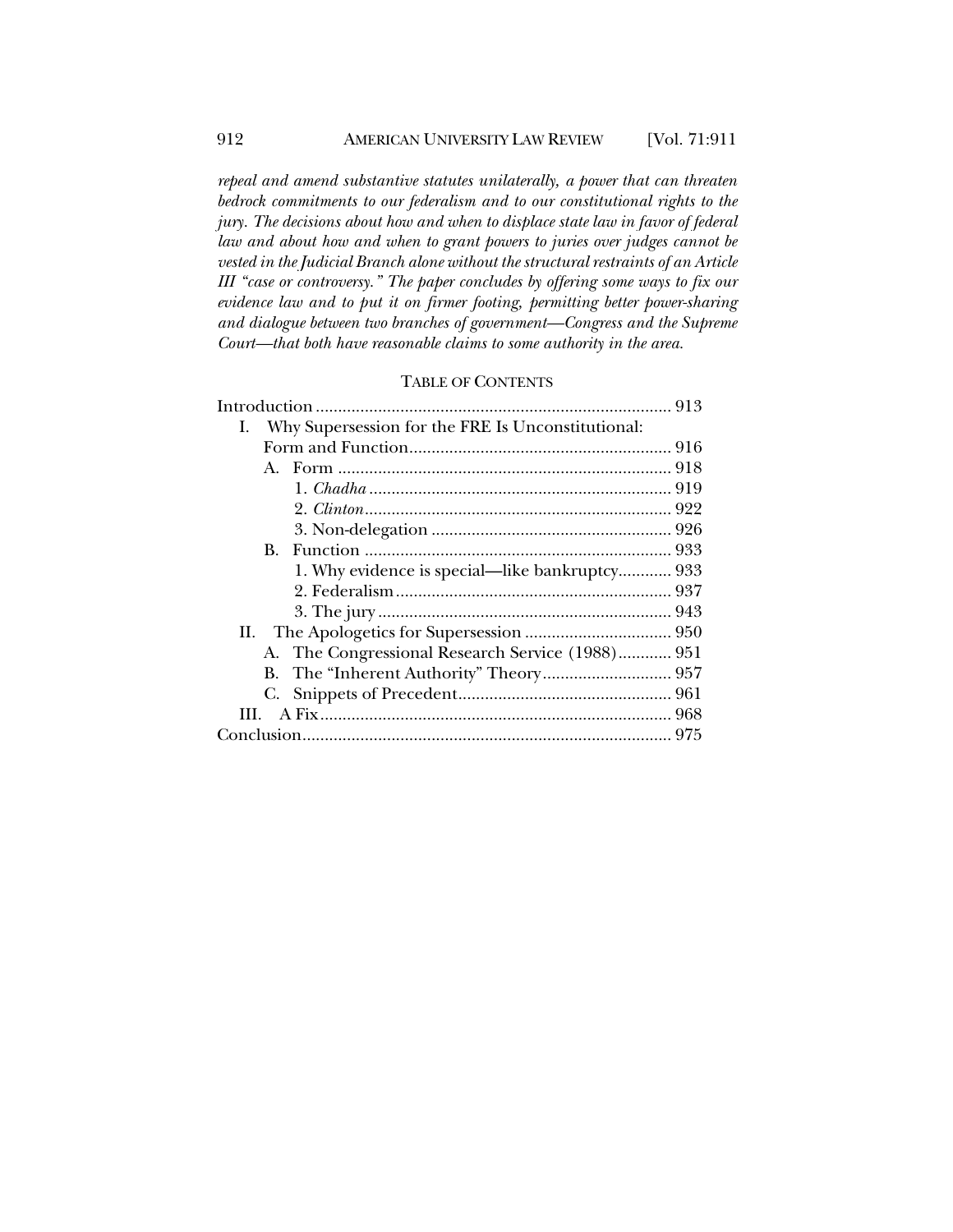*repeal and amend substantive statutes unilaterally, a power that can threaten bedrock commitments to our federalism and to our constitutional rights to the jury. The decisions about how and when to displace state law in favor of federal law and about how and when to grant powers to juries over judges cannot be vested in the Judicial Branch alone without the structural restraints of an Article III "case or controversy." The paper concludes by offering some ways to fix our evidence law and to put it on firmer footing, permitting better power-sharing and dialogue between two branches of government—Congress and the Supreme Court—that both have reasonable claims to some authority in the area.*

## TABLE OF CONTENTS

Introduction ................................................................ 913

I. Why Supersession for the FRE Is Unconstitutional: Form and Function ................................................................ 916

- A. Form ................................................................ 918
  - 1. *Chadha* ................................................................ 919
  - 2. *Clinton* ................................................................ 922
  - 3. Non-delegation ................................................................ 926
- B. Function ................................................................ 933
  - 1. Why evidence is special—like bankruptcy............ 933
  - 2. Federalism ................................................................ 937
  - 3. The jury ................................................................ 943

II. The Apologetics for Supersession ................................ 950

- A. The Congressional Research Service (1988)............ 951
- B. The "Inherent Authority" Theory............................ 957
- C. Snippets of Precedent................................................ 961

III. A Fix................................................................ 968

Conclusion................................................................ 975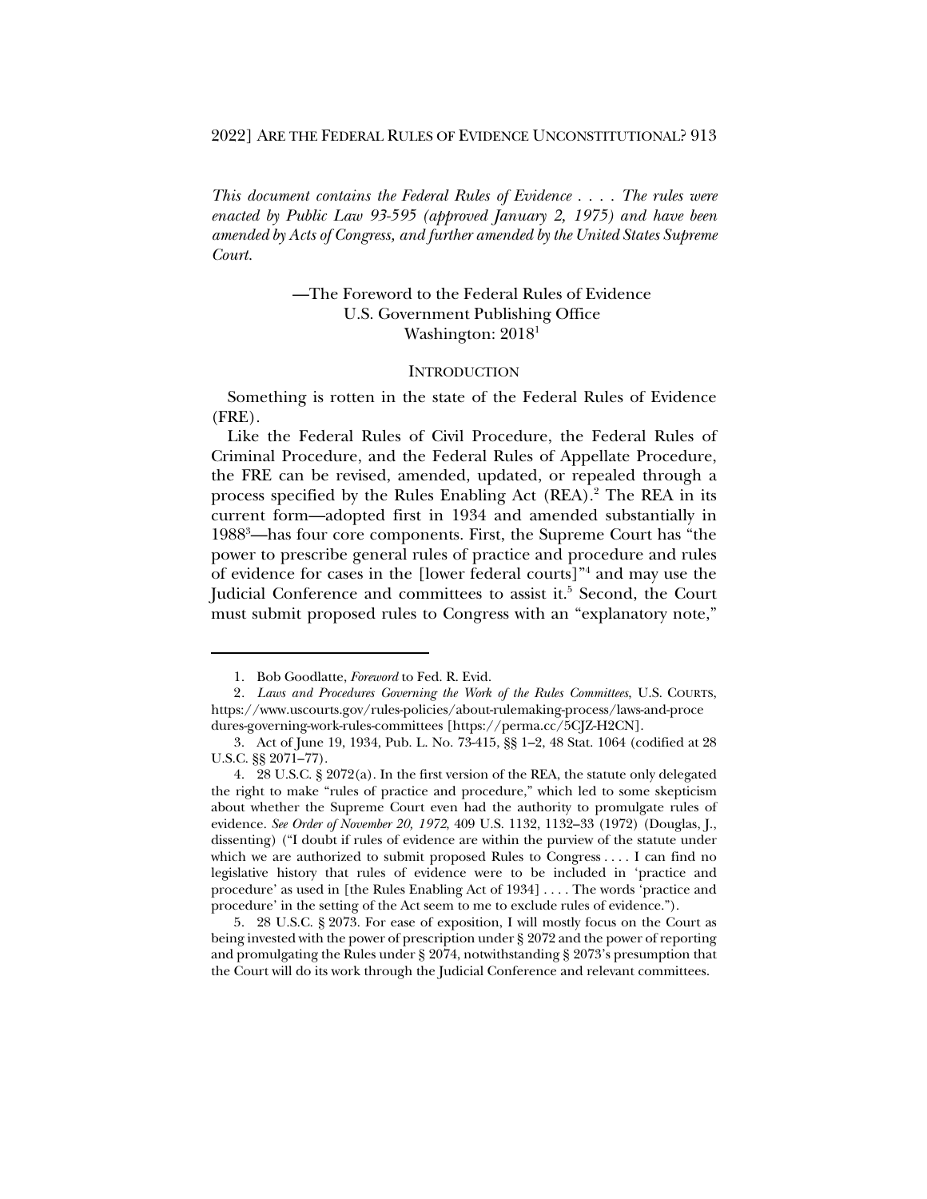*This document contains the Federal Rules of Evidence . . . . The rules were enacted by Public Law 93-595 (approved January 2, 1975) and have been amended by Acts of Congress, and further amended by the United States Supreme Court.*

—The Foreword to the Federal Rules of Evidence
U.S. Government Publishing Office
Washington: 2018[1]

## INTRODUCTION

Something is rotten in the state of the Federal Rules of Evidence (FRE).

Like the Federal Rules of Civil Procedure, the Federal Rules of Criminal Procedure, and the Federal Rules of Appellate Procedure, the FRE can be revised, amended, updated, or repealed through a process specified by the Rules Enabling Act (REA).[2] The REA in its current form—adopted first in 1934 and amended substantially in 1988[3]—has four core components. First, the Supreme Court has "the power to prescribe general rules of practice and procedure and rules of evidence for cases in the [lower federal courts]"[4] and may use the Judicial Conference and committees to assist it.[5] Second, the Court must submit proposed rules to Congress with an "explanatory note,"

---

1. Bob Goodlatte, *Foreword* to Fed. R. Evid.

2. *Laws and Procedures Governing the Work of the Rules Committees*, U.S. COURTS, https://www.uscourts.gov/rules-policies/about-rulemaking-process/laws-and-procedures-governing-work-rules-committees [https://perma.cc/5CJZ-H2CN].

3. Act of June 19, 1934, Pub. L. No. 73-415, §§ 1–2, 48 Stat. 1064 (codified at 28 U.S.C. §§ 2071–77).

4. 28 U.S.C. § 2072(a). In the first version of the REA, the statute only delegated the right to make "rules of practice and procedure," which led to some skepticism about whether the Supreme Court even had the authority to promulgate rules of evidence. *See Order of November 20, 1972*, 409 U.S. 1132, 1132–33 (1972) (Douglas, J., dissenting) ("I doubt if rules of evidence are within the purview of the statute under which we are authorized to submit proposed Rules to Congress . . . . I can find no legislative history that rules of evidence were to be included in 'practice and procedure' as used in [the Rules Enabling Act of 1934] . . . . The words 'practice and procedure' in the setting of the Act seem to me to exclude rules of evidence.").

5. 28 U.S.C. § 2073. For ease of exposition, I will mostly focus on the Court as being invested with the power of prescription under § 2072 and the power of reporting and promulgating the Rules under § 2074, notwithstanding § 2073's presumption that the Court will do its work through the Judicial Conference and relevant committees.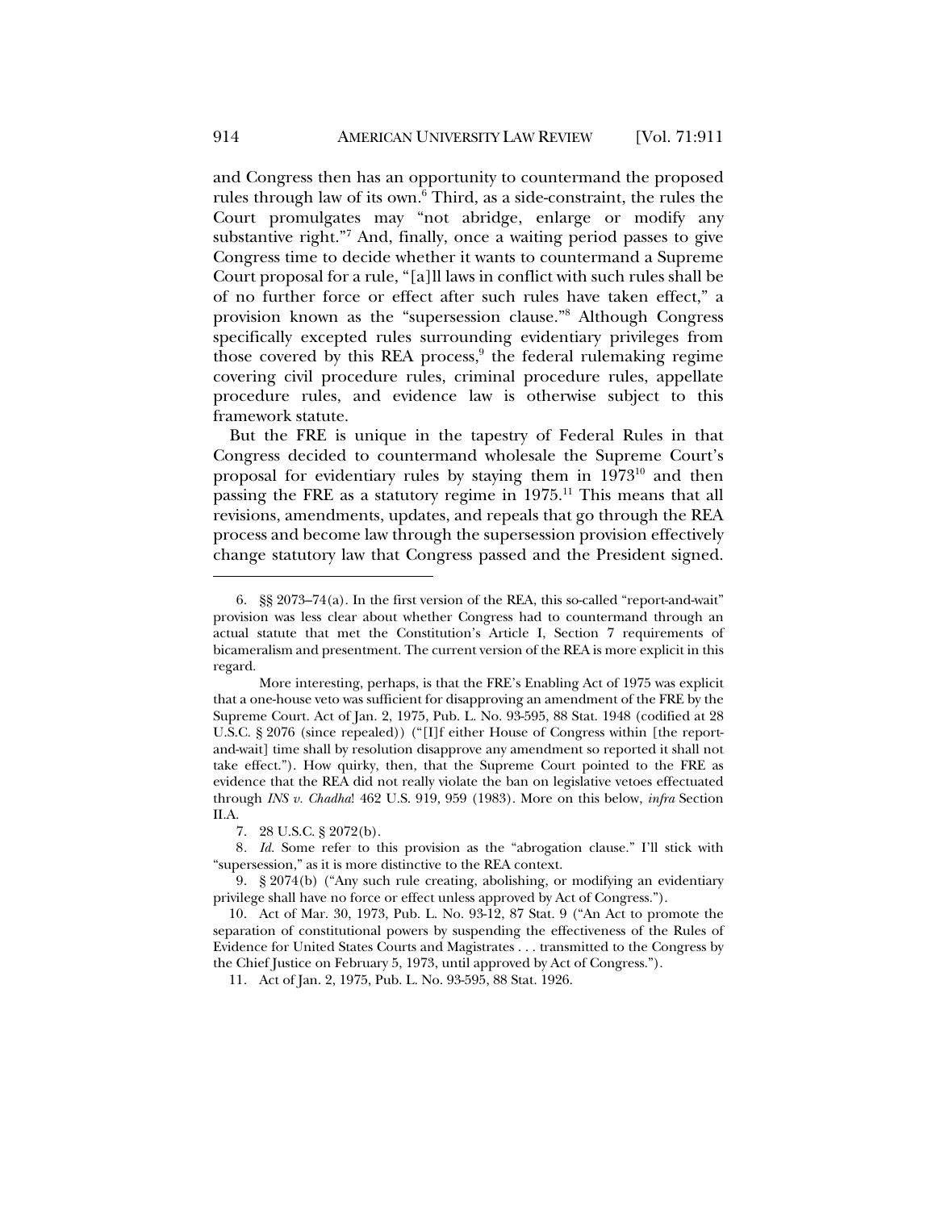and Congress then has an opportunity to countermand the proposed rules through law of its own.[6] Third, as a side-constraint, the rules the Court promulgates may "not abridge, enlarge or modify any substantive right."[7] And, finally, once a waiting period passes to give Congress time to decide whether it wants to countermand a Supreme Court proposal for a rule, "[a]ll laws in conflict with such rules shall be of no further force or effect after such rules have taken effect," a provision known as the "supersession clause."[8] Although Congress specifically excepted rules surrounding evidentiary privileges from those covered by this REA process,[9] the federal rulemaking regime covering civil procedure rules, criminal procedure rules, appellate procedure rules, and evidence law is otherwise subject to this framework statute.

But the FRE is unique in the tapestry of Federal Rules in that Congress decided to countermand wholesale the Supreme Court's proposal for evidentiary rules by staying them in 1973[10] and then passing the FRE as a statutory regime in 1975.[11] This means that all revisions, amendments, updates, and repeals that go through the REA process and become law through the supersession provision effectively change statutory law that Congress passed and the President signed.

---

6. §§ 2073–74(a). In the first version of the REA, this so-called "report-and-wait" provision was less clear about whether Congress had to countermand through an actual statute that met the Constitution's Article I, Section 7 requirements of bicameralism and presentment. The current version of the REA is more explicit in this regard.

More interesting, perhaps, is that the FRE's Enabling Act of 1975 was explicit that a one-house veto was sufficient for disapproving an amendment of the FRE by the Supreme Court. Act of Jan. 2, 1975, Pub. L. No. 93-595, 88 Stat. 1948 (codified at 28 U.S.C. § 2076 (since repealed)) ("[I]f either House of Congress within [the report-and-wait] time shall by resolution disapprove any amendment so reported it shall not take effect."). How quirky, then, that the Supreme Court pointed to the FRE as evidence that the REA did not really violate the ban on legislative vetoes effectuated through *INS v. Chadha*! 462 U.S. 919, 959 (1983). More on this below, *infra* Section II.A.

7. 28 U.S.C. § 2072(b).

8. *Id.* Some refer to this provision as the "abrogation clause." I'll stick with "supersession," as it is more distinctive to the REA context.

9. § 2074(b) ("Any such rule creating, abolishing, or modifying an evidentiary privilege shall have no force or effect unless approved by Act of Congress.").

10. Act of Mar. 30, 1973, Pub. L. No. 93-12, 87 Stat. 9 ("An Act to promote the separation of constitutional powers by suspending the effectiveness of the Rules of Evidence for United States Courts and Magistrates . . . transmitted to the Congress by the Chief Justice on February 5, 1973, until approved by Act of Congress.").

11. Act of Jan. 2, 1975, Pub. L. No. 93-595, 88 Stat. 1926.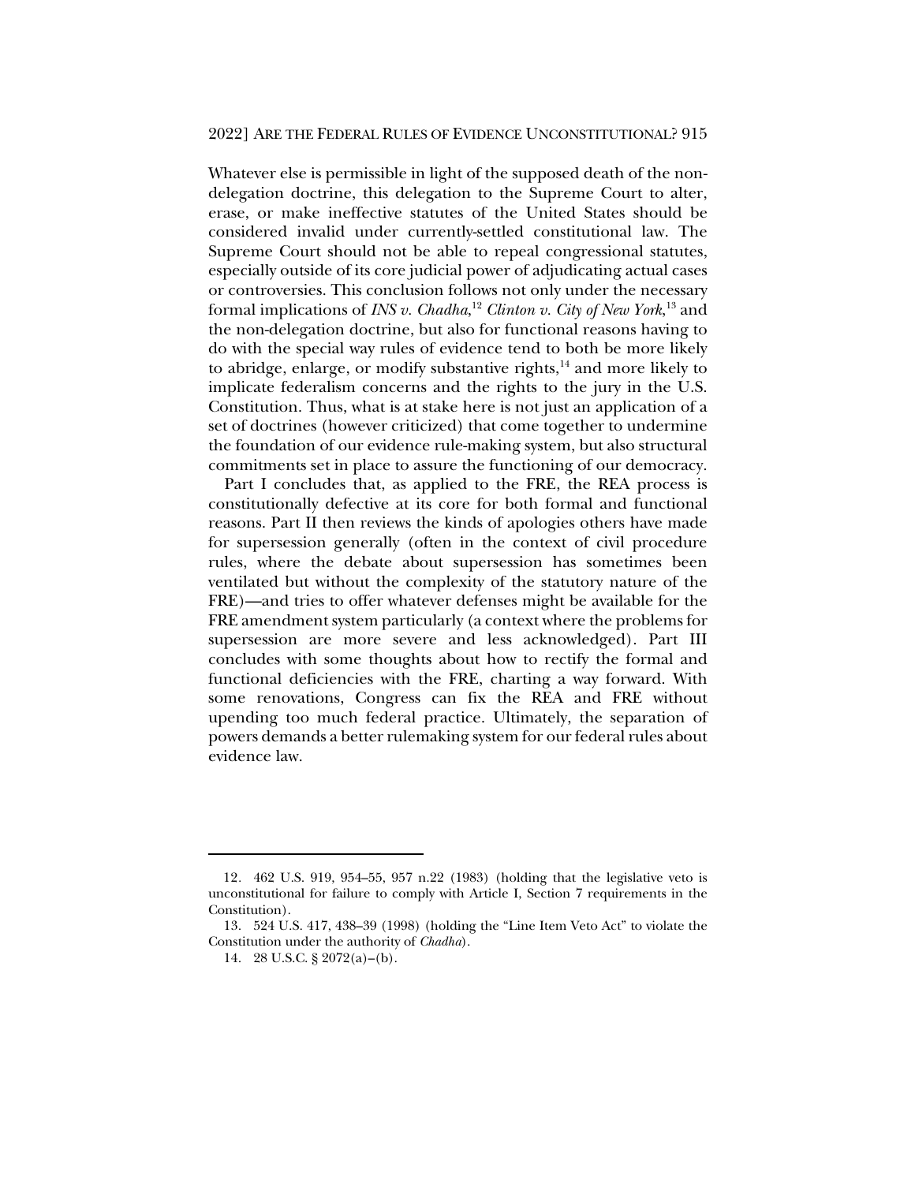Whatever else is permissible in light of the supposed death of the non-delegation doctrine, this delegation to the Supreme Court to alter, erase, or make ineffective statutes of the United States should be considered invalid under currently-settled constitutional law. The Supreme Court should not be able to repeal congressional statutes, especially outside of its core judicial power of adjudicating actual cases or controversies. This conclusion follows not only under the necessary formal implications of *INS v. Chadha*,[12] *Clinton v. City of New York*,[13] and the non-delegation doctrine, but also for functional reasons having to do with the special way rules of evidence tend to both be more likely to abridge, enlarge, or modify substantive rights,[14] and more likely to implicate federalism concerns and the rights to the jury in the U.S. Constitution. Thus, what is at stake here is not just an application of a set of doctrines (however criticized) that come together to undermine the foundation of our evidence rule-making system, but also structural commitments set in place to assure the functioning of our democracy.

Part I concludes that, as applied to the FRE, the REA process is constitutionally defective at its core for both formal and functional reasons. Part II then reviews the kinds of apologies others have made for supersession generally (often in the context of civil procedure rules, where the debate about supersession has sometimes been ventilated but without the complexity of the statutory nature of the FRE)—and tries to offer whatever defenses might be available for the FRE amendment system particularly (a context where the problems for supersession are more severe and less acknowledged). Part III concludes with some thoughts about how to rectify the formal and functional deficiencies with the FRE, charting a way forward. With some renovations, Congress can fix the REA and FRE without upending too much federal practice. Ultimately, the separation of powers demands a better rulemaking system for our federal rules about evidence law.

---

12. 462 U.S. 919, 954–55, 957 n.22 (1983) (holding that the legislative veto is unconstitutional for failure to comply with Article I, Section 7 requirements in the Constitution).

13. 524 U.S. 417, 438–39 (1998) (holding the "Line Item Veto Act" to violate the Constitution under the authority of *Chadha*).

14. 28 U.S.C. § 2072(a)–(b).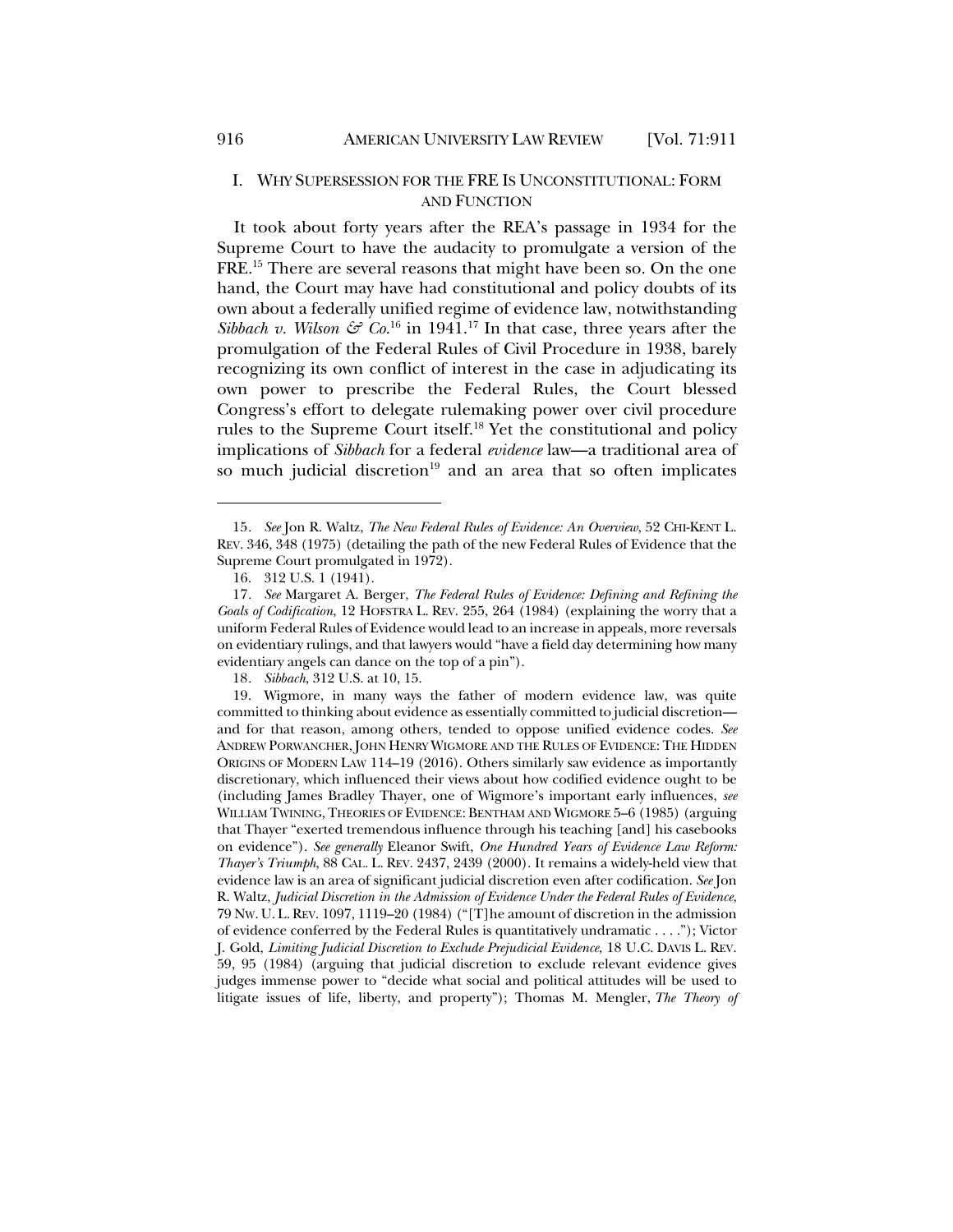## I. WHY SUPERSESSION FOR THE FRE IS UNCONSTITUTIONAL: FORM AND FUNCTION

It took about forty years after the REA's passage in 1934 for the Supreme Court to have the audacity to promulgate a version of the FRE.[15] There are several reasons that might have been so. On the one hand, the Court may have had constitutional and policy doubts of its own about a federally unified regime of evidence law, notwithstanding *Sibbach v. Wilson & Co.*[16] in 1941.[17] In that case, three years after the promulgation of the Federal Rules of Civil Procedure in 1938, barely recognizing its own conflict of interest in the case in adjudicating its own power to prescribe the Federal Rules, the Court blessed Congress's effort to delegate rulemaking power over civil procedure rules to the Supreme Court itself.[18] Yet the constitutional and policy implications of *Sibbach* for a federal *evidence* law—a traditional area of so much judicial discretion[19] and an area that so often implicates

---

15. *See* Jon R. Waltz, *The New Federal Rules of Evidence: An Overview*, 52 CHI-KENT L. REV. 346, 348 (1975) (detailing the path of the new Federal Rules of Evidence that the Supreme Court promulgated in 1972).

16. 312 U.S. 1 (1941).

17. *See* Margaret A. Berger, *The Federal Rules of Evidence: Defining and Refining the Goals of Codification*, 12 HOFSTRA L. REV. 255, 264 (1984) (explaining the worry that a uniform Federal Rules of Evidence would lead to an increase in appeals, more reversals on evidentiary rulings, and that lawyers would "have a field day determining how many evidentiary angels can dance on the top of a pin").

18. *Sibbach*, 312 U.S. at 10, 15.

19. Wigmore, in many ways the father of modern evidence law, was quite committed to thinking about evidence as essentially committed to judicial discretion—and for that reason, among others, tended to oppose unified evidence codes. *See* ANDREW PORWANCHER, JOHN HENRY WIGMORE AND THE RULES OF EVIDENCE: THE HIDDEN ORIGINS OF MODERN LAW 114–19 (2016). Others similarly saw evidence as importantly discretionary, which influenced their views about how codified evidence ought to be (including James Bradley Thayer, one of Wigmore's important early influences, *see* WILLIAM TWINING, THEORIES OF EVIDENCE: BENTHAM AND WIGMORE 5–6 (1985) (arguing that Thayer "exerted tremendous influence through his teaching [and] his casebooks on evidence"). *See generally* Eleanor Swift, *One Hundred Years of Evidence Law Reform: Thayer's Triumph*, 88 CAL. L. REV. 2437, 2439 (2000). It remains a widely-held view that evidence law is an area of significant judicial discretion even after codification. *See* Jon R. Waltz, *Judicial Discretion in the Admission of Evidence Under the Federal Rules of Evidence*, 79 NW. U. L. REV. 1097, 1119–20 (1984) ("[T]he amount of discretion in the admission of evidence conferred by the Federal Rules is quantitatively undramatic . . . ."); Victor J. Gold, *Limiting Judicial Discretion to Exclude Prejudicial Evidence*, 18 U.C. DAVIS L. REV. 59, 95 (1984) (arguing that judicial discretion to exclude relevant evidence gives judges immense power to "decide what social and political attitudes will be used to litigate issues of life, liberty, and property"); Thomas M. Mengler, *The Theory of*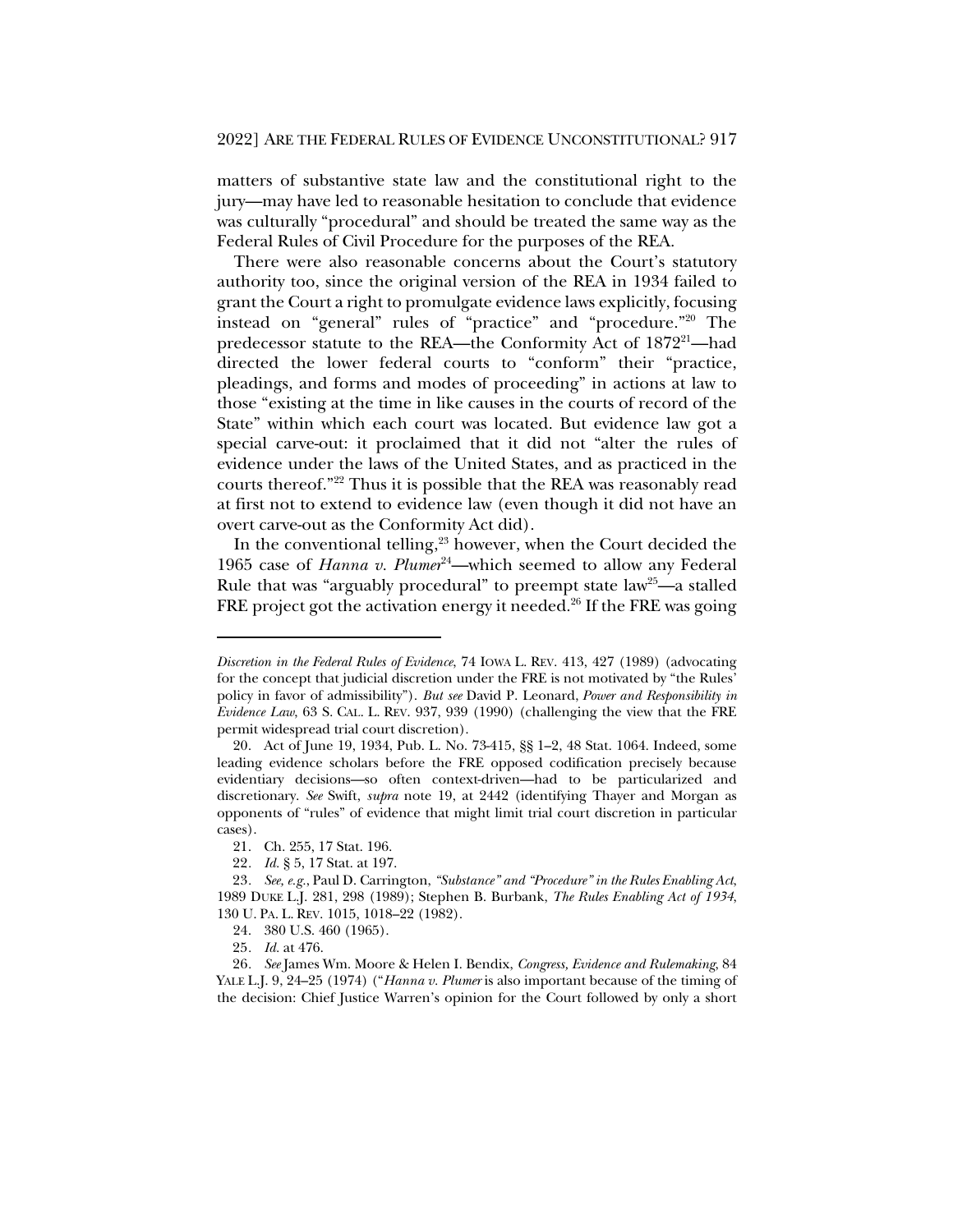matters of substantive state law and the constitutional right to the jury—may have led to reasonable hesitation to conclude that evidence was culturally "procedural" and should be treated the same way as the Federal Rules of Civil Procedure for the purposes of the REA.

There were also reasonable concerns about the Court's statutory authority too, since the original version of the REA in 1934 failed to grant the Court a right to promulgate evidence laws explicitly, focusing instead on "general" rules of "practice" and "procedure."[20] The predecessor statute to the REA—the Conformity Act of 1872[21]—had directed the lower federal courts to "conform" their "practice, pleadings, and forms and modes of proceeding" in actions at law to those "existing at the time in like causes in the courts of record of the State" within which each court was located. But evidence law got a special carve-out: it proclaimed that it did not "alter the rules of evidence under the laws of the United States, and as practiced in the courts thereof."[22] Thus it is possible that the REA was reasonably read at first not to extend to evidence law (even though it did not have an overt carve-out as the Conformity Act did).

In the conventional telling,[23] however, when the Court decided the 1965 case of *Hanna v. Plumer*[24]—which seemed to allow any Federal Rule that was "arguably procedural" to preempt state law[25]—a stalled FRE project got the activation energy it needed.[26] If the FRE was going

---

*Discretion in the Federal Rules of Evidence*, 74 IOWA L. REV. 413, 427 (1989) (advocating for the concept that judicial discretion under the FRE is not motivated by "the Rules' policy in favor of admissibility"). *But see* David P. Leonard, *Power and Responsibility in Evidence Law*, 63 S. CAL. L. REV. 937, 939 (1990) (challenging the view that the FRE permit widespread trial court discretion).

20. Act of June 19, 1934, Pub. L. No. 73-415, §§ 1–2, 48 Stat. 1064. Indeed, some leading evidence scholars before the FRE opposed codification precisely because evidentiary decisions—so often context-driven—had to be particularized and discretionary. *See* Swift, *supra* note 19, at 2442 (identifying Thayer and Morgan as opponents of "rules" of evidence that might limit trial court discretion in particular cases).

21. Ch. 255, 17 Stat. 196.

22. *Id.* § 5, 17 Stat. at 197.

23. *See, e.g.*, Paul D. Carrington, *"Substance" and "Procedure" in the Rules Enabling Act*, 1989 DUKE L.J. 281, 298 (1989); Stephen B. Burbank, *The Rules Enabling Act of 1934*, 130 U. PA. L. REV. 1015, 1018–22 (1982).

24. 380 U.S. 460 (1965).

25. *Id.* at 476.

26. *See* James Wm. Moore & Helen I. Bendix, *Congress, Evidence and Rulemaking*, 84 YALE L.J. 9, 24–25 (1974) ("*Hanna v. Plumer* is also important because of the timing of the decision: Chief Justice Warren's opinion for the Court followed by only a short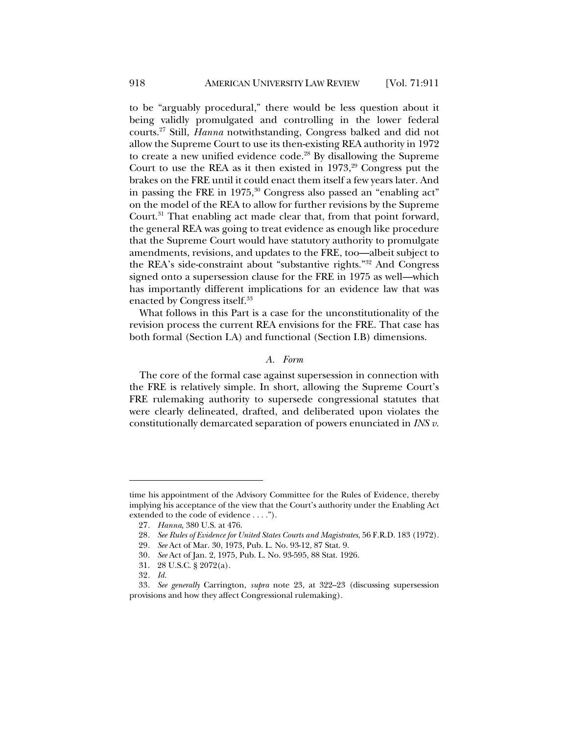to be "arguably procedural," there would be less question about it being validly promulgated and controlling in the lower federal courts.[27] Still, *Hanna* notwithstanding, Congress balked and did not allow the Supreme Court to use its then-existing REA authority in 1972 to create a new unified evidence code.[28] By disallowing the Supreme Court to use the REA as it then existed in 1973,[29] Congress put the brakes on the FRE until it could enact them itself a few years later. And in passing the FRE in 1975,[30] Congress also passed an "enabling act" on the model of the REA to allow for further revisions by the Supreme Court.[31] That enabling act made clear that, from that point forward, the general REA was going to treat evidence as enough like procedure that the Supreme Court would have statutory authority to promulgate amendments, revisions, and updates to the FRE, too—albeit subject to the REA's side-constraint about "substantive rights."[32] And Congress signed onto a supersession clause for the FRE in 1975 as well—which has importantly different implications for an evidence law that was enacted by Congress itself.[33]

What follows in this Part is a case for the unconstitutionality of the revision process the current REA envisions for the FRE. That case has both formal (Section I.A) and functional (Section I.B) dimensions.

### *A. Form*

The core of the formal case against supersession in connection with the FRE is relatively simple. In short, allowing the Supreme Court's FRE rulemaking authority to supersede congressional statutes that were clearly delineated, drafted, and deliberated upon violates the constitutionally demarcated separation of powers enunciated in *INS v.*

---

time his appointment of the Advisory Committee for the Rules of Evidence, thereby implying his acceptance of the view that the Court's authority under the Enabling Act extended to the code of evidence . . . .").

27. *Hanna*, 380 U.S. at 476.

28. *See Rules of Evidence for United States Courts and Magistrates*, 56 F.R.D. 183 (1972).

29. *See* Act of Mar. 30, 1973, Pub. L. No. 93-12, 87 Stat. 9.

30. *See* Act of Jan. 2, 1975, Pub. L. No. 93-595, 88 Stat. 1926.

31. 28 U.S.C. § 2072(a).

32. *Id.*

33. *See generally* Carrington, *supra* note 23, at 322–23 (discussing supersession provisions and how they affect Congressional rulemaking).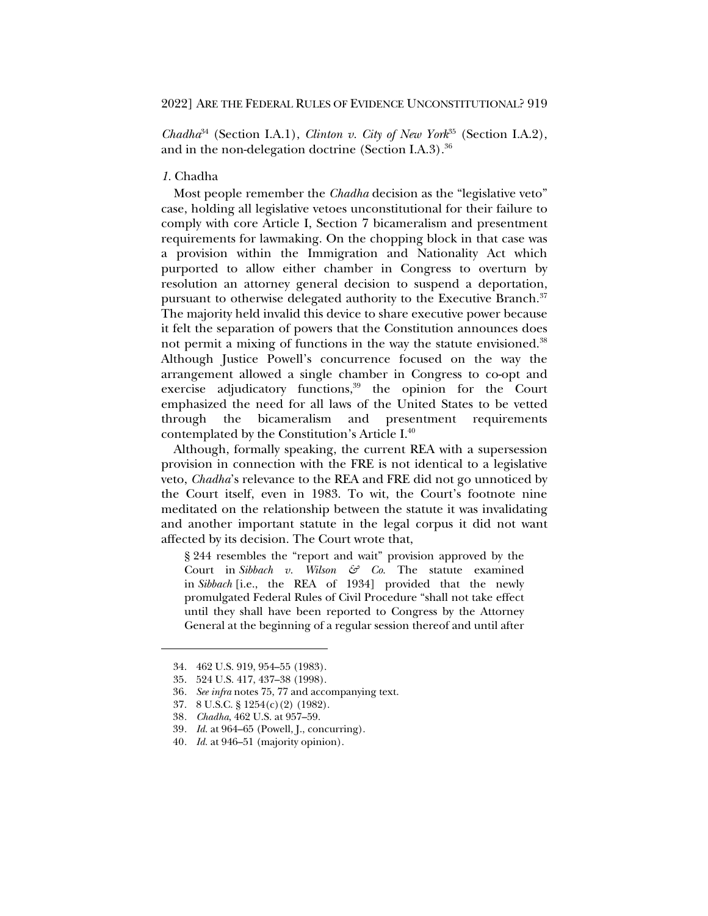*Chadha*[34] (Section I.A.1), *Clinton v. City of New York*[35] (Section I.A.2), and in the non-delegation doctrine (Section I.A.3).[36]

### *1.* Chadha

Most people remember the *Chadha* decision as the "legislative veto" case, holding all legislative vetoes unconstitutional for their failure to comply with core Article I, Section 7 bicameralism and presentment requirements for lawmaking. On the chopping block in that case was a provision within the Immigration and Nationality Act which purported to allow either chamber in Congress to overturn by resolution an attorney general decision to suspend a deportation, pursuant to otherwise delegated authority to the Executive Branch.[37] The majority held invalid this device to share executive power because it felt the separation of powers that the Constitution announces does not permit a mixing of functions in the way the statute envisioned.[38] Although Justice Powell's concurrence focused on the way the arrangement allowed a single chamber in Congress to co-opt and exercise adjudicatory functions,[39] the opinion for the Court emphasized the need for all laws of the United States to be vetted through the bicameralism and presentment requirements contemplated by the Constitution's Article I.[40]

Although, formally speaking, the current REA with a supersession provision in connection with the FRE is not identical to a legislative veto, *Chadha*'s relevance to the REA and FRE did not go unnoticed by the Court itself, even in 1983. To wit, the Court's footnote nine meditated on the relationship between the statute it was invalidating and another important statute in the legal corpus it did not want affected by its decision. The Court wrote that,

> § 244 resembles the "report and wait" provision approved by the Court in *Sibbach v. Wilson & Co.* The statute examined in *Sibbach* [i.e., the REA of 1934] provided that the newly promulgated Federal Rules of Civil Procedure "shall not take effect until they shall have been reported to Congress by the Attorney General at the beginning of a regular session thereof and until after

---

34. 462 U.S. 919, 954–55 (1983).
35. 524 U.S. 417, 437–38 (1998).
36. *See infra* notes 75, 77 and accompanying text.
37. 8 U.S.C. § 1254(c)(2) (1982).
38. *Chadha*, 462 U.S. at 957–59.
39. *Id.* at 964–65 (Powell, J., concurring).
40. *Id.* at 946–51 (majority opinion).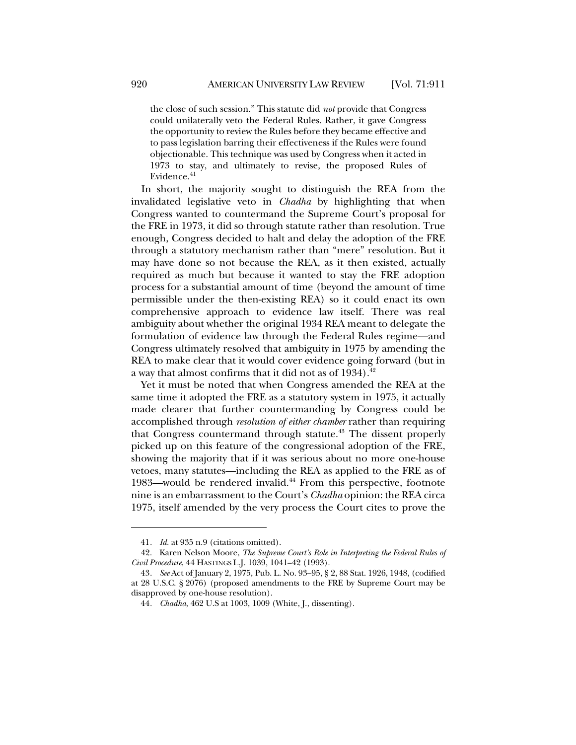> the close of such session." This statute did *not* provide that Congress could unilaterally veto the Federal Rules. Rather, it gave Congress the opportunity to review the Rules before they became effective and to pass legislation barring their effectiveness if the Rules were found objectionable. This technique was used by Congress when it acted in 1973 to stay, and ultimately to revise, the proposed Rules of Evidence.[41]

In short, the majority sought to distinguish the REA from the invalidated legislative veto in *Chadha* by highlighting that when Congress wanted to countermand the Supreme Court's proposal for the FRE in 1973, it did so through statute rather than resolution. True enough, Congress decided to halt and delay the adoption of the FRE through a statutory mechanism rather than "mere" resolution. But it may have done so not because the REA, as it then existed, actually required as much but because it wanted to stay the FRE adoption process for a substantial amount of time (beyond the amount of time permissible under the then-existing REA) so it could enact its own comprehensive approach to evidence law itself. There was real ambiguity about whether the original 1934 REA meant to delegate the formulation of evidence law through the Federal Rules regime—and Congress ultimately resolved that ambiguity in 1975 by amending the REA to make clear that it would cover evidence going forward (but in a way that almost confirms that it did not as of 1934).[42]

Yet it must be noted that when Congress amended the REA at the same time it adopted the FRE as a statutory system in 1975, it actually made clearer that further countermanding by Congress could be accomplished through *resolution of either chamber* rather than requiring that Congress countermand through statute.[43] The dissent properly picked up on this feature of the congressional adoption of the FRE, showing the majority that if it was serious about no more one-house vetoes, many statutes—including the REA as applied to the FRE as of 1983—would be rendered invalid.[44] From this perspective, footnote nine is an embarrassment to the Court's *Chadha* opinion: the REA circa 1975, itself amended by the very process the Court cites to prove the

---

41. *Id.* at 935 n.9 (citations omitted).

42. Karen Nelson Moore, *The Supreme Court's Role in Interpreting the Federal Rules of Civil Procedure*, 44 HASTINGS L.J. 1039, 1041–42 (1993).

43. *See* Act of January 2, 1975, Pub. L. No. 93–95, § 2, 88 Stat. 1926, 1948, (codified at 28 U.S.C. § 2076) (proposed amendments to the FRE by Supreme Court may be disapproved by one-house resolution).

44. *Chadha*, 462 U.S at 1003, 1009 (White, J., dissenting).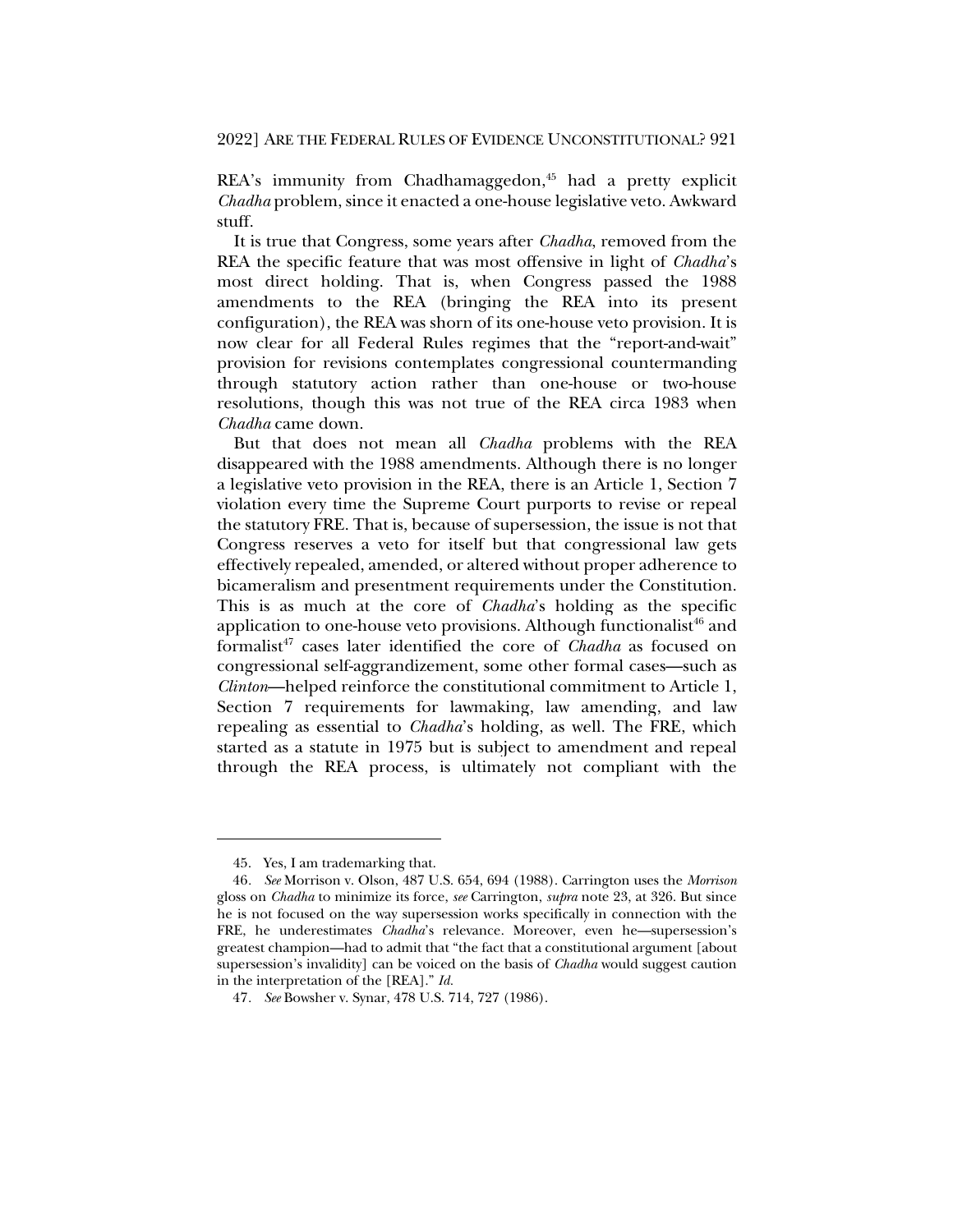REA's immunity from Chadhamaggedon,[45] had a pretty explicit *Chadha* problem, since it enacted a one-house legislative veto. Awkward stuff.

It is true that Congress, some years after *Chadha*, removed from the REA the specific feature that was most offensive in light of *Chadha*'s most direct holding. That is, when Congress passed the 1988 amendments to the REA (bringing the REA into its present configuration), the REA was shorn of its one-house veto provision. It is now clear for all Federal Rules regimes that the "report-and-wait" provision for revisions contemplates congressional countermanding through statutory action rather than one-house or two-house resolutions, though this was not true of the REA circa 1983 when *Chadha* came down.

But that does not mean all *Chadha* problems with the REA disappeared with the 1988 amendments. Although there is no longer a legislative veto provision in the REA, there is an Article 1, Section 7 violation every time the Supreme Court purports to revise or repeal the statutory FRE. That is, because of supersession, the issue is not that Congress reserves a veto for itself but that congressional law gets effectively repealed, amended, or altered without proper adherence to bicameralism and presentment requirements under the Constitution. This is as much at the core of *Chadha*'s holding as the specific application to one-house veto provisions. Although functionalist[46] and formalist[47] cases later identified the core of *Chadha* as focused on congressional self-aggrandizement, some other formal cases—such as *Clinton*—helped reinforce the constitutional commitment to Article 1, Section 7 requirements for lawmaking, law amending, and law repealing as essential to *Chadha*'s holding, as well. The FRE, which started as a statute in 1975 but is subject to amendment and repeal through the REA process, is ultimately not compliant with the

---

45. Yes, I am trademarking that.

46. *See* Morrison v. Olson, 487 U.S. 654, 694 (1988). Carrington uses the *Morrison* gloss on *Chadha* to minimize its force, *see* Carrington, *supra* note 23, at 326. But since he is not focused on the way supersession works specifically in connection with the FRE, he underestimates *Chadha*'s relevance. Moreover, even he—supersession's greatest champion—had to admit that "the fact that a constitutional argument [about supersession's invalidity] can be voiced on the basis of *Chadha* would suggest caution in the interpretation of the [REA]." *Id.*

47. *See* Bowsher v. Synar, 478 U.S. 714, 727 (1986).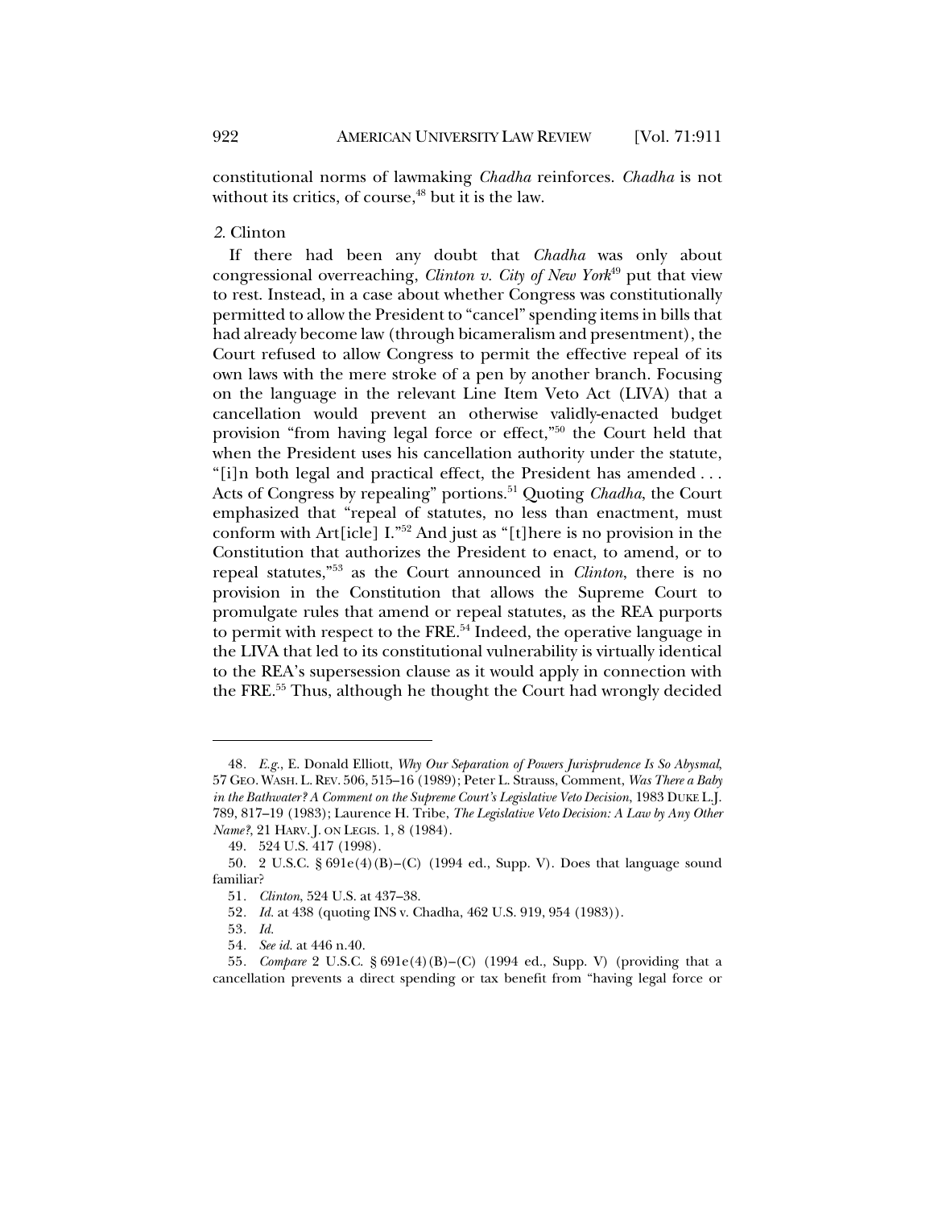constitutional norms of lawmaking *Chadha* reinforces. *Chadha* is not without its critics, of course,[48] but it is the law.

### *2.* Clinton

If there had been any doubt that *Chadha* was only about congressional overreaching, *Clinton v. City of New York*[49] put that view to rest. Instead, in a case about whether Congress was constitutionally permitted to allow the President to "cancel" spending items in bills that had already become law (through bicameralism and presentment), the Court refused to allow Congress to permit the effective repeal of its own laws with the mere stroke of a pen by another branch. Focusing on the language in the relevant Line Item Veto Act (LIVA) that a cancellation would prevent an otherwise validly-enacted budget provision "from having legal force or effect,"[50] the Court held that when the President uses his cancellation authority under the statute, "[i]n both legal and practical effect, the President has amended . . . Acts of Congress by repealing" portions.[51] Quoting *Chadha*, the Court emphasized that "repeal of statutes, no less than enactment, must conform with Art[icle] I."[52] And just as "[t]here is no provision in the Constitution that authorizes the President to enact, to amend, or to repeal statutes,"[53] as the Court announced in *Clinton*, there is no provision in the Constitution that allows the Supreme Court to promulgate rules that amend or repeal statutes, as the REA purports to permit with respect to the FRE.[54] Indeed, the operative language in the LIVA that led to its constitutional vulnerability is virtually identical to the REA's supersession clause as it would apply in connection with the FRE.[55] Thus, although he thought the Court had wrongly decided

---

48. *E.g.*, E. Donald Elliott, *Why Our Separation of Powers Jurisprudence Is So Abysmal*, 57 GEO. WASH. L. REV. 506, 515–16 (1989); Peter L. Strauss, Comment, *Was There a Baby in the Bathwater? A Comment on the Supreme Court's Legislative Veto Decision*, 1983 DUKE L.J. 789, 817–19 (1983); Laurence H. Tribe, *The Legislative Veto Decision: A Law by Any Other Name?*, 21 HARV. J. ON LEGIS. 1, 8 (1984).

49. 524 U.S. 417 (1998).

50. 2 U.S.C. § 691e(4)(B)–(C) (1994 ed., Supp. V). Does that language sound familiar?

51. *Clinton*, 524 U.S. at 437–38.

52. *Id.* at 438 (quoting INS v. Chadha, 462 U.S. 919, 954 (1983)).

53. *Id.*

54. *See id.* at 446 n.40.

55. *Compare* 2 U.S.C. § 691e(4)(B)–(C) (1994 ed., Supp. V) (providing that a cancellation prevents a direct spending or tax benefit from "having legal force or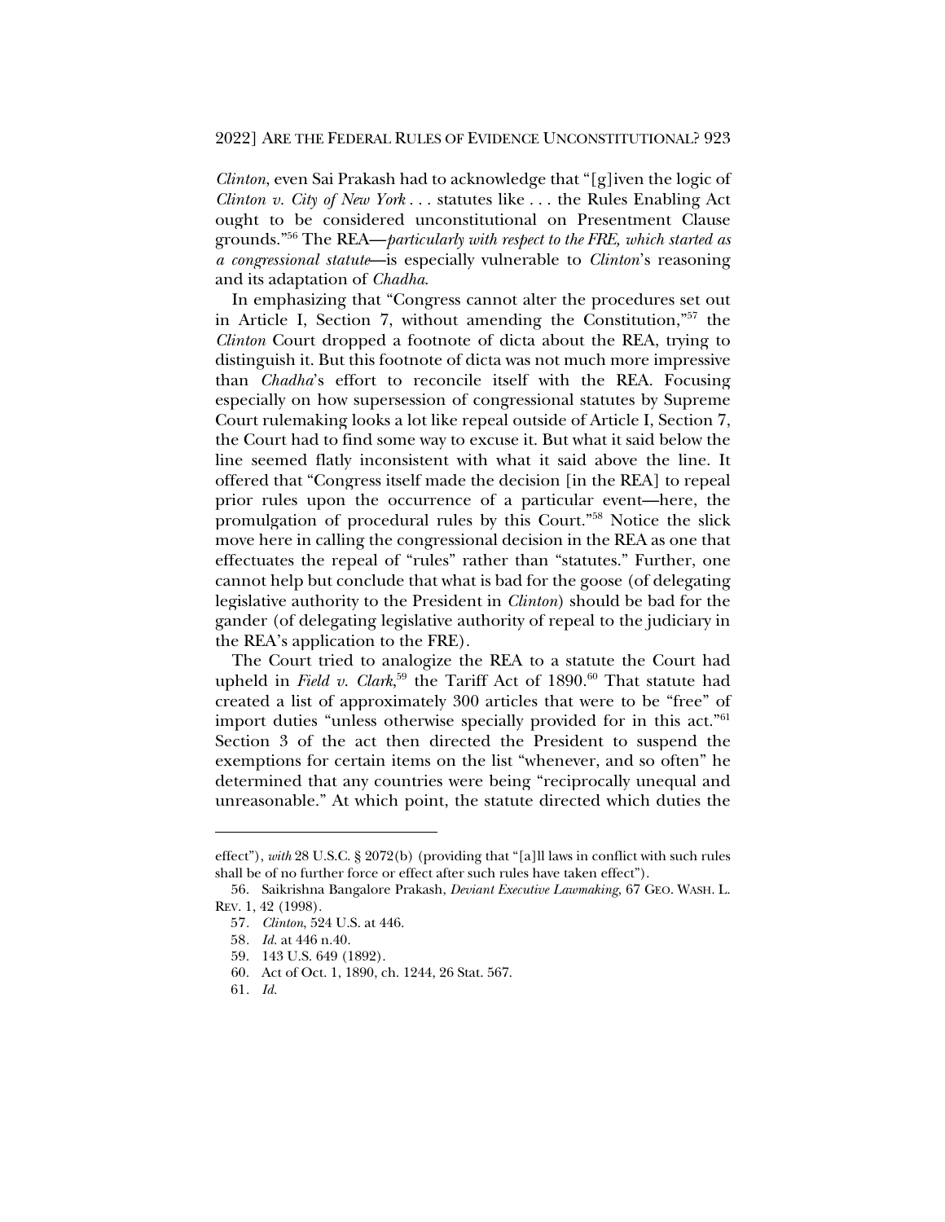*Clinton*, even Sai Prakash had to acknowledge that "[g]iven the logic of *Clinton v. City of New York* . . . statutes like . . . the Rules Enabling Act ought to be considered unconstitutional on Presentment Clause grounds."[56] The REA—*particularly with respect to the FRE, which started as a congressional statute*—is especially vulnerable to *Clinton*'s reasoning and its adaptation of *Chadha*.

In emphasizing that "Congress cannot alter the procedures set out in Article I, Section 7, without amending the Constitution,"[57] the *Clinton* Court dropped a footnote of dicta about the REA, trying to distinguish it. But this footnote of dicta was not much more impressive than *Chadha*'s effort to reconcile itself with the REA. Focusing especially on how supersession of congressional statutes by Supreme Court rulemaking looks a lot like repeal outside of Article I, Section 7, the Court had to find some way to excuse it. But what it said below the line seemed flatly inconsistent with what it said above the line. It offered that "Congress itself made the decision [in the REA] to repeal prior rules upon the occurrence of a particular event—here, the promulgation of procedural rules by this Court."[58] Notice the slick move here in calling the congressional decision in the REA as one that effectuates the repeal of "rules" rather than "statutes." Further, one cannot help but conclude that what is bad for the goose (of delegating legislative authority to the President in *Clinton*) should be bad for the gander (of delegating legislative authority of repeal to the judiciary in the REA's application to the FRE).

The Court tried to analogize the REA to a statute the Court had upheld in *Field v. Clark*,[59] the Tariff Act of 1890.[60] That statute had created a list of approximately 300 articles that were to be "free" of import duties "unless otherwise specially provided for in this act."[61] Section 3 of the act then directed the President to suspend the exemptions for certain items on the list "whenever, and so often" he determined that any countries were being "reciprocally unequal and unreasonable." At which point, the statute directed which duties the

---

effect"), *with* 28 U.S.C. § 2072(b) (providing that "[a]ll laws in conflict with such rules shall be of no further force or effect after such rules have taken effect").

56. Saikrishna Bangalore Prakash, *Deviant Executive Lawmaking*, 67 GEO. WASH. L. REV. 1, 42 (1998).

57. *Clinton*, 524 U.S. at 446.

58. *Id.* at 446 n.40.

59. 143 U.S. 649 (1892).

60. Act of Oct. 1, 1890, ch. 1244, 26 Stat. 567.

61. *Id.*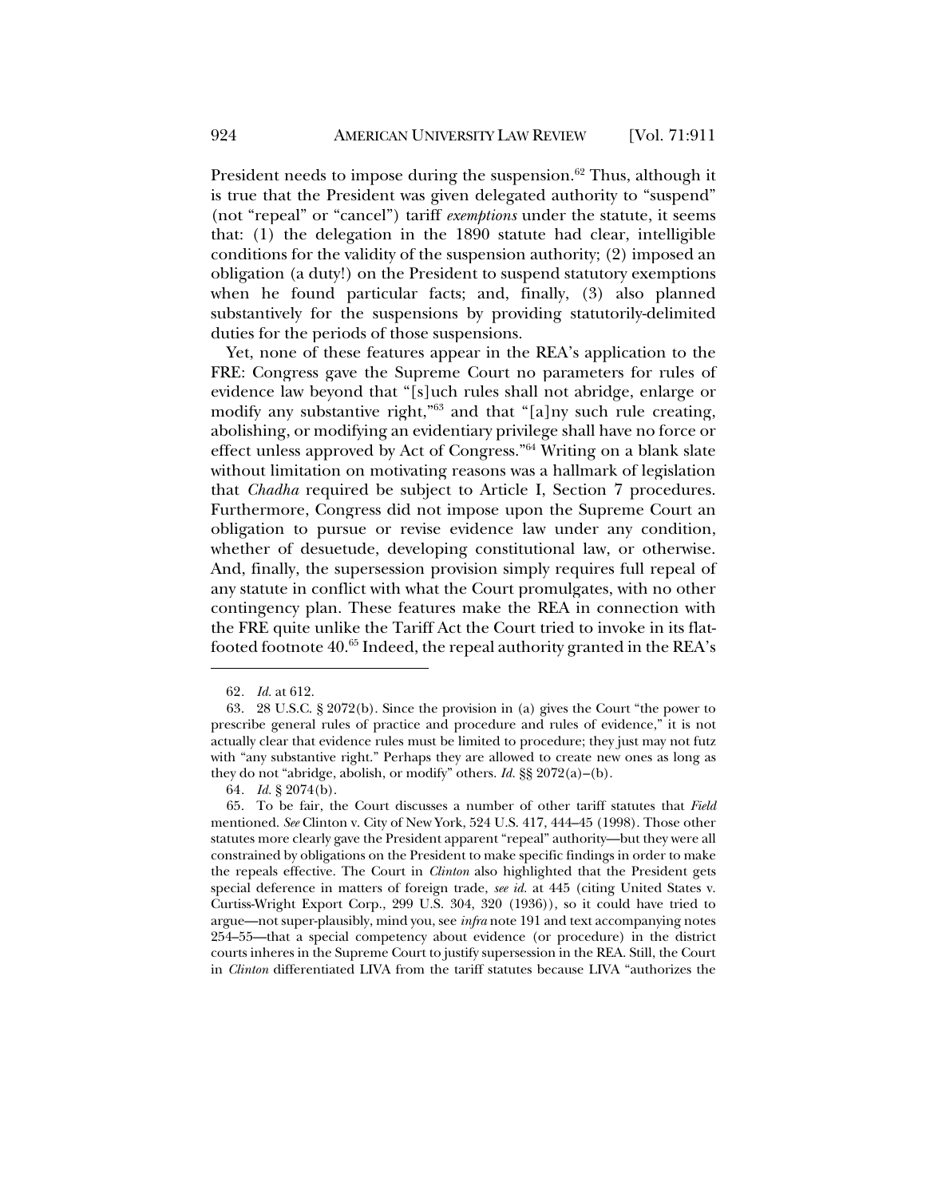President needs to impose during the suspension.[62] Thus, although it is true that the President was given delegated authority to "suspend" (not "repeal" or "cancel") tariff *exemptions* under the statute, it seems that: (1) the delegation in the 1890 statute had clear, intelligible conditions for the validity of the suspension authority; (2) imposed an obligation (a duty!) on the President to suspend statutory exemptions when he found particular facts; and, finally, (3) also planned substantively for the suspensions by providing statutorily-delimited duties for the periods of those suspensions.

Yet, none of these features appear in the REA's application to the FRE: Congress gave the Supreme Court no parameters for rules of evidence law beyond that "[s]uch rules shall not abridge, enlarge or modify any substantive right,"[63] and that "[a]ny such rule creating, abolishing, or modifying an evidentiary privilege shall have no force or effect unless approved by Act of Congress."[64] Writing on a blank slate without limitation on motivating reasons was a hallmark of legislation that *Chadha* required be subject to Article I, Section 7 procedures. Furthermore, Congress did not impose upon the Supreme Court an obligation to pursue or revise evidence law under any condition, whether of desuetude, developing constitutional law, or otherwise. And, finally, the supersession provision simply requires full repeal of any statute in conflict with what the Court promulgates, with no other contingency plan. These features make the REA in connection with the FRE quite unlike the Tariff Act the Court tried to invoke in its flat-footed footnote 40.[65] Indeed, the repeal authority granted in the REA's

---

62. *Id.* at 612.

63. 28 U.S.C. § 2072(b). Since the provision in (a) gives the Court "the power to prescribe general rules of practice and procedure and rules of evidence," it is not actually clear that evidence rules must be limited to procedure; they just may not futz with "any substantive right." Perhaps they are allowed to create new ones as long as they do not "abridge, abolish, or modify" others. *Id.* §§ 2072(a)–(b).

64. *Id.* § 2074(b).

65. To be fair, the Court discusses a number of other tariff statutes that *Field* mentioned. *See* Clinton v. City of New York, 524 U.S. 417, 444–45 (1998). Those other statutes more clearly gave the President apparent "repeal" authority—but they were all constrained by obligations on the President to make specific findings in order to make the repeals effective. The Court in *Clinton* also highlighted that the President gets special deference in matters of foreign trade, *see id.* at 445 (citing United States v. Curtiss-Wright Export Corp., 299 U.S. 304, 320 (1936)), so it could have tried to argue—not super-plausibly, mind you, see *infra* note 191 and text accompanying notes 254–55—that a special competency about evidence (or procedure) in the district courts inheres in the Supreme Court to justify supersession in the REA. Still, the Court in *Clinton* differentiated LIVA from the tariff statutes because LIVA "authorizes the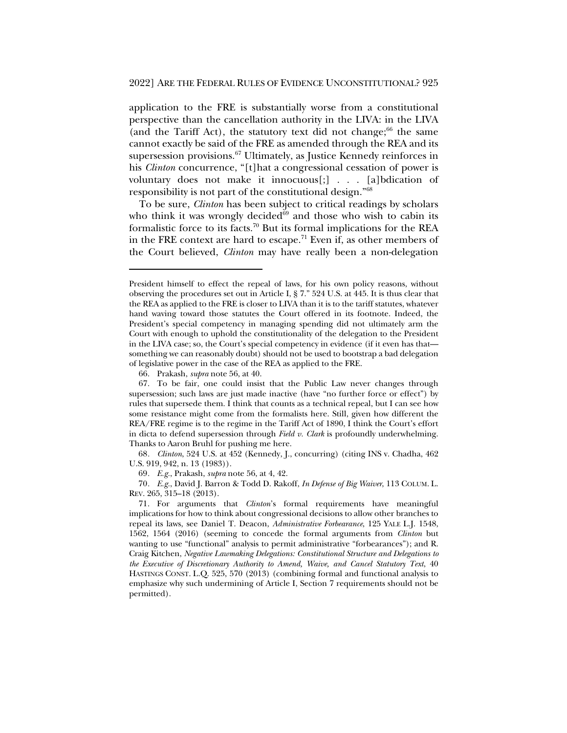application to the FRE is substantially worse from a constitutional perspective than the cancellation authority in the LIVA: in the LIVA (and the Tariff Act), the statutory text did not change;[66] the same cannot exactly be said of the FRE as amended through the REA and its supersession provisions.[67] Ultimately, as Justice Kennedy reinforces in his *Clinton* concurrence, "[t]hat a congressional cessation of power is voluntary does not make it innocuous[;] . . . [a]bdication of responsibility is not part of the constitutional design."[68]

To be sure, *Clinton* has been subject to critical readings by scholars who think it was wrongly decided[69] and those who wish to cabin its formalistic force to its facts.[70] But its formal implications for the REA in the FRE context are hard to escape.[71] Even if, as other members of the Court believed, *Clinton* may have really been a non-delegation

---

President himself to effect the repeal of laws, for his own policy reasons, without observing the procedures set out in Article I, § 7." 524 U.S. at 445. It is thus clear that the REA as applied to the FRE is closer to LIVA than it is to the tariff statutes, whatever hand waving toward those statutes the Court offered in its footnote. Indeed, the President's special competency in managing spending did not ultimately arm the Court with enough to uphold the constitutionality of the delegation to the President in the LIVA case; so, the Court's special competency in evidence (if it even has that—something we can reasonably doubt) should not be used to bootstrap a bad delegation of legislative power in the case of the REA as applied to the FRE.

66. Prakash, *supra* note 56, at 40.

67. To be fair, one could insist that the Public Law never changes through supersession; such laws are just made inactive (have "no further force or effect") by rules that supersede them. I think that counts as a technical repeal, but I can see how some resistance might come from the formalists here. Still, given how different the REA/FRE regime is to the regime in the Tariff Act of 1890, I think the Court's effort in dicta to defend supersession through *Field v. Clark* is profoundly underwhelming. Thanks to Aaron Bruhl for pushing me here.

68. *Clinton*, 524 U.S. at 452 (Kennedy, J., concurring) (citing INS v. Chadha, 462 U.S. 919, 942, n. 13 (1983)).

69. *E.g.*, Prakash, *supra* note 56, at 4, 42.

70. *E.g.*, David J. Barron & Todd D. Rakoff, *In Defense of Big Waiver*, 113 COLUM. L. REV. 265, 315–18 (2013).

71. For arguments that *Clinton*'s formal requirements have meaningful implications for how to think about congressional decisions to allow other branches to repeal its laws, see Daniel T. Deacon, *Administrative Forbearance*, 125 YALE L.J. 1548, 1562, 1564 (2016) (seeming to concede the formal arguments from *Clinton* but wanting to use "functional" analysis to permit administrative "forbearances"); and R. Craig Kitchen, *Negative Lawmaking Delegations: Constitutional Structure and Delegations to the Executive of Discretionary Authority to Amend, Waive, and Cancel Statutory Text*, 40 HASTINGS CONST. L.Q. 525, 570 (2013) (combining formal and functional analysis to emphasize why such undermining of Article I, Section 7 requirements should not be permitted).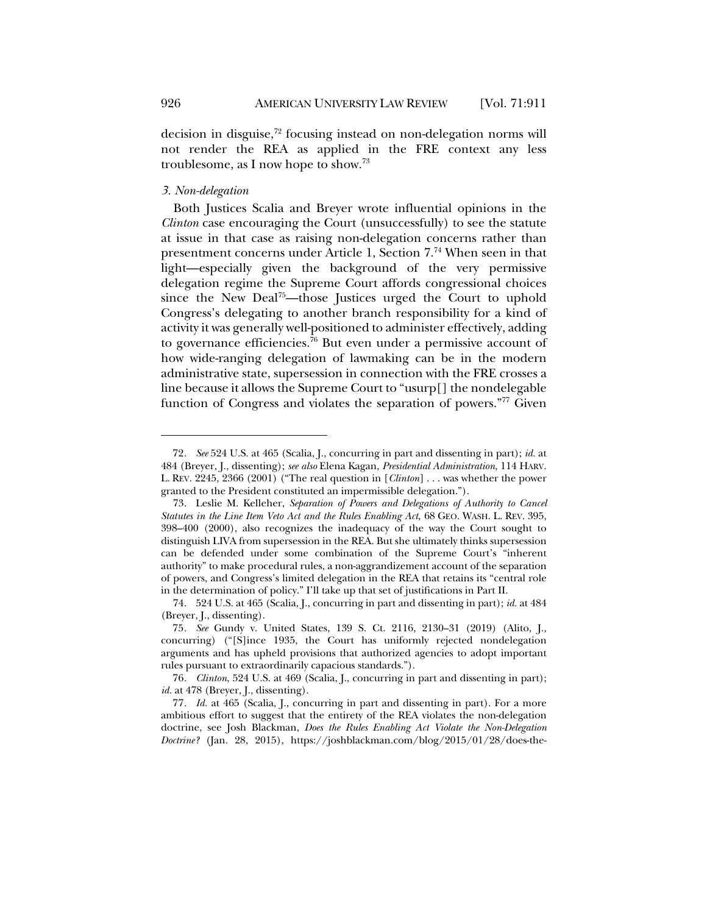decision in disguise,[72] focusing instead on non-delegation norms will not render the REA as applied in the FRE context any less troublesome, as I now hope to show.[73]

### *3. Non-delegation*

Both Justices Scalia and Breyer wrote influential opinions in the *Clinton* case encouraging the Court (unsuccessfully) to see the statute at issue in that case as raising non-delegation concerns rather than presentment concerns under Article 1, Section 7.[74] When seen in that light—especially given the background of the very permissive delegation regime the Supreme Court affords congressional choices since the New Deal[75]—those Justices urged the Court to uphold Congress's delegating to another branch responsibility for a kind of activity it was generally well-positioned to administer effectively, adding to governance efficiencies.[76] But even under a permissive account of how wide-ranging delegation of lawmaking can be in the modern administrative state, supersession in connection with the FRE crosses a line because it allows the Supreme Court to "usurp[] the nondelegable function of Congress and violates the separation of powers."[77] Given

---

72. *See* 524 U.S. at 465 (Scalia, J., concurring in part and dissenting in part); *id.* at 484 (Breyer, J., dissenting); *see also* Elena Kagan, *Presidential Administration*, 114 HARV. L. REV. 2245, 2366 (2001) ("The real question in [*Clinton*] . . . was whether the power granted to the President constituted an impermissible delegation.").

73. Leslie M. Kelleher, *Separation of Powers and Delegations of Authority to Cancel Statutes in the Line Item Veto Act and the Rules Enabling Act*, 68 GEO. WASH. L. REV. 395, 398–400 (2000), also recognizes the inadequacy of the way the Court sought to distinguish LIVA from supersession in the REA. But she ultimately thinks supersession can be defended under some combination of the Supreme Court's "inherent authority" to make procedural rules, a non-aggrandizement account of the separation of powers, and Congress's limited delegation in the REA that retains its "central role in the determination of policy." I'll take up that set of justifications in Part II.

74. 524 U.S. at 465 (Scalia, J., concurring in part and dissenting in part); *id.* at 484 (Breyer, J., dissenting).

75. *See* Gundy v. United States, 139 S. Ct. 2116, 2130–31 (2019) (Alito, J., concurring) ("[S]ince 1935, the Court has uniformly rejected nondelegation arguments and has upheld provisions that authorized agencies to adopt important rules pursuant to extraordinarily capacious standards.").

76. *Clinton*, 524 U.S. at 469 (Scalia, J., concurring in part and dissenting in part); *id.* at 478 (Breyer, J., dissenting).

77. *Id.* at 465 (Scalia, J., concurring in part and dissenting in part). For a more ambitious effort to suggest that the entirety of the REA violates the non-delegation doctrine, see Josh Blackman, *Does the Rules Enabling Act Violate the Non-Delegation Doctrine?* (Jan. 28, 2015), https://joshblackman.com/blog/2015/01/28/does-the-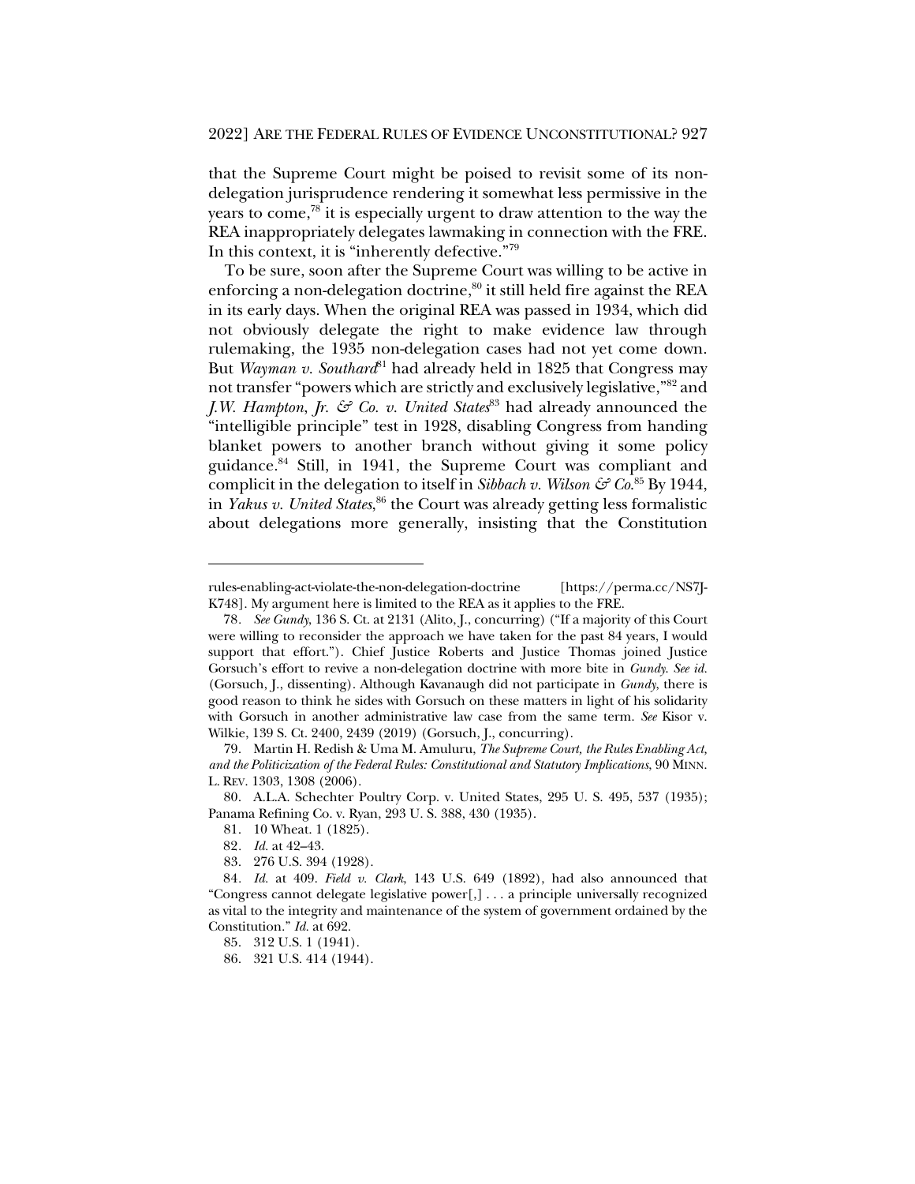that the Supreme Court might be poised to revisit some of its non-delegation jurisprudence rendering it somewhat less permissive in the years to come,[78] it is especially urgent to draw attention to the way the REA inappropriately delegates lawmaking in connection with the FRE. In this context, it is "inherently defective."[79]

To be sure, soon after the Supreme Court was willing to be active in enforcing a non-delegation doctrine,[80] it still held fire against the REA in its early days. When the original REA was passed in 1934, which did not obviously delegate the right to make evidence law through rulemaking, the 1935 non-delegation cases had not yet come down. But *Wayman v. Southard*[81] had already held in 1825 that Congress may not transfer "powers which are strictly and exclusively legislative,"[82] and *J.W. Hampton, Jr. & Co. v. United States*[83] had already announced the "intelligible principle" test in 1928, disabling Congress from handing blanket powers to another branch without giving it some policy guidance.[84] Still, in 1941, the Supreme Court was compliant and complicit in the delegation to itself in *Sibbach v. Wilson & Co.*[85] By 1944, in *Yakus v. United States*,[86] the Court was already getting less formalistic about delegations more generally, insisting that the Constitution

---

rules-enabling-act-violate-the-non-delegation-doctrine [https://perma.cc/NS7J-K748]. My argument here is limited to the REA as it applies to the FRE.

78. *See Gundy*, 136 S. Ct. at 2131 (Alito, J., concurring) ("If a majority of this Court were willing to reconsider the approach we have taken for the past 84 years, I would support that effort."). Chief Justice Roberts and Justice Thomas joined Justice Gorsuch's effort to revive a non-delegation doctrine with more bite in *Gundy*. *See id.* (Gorsuch, J., dissenting). Although Kavanaugh did not participate in *Gundy*, there is good reason to think he sides with Gorsuch on these matters in light of his solidarity with Gorsuch in another administrative law case from the same term. *See* Kisor v. Wilkie, 139 S. Ct. 2400, 2439 (2019) (Gorsuch, J., concurring).

79. Martin H. Redish & Uma M. Amuluru, *The Supreme Court, the Rules Enabling Act, and the Politicization of the Federal Rules: Constitutional and Statutory Implications*, 90 MINN. L. REV. 1303, 1308 (2006).

80. A.L.A. Schechter Poultry Corp. v. United States, 295 U. S. 495, 537 (1935); Panama Refining Co. v. Ryan, 293 U. S. 388, 430 (1935).

81. 10 Wheat. 1 (1825).

82. *Id.* at 42–43.

83. 276 U.S. 394 (1928).

84. *Id.* at 409. *Field v. Clark*, 143 U.S. 649 (1892), had also announced that "Congress cannot delegate legislative power[,] . . . a principle universally recognized as vital to the integrity and maintenance of the system of government ordained by the Constitution." *Id.* at 692.

85. 312 U.S. 1 (1941).

86. 321 U.S. 414 (1944).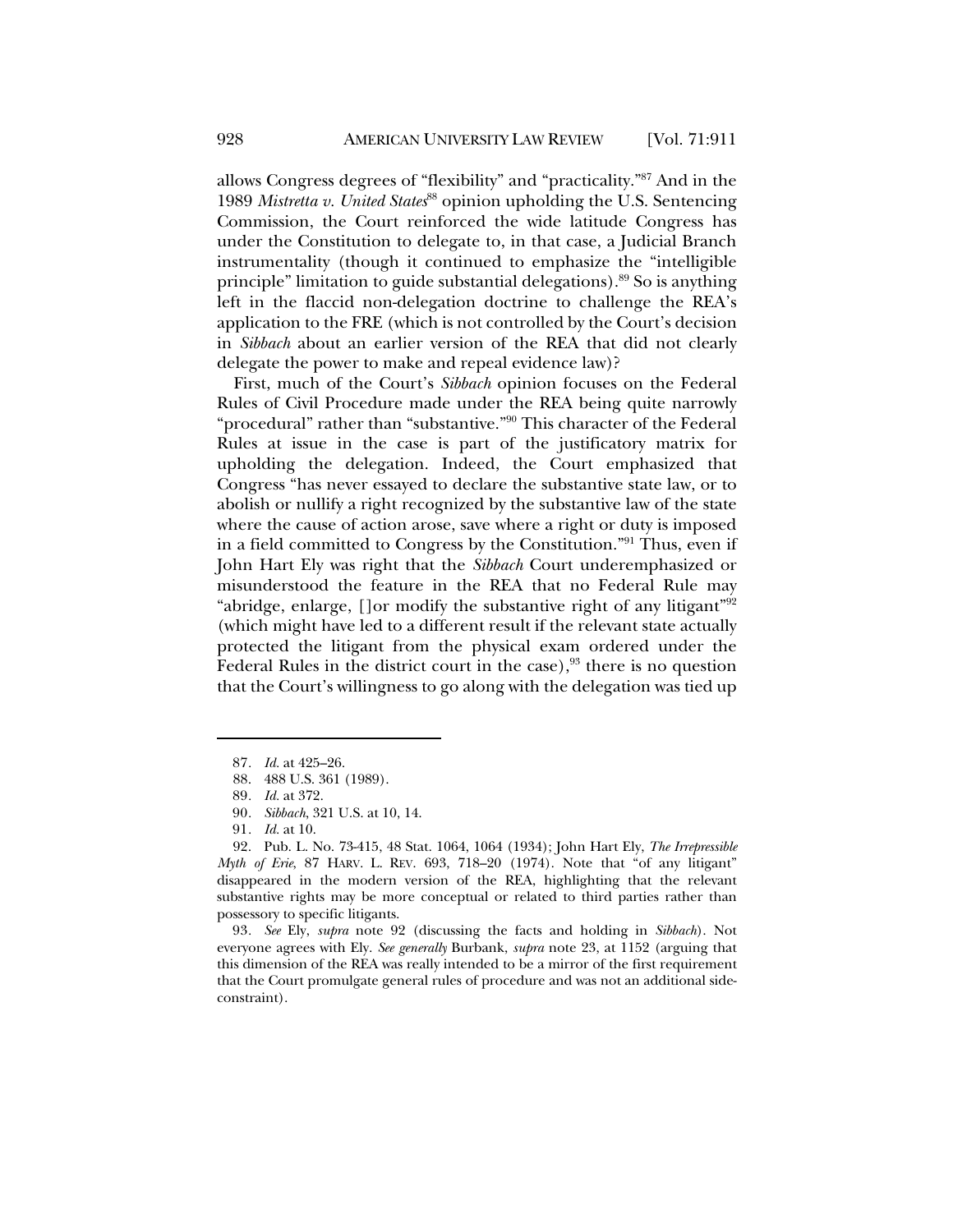allows Congress degrees of "flexibility" and "practicality."[87] And in the 1989 *Mistretta v. United States*[88] opinion upholding the U.S. Sentencing Commission, the Court reinforced the wide latitude Congress has under the Constitution to delegate to, in that case, a Judicial Branch instrumentality (though it continued to emphasize the "intelligible principle" limitation to guide substantial delegations).[89] So is anything left in the flaccid non-delegation doctrine to challenge the REA's application to the FRE (which is not controlled by the Court's decision in *Sibbach* about an earlier version of the REA that did not clearly delegate the power to make and repeal evidence law)?

First, much of the Court's *Sibbach* opinion focuses on the Federal Rules of Civil Procedure made under the REA being quite narrowly "procedural" rather than "substantive."[90] This character of the Federal Rules at issue in the case is part of the justificatory matrix for upholding the delegation. Indeed, the Court emphasized that Congress "has never essayed to declare the substantive state law, or to abolish or nullify a right recognized by the substantive law of the state where the cause of action arose, save where a right or duty is imposed in a field committed to Congress by the Constitution."[91] Thus, even if John Hart Ely was right that the *Sibbach* Court underemphasized or misunderstood the feature in the REA that no Federal Rule may "abridge, enlarge, []or modify the substantive right of any litigant"[92] (which might have led to a different result if the relevant state actually protected the litigant from the physical exam ordered under the Federal Rules in the district court in the case),[93] there is no question that the Court's willingness to go along with the delegation was tied up

---

87. *Id.* at 425–26.

88. 488 U.S. 361 (1989).

89. *Id.* at 372.

90. *Sibbach*, 321 U.S. at 10, 14.

91. *Id.* at 10.

92. Pub. L. No. 73-415, 48 Stat. 1064, 1064 (1934); John Hart Ely, *The Irrepressible Myth of Erie*, 87 HARV. L. REV. 693, 718–20 (1974). Note that "of any litigant" disappeared in the modern version of the REA, highlighting that the relevant substantive rights may be more conceptual or related to third parties rather than possessory to specific litigants.

93. *See* Ely, *supra* note 92 (discussing the facts and holding in *Sibbach*). Not everyone agrees with Ely. *See generally* Burbank, *supra* note 23, at 1152 (arguing that this dimension of the REA was really intended to be a mirror of the first requirement that the Court promulgate general rules of procedure and was not an additional side-constraint).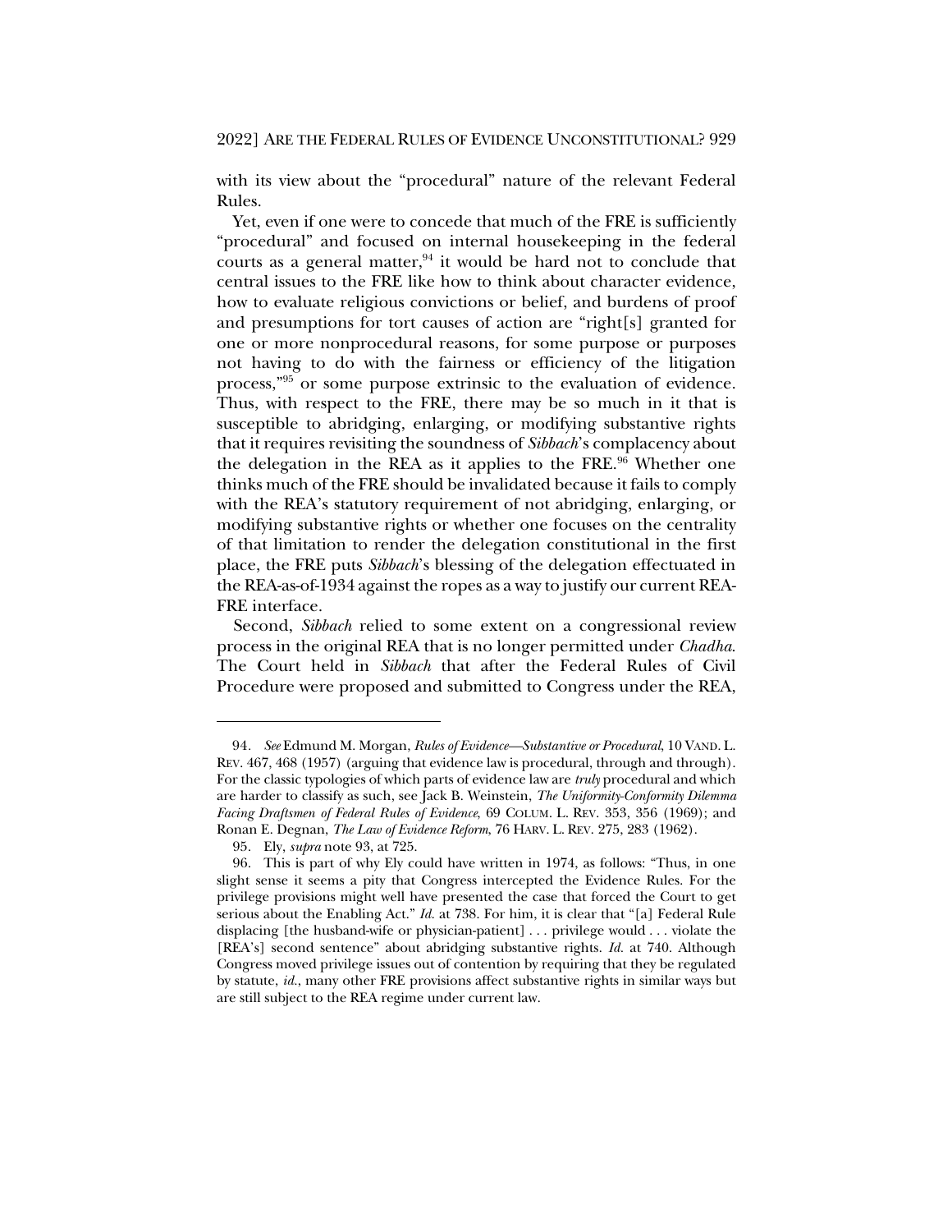with its view about the "procedural" nature of the relevant Federal Rules.

Yet, even if one were to concede that much of the FRE is sufficiently "procedural" and focused on internal housekeeping in the federal courts as a general matter,[94] it would be hard not to conclude that central issues to the FRE like how to think about character evidence, how to evaluate religious convictions or belief, and burdens of proof and presumptions for tort causes of action are "right[s] granted for one or more nonprocedural reasons, for some purpose or purposes not having to do with the fairness or efficiency of the litigation process,"[95] or some purpose extrinsic to the evaluation of evidence. Thus, with respect to the FRE, there may be so much in it that is susceptible to abridging, enlarging, or modifying substantive rights that it requires revisiting the soundness of *Sibbach*'s complacency about the delegation in the REA as it applies to the FRE.[96] Whether one thinks much of the FRE should be invalidated because it fails to comply with the REA's statutory requirement of not abridging, enlarging, or modifying substantive rights or whether one focuses on the centrality of that limitation to render the delegation constitutional in the first place, the FRE puts *Sibbach*'s blessing of the delegation effectuated in the REA-as-of-1934 against the ropes as a way to justify our current REA-FRE interface.

Second, *Sibbach* relied to some extent on a congressional review process in the original REA that is no longer permitted under *Chadha*. The Court held in *Sibbach* that after the Federal Rules of Civil Procedure were proposed and submitted to Congress under the REA,

---

94. *See* Edmund M. Morgan, *Rules of Evidence—Substantive or Procedural*, 10 VAND. L. REV. 467, 468 (1957) (arguing that evidence law is procedural, through and through). For the classic typologies of which parts of evidence law are *truly* procedural and which are harder to classify as such, see Jack B. Weinstein, *The Uniformity-Conformity Dilemma Facing Draftsmen of Federal Rules of Evidence*, 69 COLUM. L. REV. 353, 356 (1969); and Ronan E. Degnan, *The Law of Evidence Reform*, 76 HARV. L. REV. 275, 283 (1962).

95. Ely, *supra* note 93, at 725.

96. This is part of why Ely could have written in 1974, as follows: "Thus, in one slight sense it seems a pity that Congress intercepted the Evidence Rules. For the privilege provisions might well have presented the case that forced the Court to get serious about the Enabling Act." *Id.* at 738. For him, it is clear that "[a] Federal Rule displacing [the husband-wife or physician-patient] . . . privilege would . . . violate the [REA's] second sentence" about abridging substantive rights. *Id.* at 740. Although Congress moved privilege issues out of contention by requiring that they be regulated by statute, *id.*, many other FRE provisions affect substantive rights in similar ways but are still subject to the REA regime under current law.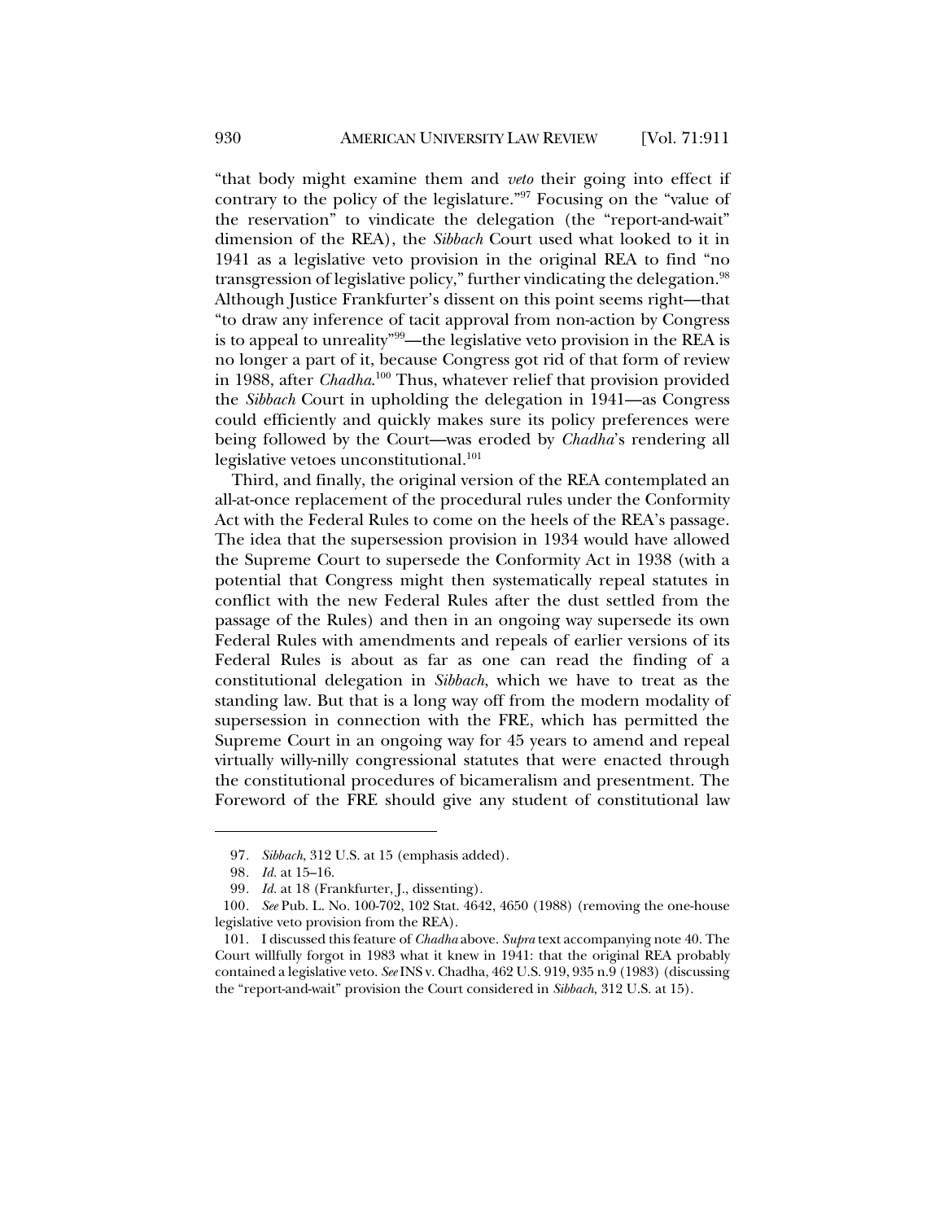"that body might examine them and *veto* their going into effect if contrary to the policy of the legislature."[97] Focusing on the "value of the reservation" to vindicate the delegation (the "report-and-wait" dimension of the REA), the *Sibbach* Court used what looked to it in 1941 as a legislative veto provision in the original REA to find "no transgression of legislative policy," further vindicating the delegation.[98] Although Justice Frankfurter's dissent on this point seems right—that "to draw any inference of tacit approval from non-action by Congress is to appeal to unreality"[99]—the legislative veto provision in the REA is no longer a part of it, because Congress got rid of that form of review in 1988, after *Chadha*.[100] Thus, whatever relief that provision provided the *Sibbach* Court in upholding the delegation in 1941—as Congress could efficiently and quickly makes sure its policy preferences were being followed by the Court—was eroded by *Chadha*'s rendering all legislative vetoes unconstitutional.[101]

Third, and finally, the original version of the REA contemplated an all-at-once replacement of the procedural rules under the Conformity Act with the Federal Rules to come on the heels of the REA's passage. The idea that the supersession provision in 1934 would have allowed the Supreme Court to supersede the Conformity Act in 1938 (with a potential that Congress might then systematically repeal statutes in conflict with the new Federal Rules after the dust settled from the passage of the Rules) and then in an ongoing way supersede its own Federal Rules with amendments and repeals of earlier versions of its Federal Rules is about as far as one can read the finding of a constitutional delegation in *Sibbach*, which we have to treat as the standing law. But that is a long way off from the modern modality of supersession in connection with the FRE, which has permitted the Supreme Court in an ongoing way for 45 years to amend and repeal virtually willy-nilly congressional statutes that were enacted through the constitutional procedures of bicameralism and presentment. The Foreword of the FRE should give any student of constitutional law

---

97. *Sibbach*, 312 U.S. at 15 (emphasis added).

98. *Id.* at 15–16.

99. *Id.* at 18 (Frankfurter, J., dissenting).

100. *See* Pub. L. No. 100-702, 102 Stat. 4642, 4650 (1988) (removing the one-house legislative veto provision from the REA).

101. I discussed this feature of *Chadha* above. *Supra* text accompanying note 40. The Court willfully forgot in 1983 what it knew in 1941: that the original REA probably contained a legislative veto. *See* INS v. Chadha, 462 U.S. 919, 935 n.9 (1983) (discussing the "report-and-wait" provision the Court considered in *Sibbach*, 312 U.S. at 15).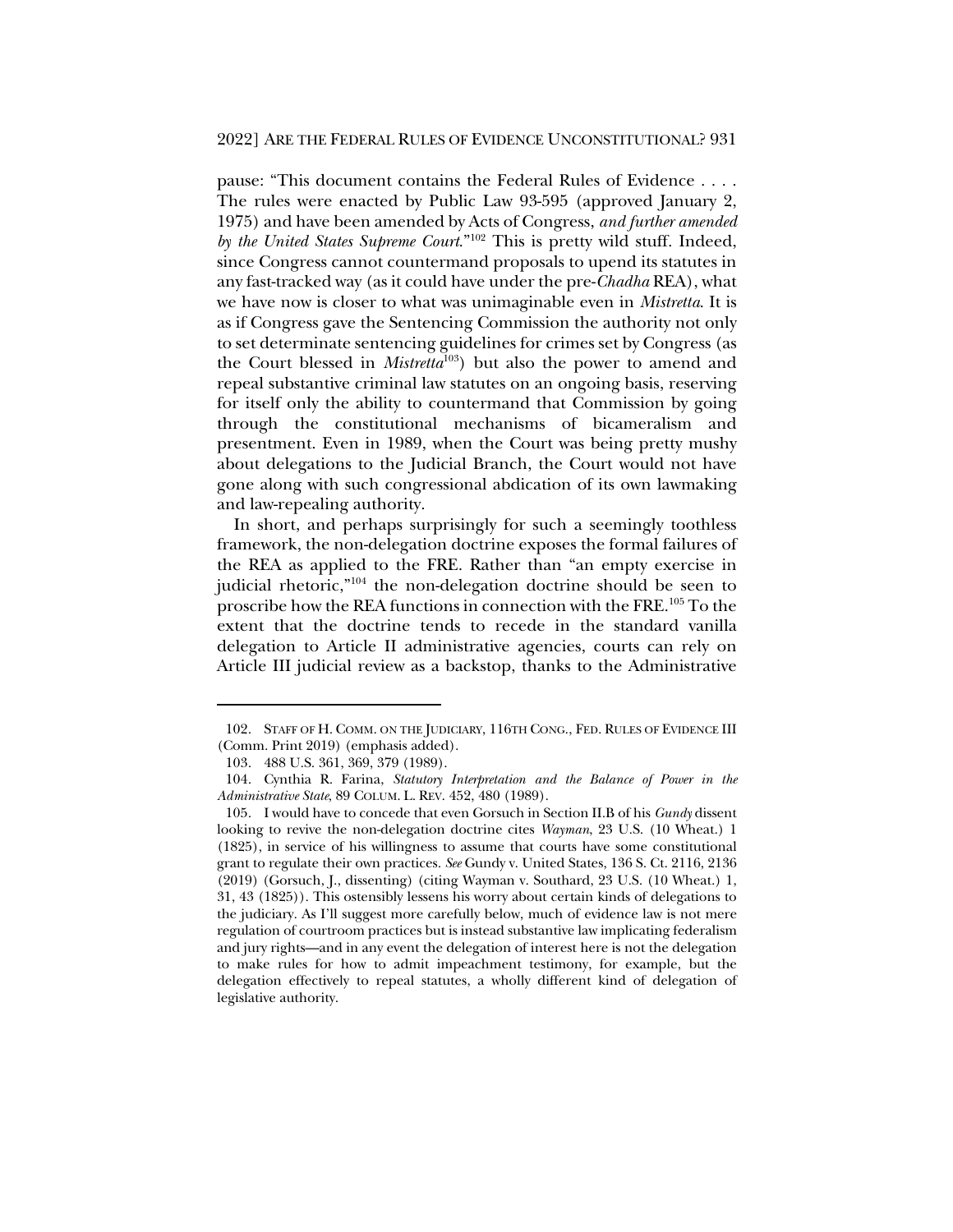pause: "This document contains the Federal Rules of Evidence . . . . The rules were enacted by Public Law 93-595 (approved January 2, 1975) and have been amended by Acts of Congress, *and further amended by the United States Supreme Court*."[102] This is pretty wild stuff. Indeed, since Congress cannot countermand proposals to upend its statutes in any fast-tracked way (as it could have under the pre-*Chadha* REA), what we have now is closer to what was unimaginable even in *Mistretta*. It is as if Congress gave the Sentencing Commission the authority not only to set determinate sentencing guidelines for crimes set by Congress (as the Court blessed in *Mistretta*[103]) but also the power to amend and repeal substantive criminal law statutes on an ongoing basis, reserving for itself only the ability to countermand that Commission by going through the constitutional mechanisms of bicameralism and presentment. Even in 1989, when the Court was being pretty mushy about delegations to the Judicial Branch, the Court would not have gone along with such congressional abdication of its own lawmaking and law-repealing authority.

In short, and perhaps surprisingly for such a seemingly toothless framework, the non-delegation doctrine exposes the formal failures of the REA as applied to the FRE. Rather than "an empty exercise in judicial rhetoric,"[104] the non-delegation doctrine should be seen to proscribe how the REA functions in connection with the FRE.[105] To the extent that the doctrine tends to recede in the standard vanilla delegation to Article II administrative agencies, courts can rely on Article III judicial review as a backstop, thanks to the Administrative

---

102. STAFF OF H. COMM. ON THE JUDICIARY, 116TH CONG., FED. RULES OF EVIDENCE III (Comm. Print 2019) (emphasis added).

103. 488 U.S. 361, 369, 379 (1989).

104. Cynthia R. Farina, *Statutory Interpretation and the Balance of Power in the Administrative State*, 89 COLUM. L. REV. 452, 480 (1989).

105. I would have to concede that even Gorsuch in Section II.B of his *Gundy* dissent looking to revive the non-delegation doctrine cites *Wayman*, 23 U.S. (10 Wheat.) 1 (1825), in service of his willingness to assume that courts have some constitutional grant to regulate their own practices. *See* Gundy v. United States, 136 S. Ct. 2116, 2136 (2019) (Gorsuch, J., dissenting) (citing Wayman v. Southard, 23 U.S. (10 Wheat.) 1, 31, 43 (1825)). This ostensibly lessens his worry about certain kinds of delegations to the judiciary. As I'll suggest more carefully below, much of evidence law is not mere regulation of courtroom practices but is instead substantive law implicating federalism and jury rights—and in any event the delegation of interest here is not the delegation to make rules for how to admit impeachment testimony, for example, but the delegation effectively to repeal statutes, a wholly different kind of delegation of legislative authority.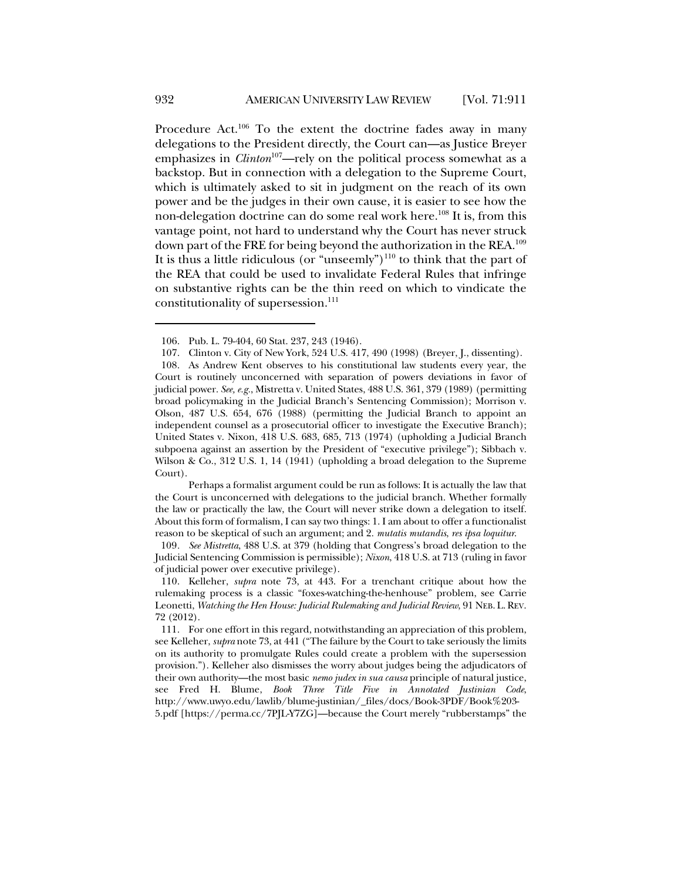Procedure Act.[106] To the extent the doctrine fades away in many delegations to the President directly, the Court can—as Justice Breyer emphasizes in *Clinton*[107]—rely on the political process somewhat as a backstop. But in connection with a delegation to the Supreme Court, which is ultimately asked to sit in judgment on the reach of its own power and be the judges in their own cause, it is easier to see how the non-delegation doctrine can do some real work here.[108] It is, from this vantage point, not hard to understand why the Court has never struck down part of the FRE for being beyond the authorization in the REA.[109] It is thus a little ridiculous (or "unseemly")[110] to think that the part of the REA that could be used to invalidate Federal Rules that infringe on substantive rights can be the thin reed on which to vindicate the constitutionality of supersession.[111]

---

106. Pub. L. 79-404, 60 Stat. 237, 243 (1946).

107. Clinton v. City of New York, 524 U.S. 417, 490 (1998) (Breyer, J., dissenting).

108. As Andrew Kent observes to his constitutional law students every year, the Court is routinely unconcerned with separation of powers deviations in favor of judicial power. *See, e.g.*, Mistretta v. United States, 488 U.S. 361, 379 (1989) (permitting broad policymaking in the Judicial Branch's Sentencing Commission); Morrison v. Olson, 487 U.S. 654, 676 (1988) (permitting the Judicial Branch to appoint an independent counsel as a prosecutorial officer to investigate the Executive Branch); United States v. Nixon, 418 U.S. 683, 685, 713 (1974) (upholding a Judicial Branch subpoena against an assertion by the President of "executive privilege"); Sibbach v. Wilson & Co., 312 U.S. 1, 14 (1941) (upholding a broad delegation to the Supreme Court).

Perhaps a formalist argument could be run as follows: It is actually the law that the Court is unconcerned with delegations to the judicial branch. Whether formally the law or practically the law, the Court will never strike down a delegation to itself. About this form of formalism, I can say two things: 1. I am about to offer a functionalist reason to be skeptical of such an argument; and 2. *mutatis mutandis*, *res ipsa loquitur*.

109. *See Mistretta*, 488 U.S. at 379 (holding that Congress's broad delegation to the Judicial Sentencing Commission is permissible); *Nixon*, 418 U.S. at 713 (ruling in favor of judicial power over executive privilege).

110. Kelleher, *supra* note 73, at 443. For a trenchant critique about how the rulemaking process is a classic "foxes-watching-the-henhouse" problem, see Carrie Leonetti, *Watching the Hen House: Judicial Rulemaking and Judicial Review*, 91 NEB. L. REV. 72 (2012).

111. For one effort in this regard, notwithstanding an appreciation of this problem, see Kelleher, *supra* note 73, at 441 ("The failure by the Court to take seriously the limits on its authority to promulgate Rules could create a problem with the supersession provision."). Kelleher also dismisses the worry about judges being the adjudicators of their own authority—the most basic *nemo judex in sua causa* principle of natural justice, see Fred H. Blume, *Book Three Title Five in Annotated Justinian Code*, http://www.uwyo.edu/lawlib/blume-justinian/_files/docs/Book-3PDF/Book%203-5.pdf [https://perma.cc/7PJL-Y7ZG]—because the Court merely "rubberstamps" the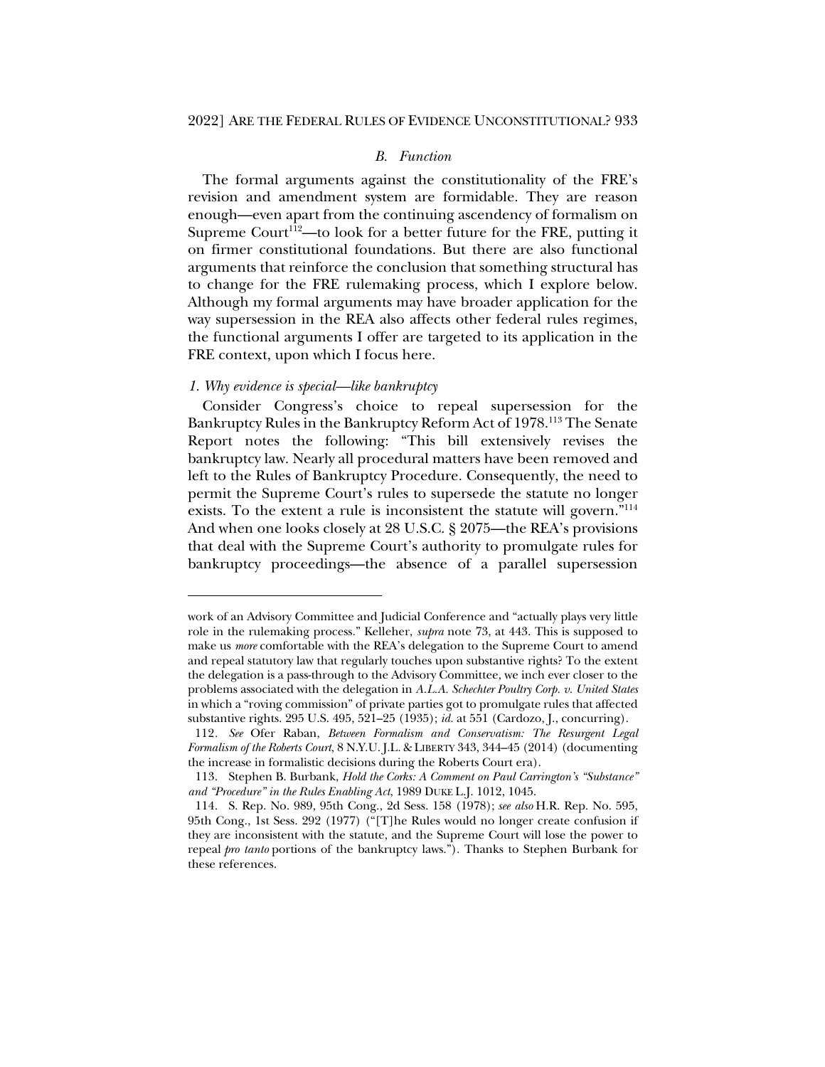### *B. Function*

The formal arguments against the constitutionality of the FRE's revision and amendment system are formidable. They are reason enough—even apart from the continuing ascendency of formalism on Supreme Court[112]—to look for a better future for the FRE, putting it on firmer constitutional foundations. But there are also functional arguments that reinforce the conclusion that something structural has to change for the FRE rulemaking process, which I explore below. Although my formal arguments may have broader application for the way supersession in the REA also affects other federal rules regimes, the functional arguments I offer are targeted to its application in the FRE context, upon which I focus here.

#### *1. Why evidence is special—like bankruptcy*

Consider Congress's choice to repeal supersession for the Bankruptcy Rules in the Bankruptcy Reform Act of 1978.[113] The Senate Report notes the following: "This bill extensively revises the bankruptcy law. Nearly all procedural matters have been removed and left to the Rules of Bankruptcy Procedure. Consequently, the need to permit the Supreme Court's rules to supersede the statute no longer exists. To the extent a rule is inconsistent the statute will govern."[114] And when one looks closely at 28 U.S.C. § 2075—the REA's provisions that deal with the Supreme Court's authority to promulgate rules for bankruptcy proceedings—the absence of a parallel supersession

---

work of an Advisory Committee and Judicial Conference and "actually plays very little role in the rulemaking process." Kelleher, *supra* note 73, at 443. This is supposed to make us *more* comfortable with the REA's delegation to the Supreme Court to amend and repeal statutory law that regularly touches upon substantive rights? To the extent the delegation is a pass-through to the Advisory Committee, we inch ever closer to the problems associated with the delegation in *A.L.A. Schechter Poultry Corp. v. United States* in which a "roving commission" of private parties got to promulgate rules that affected substantive rights. 295 U.S. 495, 521–25 (1935); *id.* at 551 (Cardozo, J., concurring).

112. *See* Ofer Raban, *Between Formalism and Conservatism: The Resurgent Legal Formalism of the Roberts Court*, 8 N.Y.U. J.L. & LIBERTY 343, 344–45 (2014) (documenting the increase in formalistic decisions during the Roberts Court era).

113. Stephen B. Burbank, *Hold the Corks: A Comment on Paul Carrington's "Substance" and "Procedure" in the Rules Enabling Act*, 1989 DUKE L.J. 1012, 1045.

114. S. Rep. No. 989, 95th Cong., 2d Sess. 158 (1978); *see also* H.R. Rep. No. 595, 95th Cong., 1st Sess. 292 (1977) ("[T]he Rules would no longer create confusion if they are inconsistent with the statute, and the Supreme Court will lose the power to repeal *pro tanto* portions of the bankruptcy laws."). Thanks to Stephen Burbank for these references.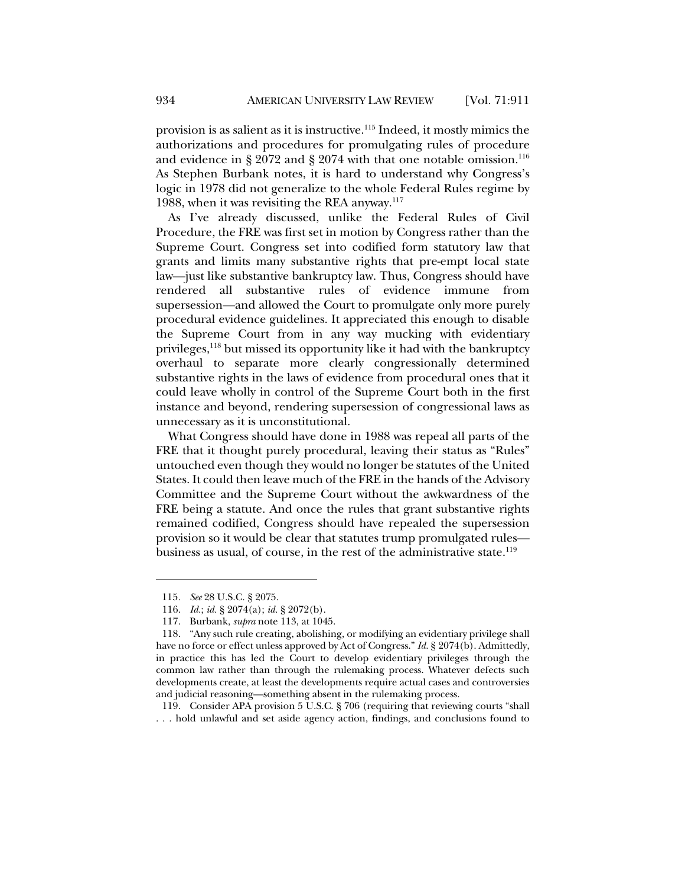provision is as salient as it is instructive.[115] Indeed, it mostly mimics the authorizations and procedures for promulgating rules of procedure and evidence in § 2072 and § 2074 with that one notable omission.[116] As Stephen Burbank notes, it is hard to understand why Congress's logic in 1978 did not generalize to the whole Federal Rules regime by 1988, when it was revisiting the REA anyway.[117]

As I've already discussed, unlike the Federal Rules of Civil Procedure, the FRE was first set in motion by Congress rather than the Supreme Court. Congress set into codified form statutory law that grants and limits many substantive rights that pre-empt local state law—just like substantive bankruptcy law. Thus, Congress should have rendered all substantive rules of evidence immune from supersession—and allowed the Court to promulgate only more purely procedural evidence guidelines. It appreciated this enough to disable the Supreme Court from in any way mucking with evidentiary privileges,[118] but missed its opportunity like it had with the bankruptcy overhaul to separate more clearly congressionally determined substantive rights in the laws of evidence from procedural ones that it could leave wholly in control of the Supreme Court both in the first instance and beyond, rendering supersession of congressional laws as unnecessary as it is unconstitutional.

What Congress should have done in 1988 was repeal all parts of the FRE that it thought purely procedural, leaving their status as "Rules" untouched even though they would no longer be statutes of the United States. It could then leave much of the FRE in the hands of the Advisory Committee and the Supreme Court without the awkwardness of the FRE being a statute. And once the rules that grant substantive rights remained codified, Congress should have repealed the supersession provision so it would be clear that statutes trump promulgated rules—business as usual, of course, in the rest of the administrative state.[119]

---

115. *See* 28 U.S.C. § 2075.

116. *Id.*; *id.* § 2074(a); *id.* § 2072(b).

117. Burbank, *supra* note 113, at 1045.

118. "Any such rule creating, abolishing, or modifying an evidentiary privilege shall have no force or effect unless approved by Act of Congress." *Id.* § 2074(b). Admittedly, in practice this has led the Court to develop evidentiary privileges through the common law rather than through the rulemaking process. Whatever defects such developments create, at least the developments require actual cases and controversies and judicial reasoning—something absent in the rulemaking process.

119. Consider APA provision 5 U.S.C. § 706 (requiring that reviewing courts "shall . . . hold unlawful and set aside agency action, findings, and conclusions found to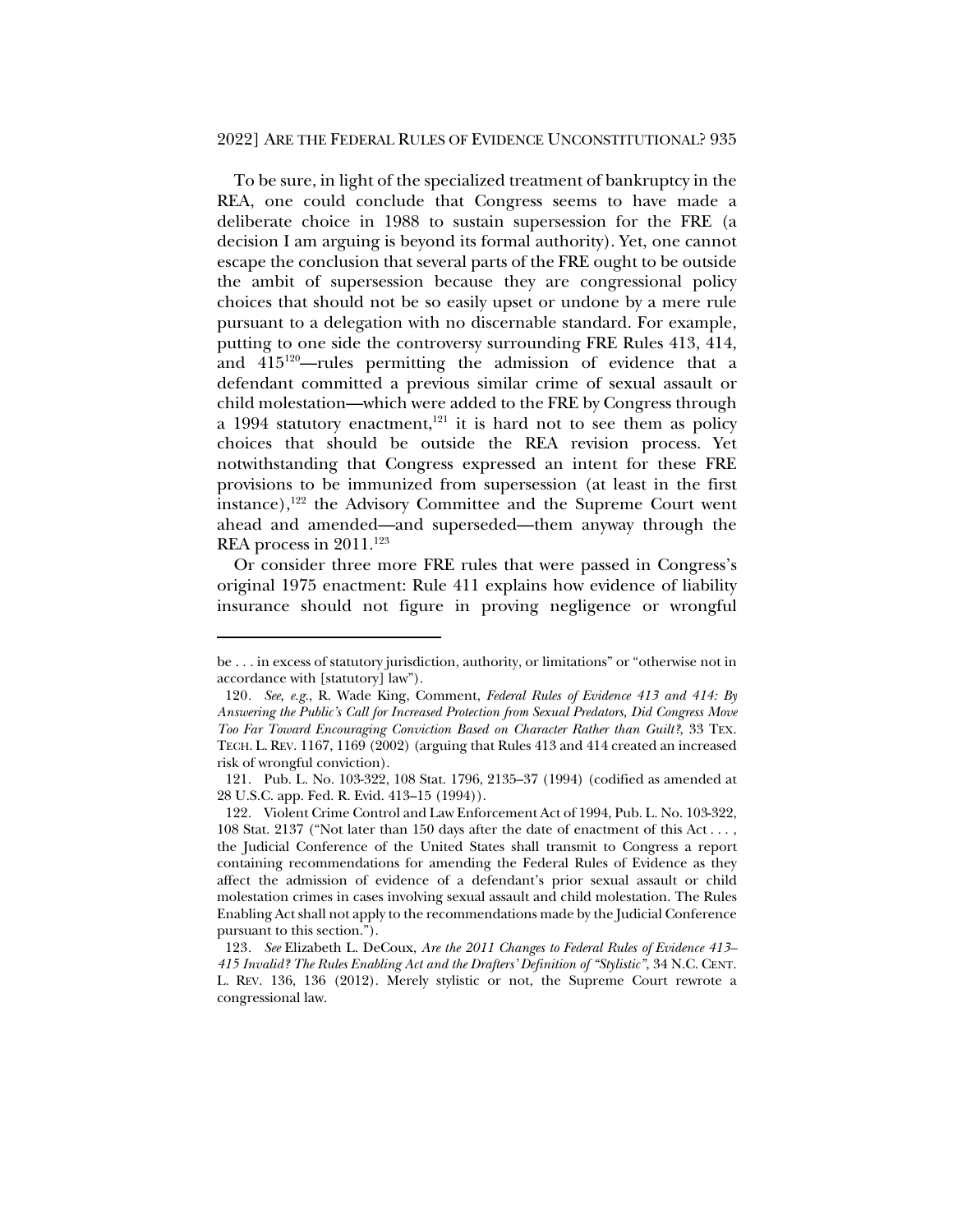To be sure, in light of the specialized treatment of bankruptcy in the REA, one could conclude that Congress seems to have made a deliberate choice in 1988 to sustain supersession for the FRE (a decision I am arguing is beyond its formal authority). Yet, one cannot escape the conclusion that several parts of the FRE ought to be outside the ambit of supersession because they are congressional policy choices that should not be so easily upset or undone by a mere rule pursuant to a delegation with no discernable standard. For example, putting to one side the controversy surrounding FRE Rules 413, 414, and 415[120]—rules permitting the admission of evidence that a defendant committed a previous similar crime of sexual assault or child molestation—which were added to the FRE by Congress through a 1994 statutory enactment,[121] it is hard not to see them as policy choices that should be outside the REA revision process. Yet notwithstanding that Congress expressed an intent for these FRE provisions to be immunized from supersession (at least in the first instance),[122] the Advisory Committee and the Supreme Court went ahead and amended—and superseded—them anyway through the REA process in 2011.[123]

Or consider three more FRE rules that were passed in Congress's original 1975 enactment: Rule 411 explains how evidence of liability insurance should not figure in proving negligence or wrongful

---

be . . . in excess of statutory jurisdiction, authority, or limitations" or "otherwise not in accordance with [statutory] law").

120. *See, e.g.*, R. Wade King, Comment, *Federal Rules of Evidence 413 and 414: By Answering the Public's Call for Increased Protection from Sexual Predators, Did Congress Move Too Far Toward Encouraging Conviction Based on Character Rather than Guilt?*, 33 TEX. TECH. L. REV. 1167, 1169 (2002) (arguing that Rules 413 and 414 created an increased risk of wrongful conviction).

121. Pub. L. No. 103-322, 108 Stat. 1796, 2135–37 (1994) (codified as amended at 28 U.S.C. app. Fed. R. Evid. 413–15 (1994)).

122. Violent Crime Control and Law Enforcement Act of 1994, Pub. L. No. 103-322, 108 Stat. 2137 ("Not later than 150 days after the date of enactment of this Act . . . , the Judicial Conference of the United States shall transmit to Congress a report containing recommendations for amending the Federal Rules of Evidence as they affect the admission of evidence of a defendant's prior sexual assault or child molestation crimes in cases involving sexual assault and child molestation. The Rules Enabling Act shall not apply to the recommendations made by the Judicial Conference pursuant to this section.").

123. *See* Elizabeth L. DeCoux, *Are the 2011 Changes to Federal Rules of Evidence 413–415 Invalid? The Rules Enabling Act and the Drafters' Definition of "Stylistic"*, 34 N.C. CENT. L. REV. 136, 136 (2012). Merely stylistic or not, the Supreme Court rewrote a congressional law.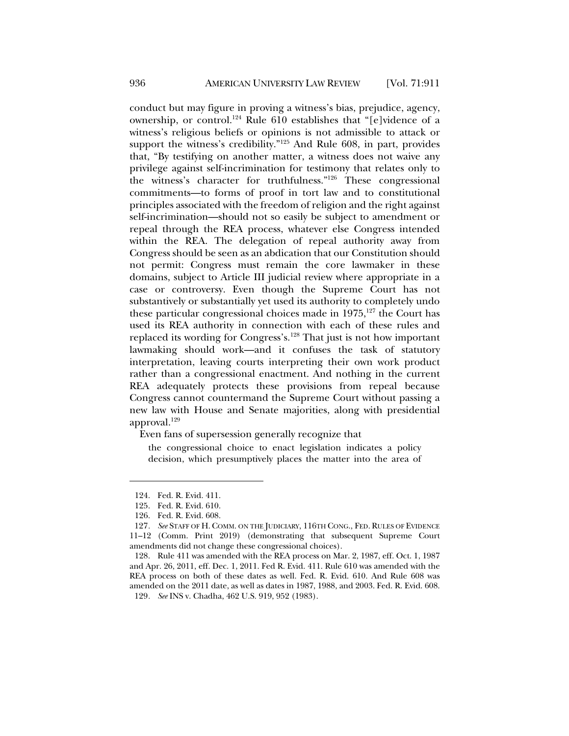conduct but may figure in proving a witness's bias, prejudice, agency, ownership, or control.[124] Rule 610 establishes that "[e]vidence of a witness's religious beliefs or opinions is not admissible to attack or support the witness's credibility."[125] And Rule 608, in part, provides that, "By testifying on another matter, a witness does not waive any privilege against self-incrimination for testimony that relates only to the witness's character for truthfulness."[126] These congressional commitments—to forms of proof in tort law and to constitutional principles associated with the freedom of religion and the right against self-incrimination—should not so easily be subject to amendment or repeal through the REA process, whatever else Congress intended within the REA. The delegation of repeal authority away from Congress should be seen as an abdication that our Constitution should not permit: Congress must remain the core lawmaker in these domains, subject to Article III judicial review where appropriate in a case or controversy. Even though the Supreme Court has not substantively or substantially yet used its authority to completely undo these particular congressional choices made in 1975,[127] the Court has used its REA authority in connection with each of these rules and replaced its wording for Congress's.[128] That just is not how important lawmaking should work—and it confuses the task of statutory interpretation, leaving courts interpreting their own work product rather than a congressional enactment. And nothing in the current REA adequately protects these provisions from repeal because Congress cannot countermand the Supreme Court without passing a new law with House and Senate majorities, along with presidential approval.[129]

Even fans of supersession generally recognize that

> the congressional choice to enact legislation indicates a policy decision, which presumptively places the matter into the area of

---

124. Fed. R. Evid. 411.

125. Fed. R. Evid. 610.

126. Fed. R. Evid. 608.

127. *See* STAFF OF H. COMM. ON THE JUDICIARY, 116TH CONG., FED. RULES OF EVIDENCE 11–12 (Comm. Print 2019) (demonstrating that subsequent Supreme Court amendments did not change these congressional choices).

128. Rule 411 was amended with the REA process on Mar. 2, 1987, eff. Oct. 1, 1987 and Apr. 26, 2011, eff. Dec. 1, 2011. Fed R. Evid. 411. Rule 610 was amended with the REA process on both of these dates as well. Fed. R. Evid. 610. And Rule 608 was amended on the 2011 date, as well as dates in 1987, 1988, and 2003. Fed. R. Evid. 608.

129. *See* INS v. Chadha, 462 U.S. 919, 952 (1983).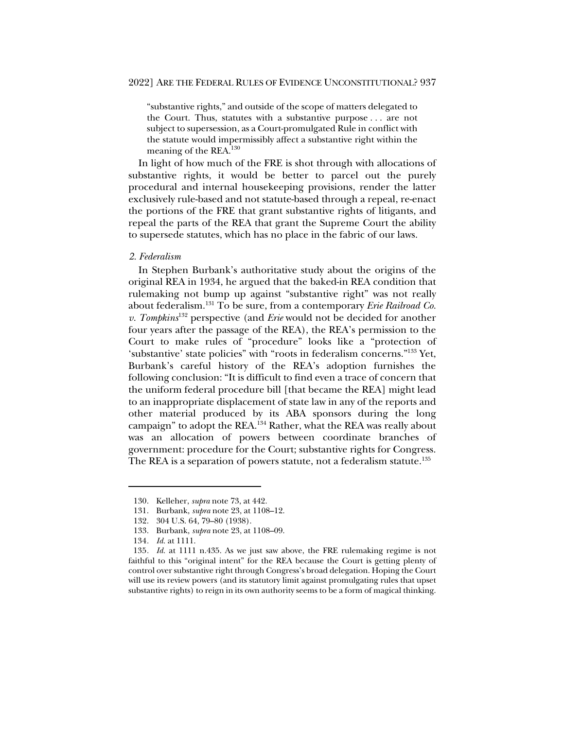> "substantive rights," and outside of the scope of matters delegated to the Court. Thus, statutes with a substantive purpose . . . are not subject to supersession, as a Court-promulgated Rule in conflict with the statute would impermissibly affect a substantive right within the meaning of the REA.[130]

In light of how much of the FRE is shot through with allocations of substantive rights, it would be better to parcel out the purely procedural and internal housekeeping provisions, render the latter exclusively rule-based and not statute-based through a repeal, re-enact the portions of the FRE that grant substantive rights of litigants, and repeal the parts of the REA that grant the Supreme Court the ability to supersede statutes, which has no place in the fabric of our laws.

*2. Federalism*

In Stephen Burbank's authoritative study about the origins of the original REA in 1934, he argued that the baked-in REA condition that rulemaking not bump up against "substantive right" was not really about federalism.[131] To be sure, from a contemporary *Erie Railroad Co. v. Tompkins*[132] perspective (and *Erie* would not be decided for another four years after the passage of the REA), the REA's permission to the Court to make rules of "procedure" looks like a "protection of 'substantive' state policies" with "roots in federalism concerns."[133] Yet, Burbank's careful history of the REA's adoption furnishes the following conclusion: "It is difficult to find even a trace of concern that the uniform federal procedure bill [that became the REA] might lead to an inappropriate displacement of state law in any of the reports and other material produced by its ABA sponsors during the long campaign" to adopt the REA.[134] Rather, what the REA was really about was an allocation of powers between coordinate branches of government: procedure for the Court; substantive rights for Congress. The REA is a separation of powers statute, not a federalism statute.[135]

---

130. Kelleher, *supra* note 73, at 442.

131. Burbank, *supra* note 23, at 1108–12.

132. 304 U.S. 64, 79–80 (1938).

133. Burbank, *supra* note 23, at 1108–09.

134. *Id.* at 1111.

135. *Id.* at 1111 n.435. As we just saw above, the FRE rulemaking regime is not faithful to this "original intent" for the REA because the Court is getting plenty of control over substantive right through Congress's broad delegation. Hoping the Court will use its review powers (and its statutory limit against promulgating rules that upset substantive rights) to reign in its own authority seems to be a form of magical thinking.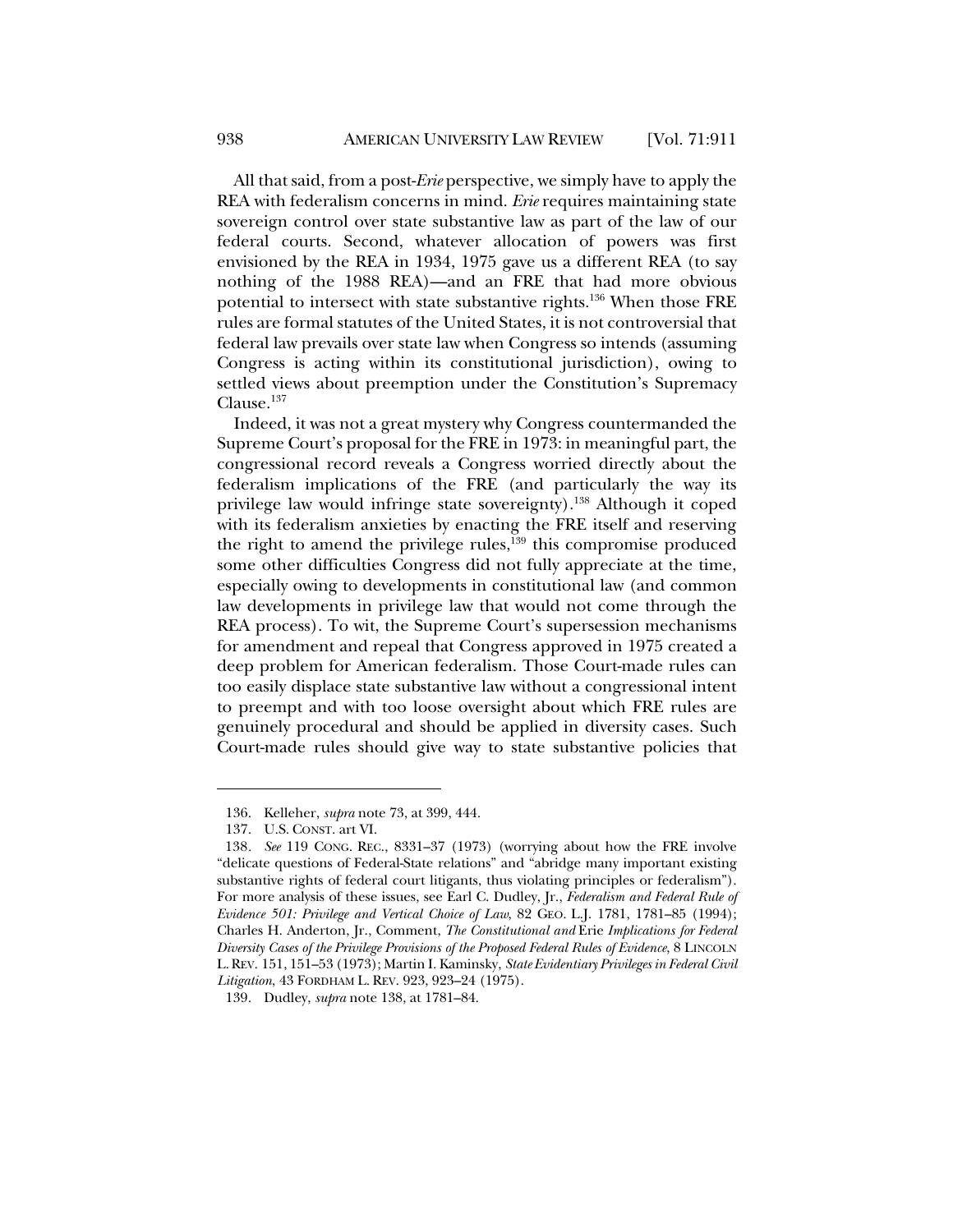All that said, from a post-*Erie* perspective, we simply have to apply the REA with federalism concerns in mind. *Erie* requires maintaining state sovereign control over state substantive law as part of the law of our federal courts. Second, whatever allocation of powers was first envisioned by the REA in 1934, 1975 gave us a different REA (to say nothing of the 1988 REA)—and an FRE that had more obvious potential to intersect with state substantive rights.[136] When those FRE rules are formal statutes of the United States, it is not controversial that federal law prevails over state law when Congress so intends (assuming Congress is acting within its constitutional jurisdiction), owing to settled views about preemption under the Constitution's Supremacy Clause.[137]

Indeed, it was not a great mystery why Congress countermanded the Supreme Court's proposal for the FRE in 1973: in meaningful part, the congressional record reveals a Congress worried directly about the federalism implications of the FRE (and particularly the way its privilege law would infringe state sovereignty).[138] Although it coped with its federalism anxieties by enacting the FRE itself and reserving the right to amend the privilege rules,[139] this compromise produced some other difficulties Congress did not fully appreciate at the time, especially owing to developments in constitutional law (and common law developments in privilege law that would not come through the REA process). To wit, the Supreme Court's supersession mechanisms for amendment and repeal that Congress approved in 1975 created a deep problem for American federalism. Those Court-made rules can too easily displace state substantive law without a congressional intent to preempt and with too loose oversight about which FRE rules are genuinely procedural and should be applied in diversity cases. Such Court-made rules should give way to state substantive policies that

---

136. Kelleher, *supra* note 73, at 399, 444.

137. U.S. CONST. art VI.

138. *See* 119 CONG. REC., 8331–37 (1973) (worrying about how the FRE involve "delicate questions of Federal-State relations" and "abridge many important existing substantive rights of federal court litigants, thus violating principles or federalism"). For more analysis of these issues, see Earl C. Dudley, Jr., *Federalism and Federal Rule of Evidence 501: Privilege and Vertical Choice of Law*, 82 GEO. L.J. 1781, 1781–85 (1994); Charles H. Anderton, Jr., Comment, *The Constitutional and* Erie *Implications for Federal Diversity Cases of the Privilege Provisions of the Proposed Federal Rules of Evidence*, 8 LINCOLN L. REV. 151, 151–53 (1973); Martin I. Kaminsky, *State Evidentiary Privileges in Federal Civil Litigation*, 43 FORDHAM L. REV. 923, 923–24 (1975).

139. Dudley, *supra* note 138, at 1781–84.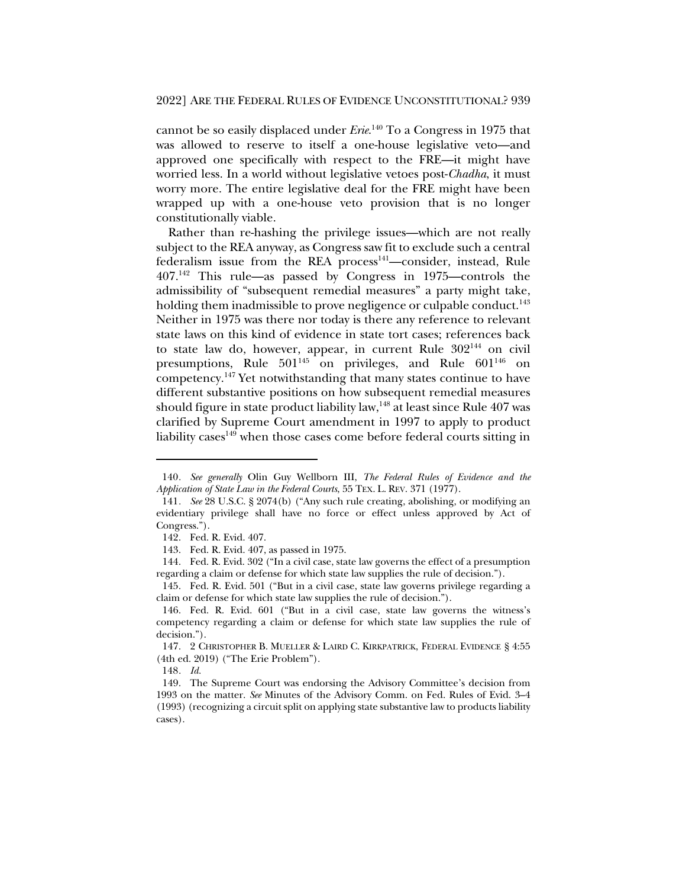cannot be so easily displaced under *Erie*.[140] To a Congress in 1975 that was allowed to reserve to itself a one-house legislative veto—and approved one specifically with respect to the FRE—it might have worried less. In a world without legislative vetoes post-*Chadha*, it must worry more. The entire legislative deal for the FRE might have been wrapped up with a one-house veto provision that is no longer constitutionally viable.

Rather than re-hashing the privilege issues—which are not really subject to the REA anyway, as Congress saw fit to exclude such a central federalism issue from the REA process[141]—consider, instead, Rule 407.[142] This rule—as passed by Congress in 1975—controls the admissibility of "subsequent remedial measures" a party might take, holding them inadmissible to prove negligence or culpable conduct.[143] Neither in 1975 was there nor today is there any reference to relevant state laws on this kind of evidence in state tort cases; references back to state law do, however, appear, in current Rule 302[144] on civil presumptions, Rule 501[145] on privileges, and Rule 601[146] on competency.[147] Yet notwithstanding that many states continue to have different substantive positions on how subsequent remedial measures should figure in state product liability law,[148] at least since Rule 407 was clarified by Supreme Court amendment in 1997 to apply to product liability cases[149] when those cases come before federal courts sitting in

---

140. *See generally* Olin Guy Wellborn III, *The Federal Rules of Evidence and the Application of State Law in the Federal Courts*, 55 TEX. L. REV. 371 (1977).

141. *See* 28 U.S.C. § 2074(b) ("Any such rule creating, abolishing, or modifying an evidentiary privilege shall have no force or effect unless approved by Act of Congress.").

142. Fed. R. Evid. 407.

143. Fed. R. Evid. 407, as passed in 1975.

144. Fed. R. Evid. 302 ("In a civil case, state law governs the effect of a presumption regarding a claim or defense for which state law supplies the rule of decision.").

145. Fed. R. Evid. 501 ("But in a civil case, state law governs privilege regarding a claim or defense for which state law supplies the rule of decision.").

146. Fed. R. Evid. 601 ("But in a civil case, state law governs the witness's competency regarding a claim or defense for which state law supplies the rule of decision.").

147. 2 CHRISTOPHER B. MUELLER & LAIRD C. KIRKPATRICK, FEDERAL EVIDENCE § 4:55 (4th ed. 2019) ("The Erie Problem").

148. *Id.*

149. The Supreme Court was endorsing the Advisory Committee's decision from 1993 on the matter. *See* Minutes of the Advisory Comm. on Fed. Rules of Evid. 3–4 (1993) (recognizing a circuit split on applying state substantive law to products liability cases).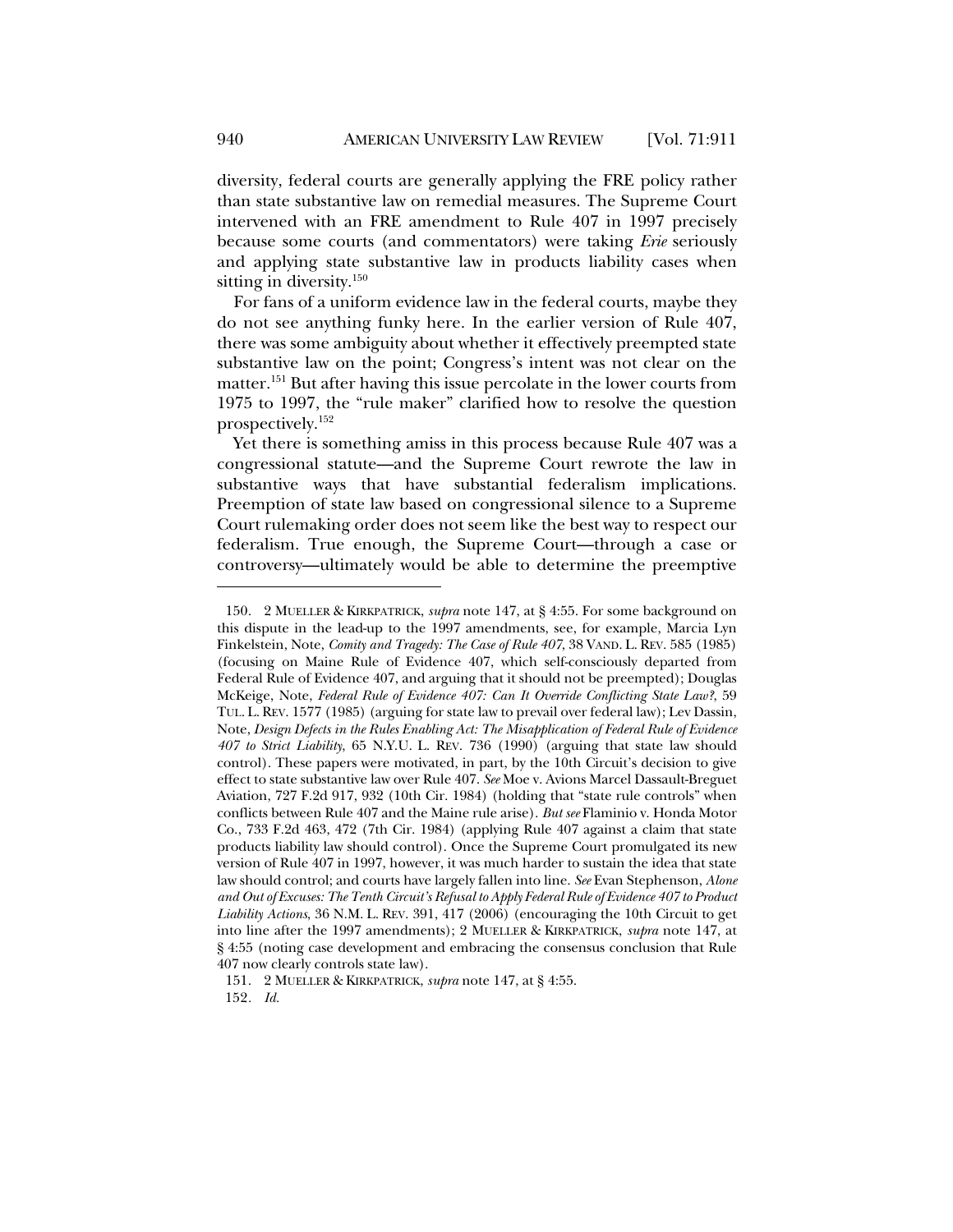diversity, federal courts are generally applying the FRE policy rather than state substantive law on remedial measures. The Supreme Court intervened with an FRE amendment to Rule 407 in 1997 precisely because some courts (and commentators) were taking *Erie* seriously and applying state substantive law in products liability cases when sitting in diversity.[150]

For fans of a uniform evidence law in the federal courts, maybe they do not see anything funky here. In the earlier version of Rule 407, there was some ambiguity about whether it effectively preempted state substantive law on the point; Congress's intent was not clear on the matter.[151] But after having this issue percolate in the lower courts from 1975 to 1997, the "rule maker" clarified how to resolve the question prospectively.[152]

Yet there is something amiss in this process because Rule 407 was a congressional statute—and the Supreme Court rewrote the law in substantive ways that have substantial federalism implications. Preemption of state law based on congressional silence to a Supreme Court rulemaking order does not seem like the best way to respect our federalism. True enough, the Supreme Court—through a case or controversy—ultimately would be able to determine the preemptive

---

150. 2 MUELLER & KIRKPATRICK, *supra* note 147, at § 4:55. For some background on this dispute in the lead-up to the 1997 amendments, see, for example, Marcia Lyn Finkelstein, Note, *Comity and Tragedy: The Case of Rule 407*, 38 VAND. L. REV. 585 (1985) (focusing on Maine Rule of Evidence 407, which self-consciously departed from Federal Rule of Evidence 407, and arguing that it should not be preempted); Douglas McKeige, Note, *Federal Rule of Evidence 407: Can It Override Conflicting State Law?*, 59 TUL. L. REV. 1577 (1985) (arguing for state law to prevail over federal law); Lev Dassin, Note, *Design Defects in the Rules Enabling Act: The Misapplication of Federal Rule of Evidence 407 to Strict Liability*, 65 N.Y.U. L. REV. 736 (1990) (arguing that state law should control). These papers were motivated, in part, by the 10th Circuit's decision to give effect to state substantive law over Rule 407. *See* Moe v. Avions Marcel Dassault-Breguet Aviation, 727 F.2d 917, 932 (10th Cir. 1984) (holding that "state rule controls" when conflicts between Rule 407 and the Maine rule arise). *But see* Flaminio v. Honda Motor Co., 733 F.2d 463, 472 (7th Cir. 1984) (applying Rule 407 against a claim that state products liability law should control). Once the Supreme Court promulgated its new version of Rule 407 in 1997, however, it was much harder to sustain the idea that state law should control; and courts have largely fallen into line. *See* Evan Stephenson, *Alone and Out of Excuses: The Tenth Circuit's Refusal to Apply Federal Rule of Evidence 407 to Product Liability Actions*, 36 N.M. L. REV. 391, 417 (2006) (encouraging the 10th Circuit to get into line after the 1997 amendments); 2 MUELLER & KIRKPATRICK, *supra* note 147, at § 4:55 (noting case development and embracing the consensus conclusion that Rule 407 now clearly controls state law).

151. 2 MUELLER & KIRKPATRICK, *supra* note 147, at § 4:55.

152. *Id.*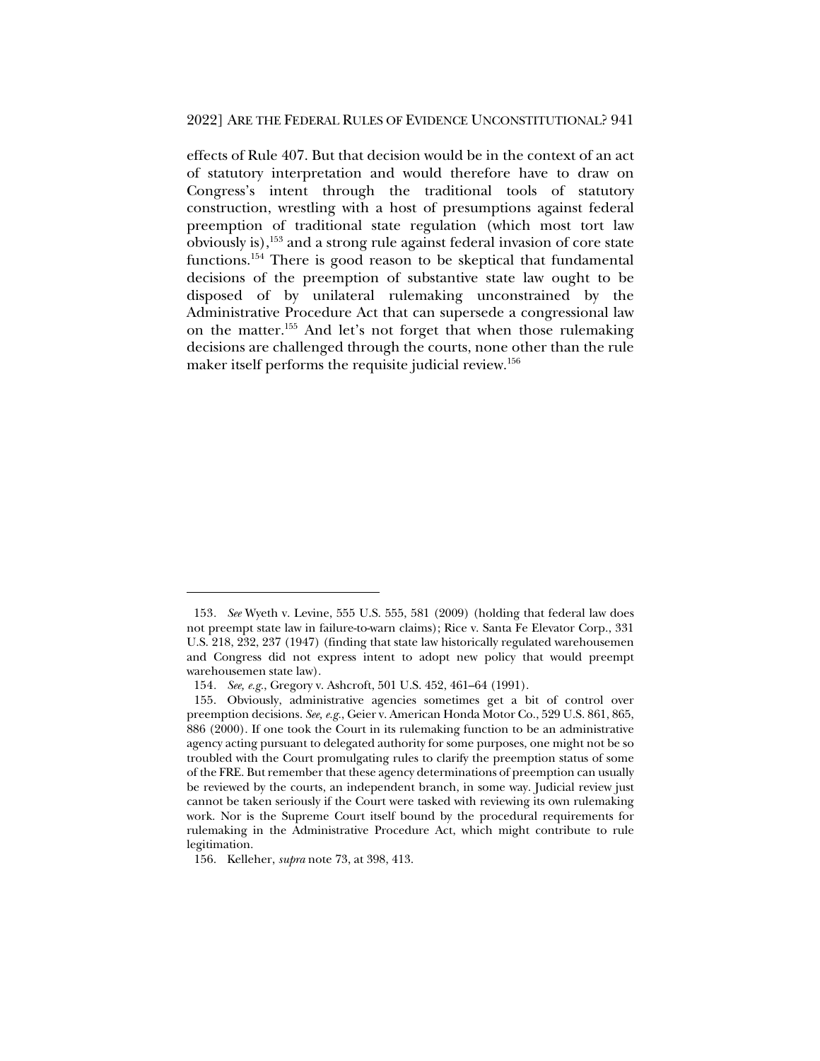effects of Rule 407. But that decision would be in the context of an act of statutory interpretation and would therefore have to draw on Congress's intent through the traditional tools of statutory construction, wrestling with a host of presumptions against federal preemption of traditional state regulation (which most tort law obviously is),[153] and a strong rule against federal invasion of core state functions.[154] There is good reason to be skeptical that fundamental decisions of the preemption of substantive state law ought to be disposed of by unilateral rulemaking unconstrained by the Administrative Procedure Act that can supersede a congressional law on the matter.[155] And let's not forget that when those rulemaking decisions are challenged through the courts, none other than the rule maker itself performs the requisite judicial review.[156]

---

153. *See* Wyeth v. Levine, 555 U.S. 555, 581 (2009) (holding that federal law does not preempt state law in failure-to-warn claims); Rice v. Santa Fe Elevator Corp., 331 U.S. 218, 232, 237 (1947) (finding that state law historically regulated warehousemen and Congress did not express intent to adopt new policy that would preempt warehousemen state law).

154. *See, e.g.*, Gregory v. Ashcroft, 501 U.S. 452, 461–64 (1991).

155. Obviously, administrative agencies sometimes get a bit of control over preemption decisions. *See, e.g.*, Geier v. American Honda Motor Co., 529 U.S. 861, 865, 886 (2000). If one took the Court in its rulemaking function to be an administrative agency acting pursuant to delegated authority for some purposes, one might not be so troubled with the Court promulgating rules to clarify the preemption status of some of the FRE. But remember that these agency determinations of preemption can usually be reviewed by the courts, an independent branch, in some way. Judicial review just cannot be taken seriously if the Court were tasked with reviewing its own rulemaking work. Nor is the Supreme Court itself bound by the procedural requirements for rulemaking in the Administrative Procedure Act, which might contribute to rule legitimation.

156. Kelleher, *supra* note 73, at 398, 413.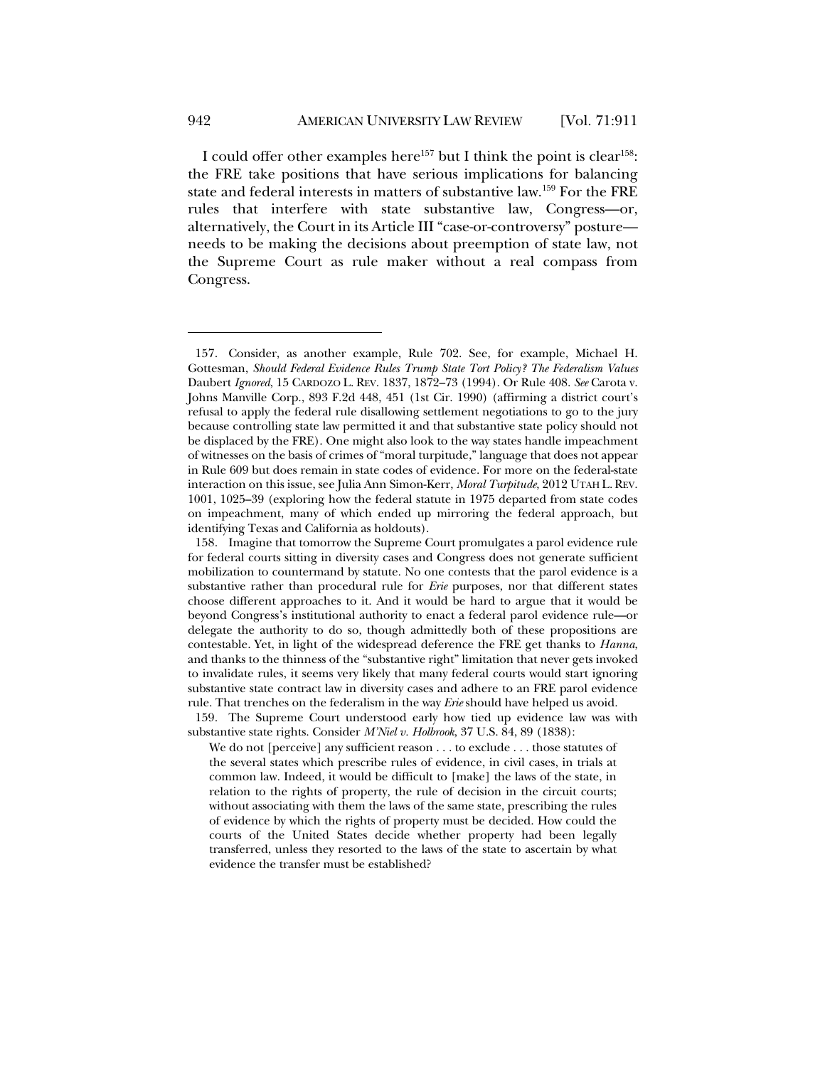I could offer other examples here[157] but I think the point is clear[158]: the FRE take positions that have serious implications for balancing state and federal interests in matters of substantive law.[159] For the FRE rules that interfere with state substantive law, Congress—or, alternatively, the Court in its Article III "case-or-controversy" posture—needs to be making the decisions about preemption of state law, not the Supreme Court as rule maker without a real compass from Congress.

---

157. Consider, as another example, Rule 702. See, for example, Michael H. Gottesman, *Should Federal Evidence Rules Trump State Tort Policy? The Federalism Values* Daubert *Ignored*, 15 CARDOZO L. REV. 1837, 1872–73 (1994). Or Rule 408. *See* Carota v. Johns Manville Corp., 893 F.2d 448, 451 (1st Cir. 1990) (affirming a district court's refusal to apply the federal rule disallowing settlement negotiations to go to the jury because controlling state law permitted it and that substantive state policy should not be displaced by the FRE). One might also look to the way states handle impeachment of witnesses on the basis of crimes of "moral turpitude," language that does not appear in Rule 609 but does remain in state codes of evidence. For more on the federal-state interaction on this issue, see Julia Ann Simon-Kerr, *Moral Turpitude*, 2012 UTAH L. REV. 1001, 1025–39 (exploring how the federal statute in 1975 departed from state codes on impeachment, many of which ended up mirroring the federal approach, but identifying Texas and California as holdouts).

158. Imagine that tomorrow the Supreme Court promulgates a parol evidence rule for federal courts sitting in diversity cases and Congress does not generate sufficient mobilization to countermand by statute. No one contests that the parol evidence is a substantive rather than procedural rule for *Erie* purposes, nor that different states choose different approaches to it. And it would be hard to argue that it would be beyond Congress's institutional authority to enact a federal parol evidence rule—or delegate the authority to do so, though admittedly both of these propositions are contestable. Yet, in light of the widespread deference the FRE get thanks to *Hanna*, and thanks to the thinness of the "substantive right" limitation that never gets invoked to invalidate rules, it seems very likely that many federal courts would start ignoring substantive state contract law in diversity cases and adhere to an FRE parol evidence rule. That trenches on the federalism in the way *Erie* should have helped us avoid.

159. The Supreme Court understood early how tied up evidence law was with substantive state rights. Consider *M'Niel v. Holbrook*, 37 U.S. 84, 89 (1838):

> We do not [perceive] any sufficient reason . . . to exclude . . . those statutes of the several states which prescribe rules of evidence, in civil cases, in trials at common law. Indeed, it would be difficult to [make] the laws of the state, in relation to the rights of property, the rule of decision in the circuit courts; without associating with them the laws of the same state, prescribing the rules of evidence by which the rights of property must be decided. How could the courts of the United States decide whether property had been legally transferred, unless they resorted to the laws of the state to ascertain by what evidence the transfer must be established?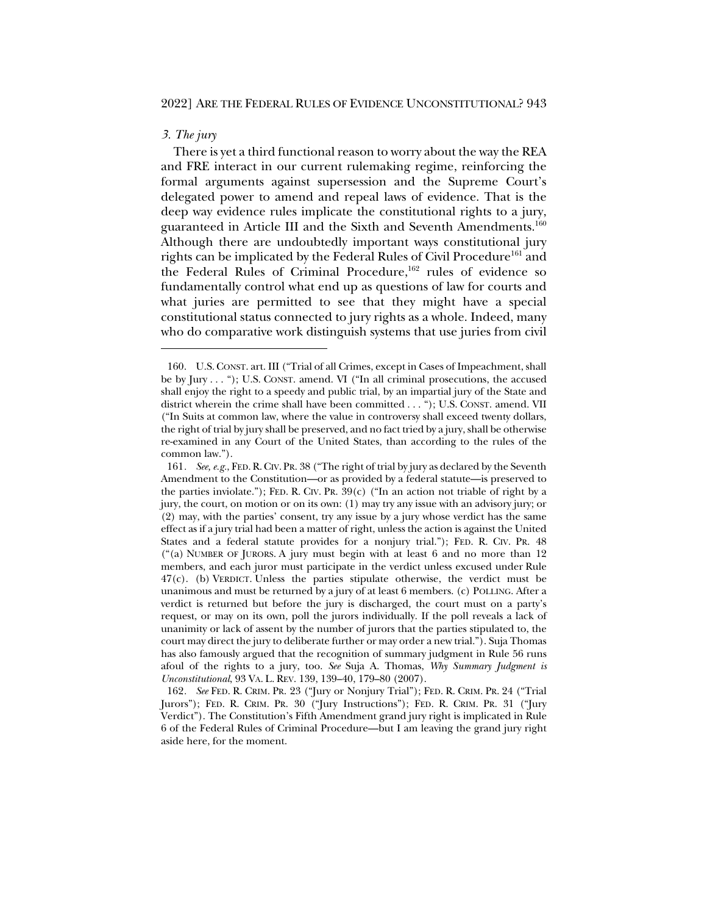### *3. The jury*

There is yet a third functional reason to worry about the way the REA and FRE interact in our current rulemaking regime, reinforcing the formal arguments against supersession and the Supreme Court's delegated power to amend and repeal laws of evidence. That is the deep way evidence rules implicate the constitutional rights to a jury, guaranteed in Article III and the Sixth and Seventh Amendments.[160] Although there are undoubtedly important ways constitutional jury rights can be implicated by the Federal Rules of Civil Procedure[161] and the Federal Rules of Criminal Procedure,[162] rules of evidence so fundamentally control what end up as questions of law for courts and what juries are permitted to see that they might have a special constitutional status connected to jury rights as a whole. Indeed, many who do comparative work distinguish systems that use juries from civil

---

160. U.S. CONST. art. III ("Trial of all Crimes, except in Cases of Impeachment, shall be by Jury . . . "); U.S. CONST. amend. VI ("In all criminal prosecutions, the accused shall enjoy the right to a speedy and public trial, by an impartial jury of the State and district wherein the crime shall have been committed . . . "); U.S. CONST. amend. VII ("In Suits at common law, where the value in controversy shall exceed twenty dollars, the right of trial by jury shall be preserved, and no fact tried by a jury, shall be otherwise re-examined in any Court of the United States, than according to the rules of the common law.").

161. *See, e.g.*, FED. R. CIV. PR. 38 ("The right of trial by jury as declared by the Seventh Amendment to the Constitution—or as provided by a federal statute—is preserved to the parties inviolate."); FED. R. CIV. PR. 39(c) ("In an action not triable of right by a jury, the court, on motion or on its own: (1) may try any issue with an advisory jury; or (2) may, with the parties' consent, try any issue by a jury whose verdict has the same effect as if a jury trial had been a matter of right, unless the action is against the United States and a federal statute provides for a nonjury trial."); FED. R. CIV. PR. 48 ("(a) NUMBER OF JURORS. A jury must begin with at least 6 and no more than 12 members, and each juror must participate in the verdict unless excused under Rule 47(c). (b) VERDICT. Unless the parties stipulate otherwise, the verdict must be unanimous and must be returned by a jury of at least 6 members. (c) POLLING. After a verdict is returned but before the jury is discharged, the court must on a party's request, or may on its own, poll the jurors individually. If the poll reveals a lack of unanimity or lack of assent by the number of jurors that the parties stipulated to, the court may direct the jury to deliberate further or may order a new trial."). Suja Thomas has also famously argued that the recognition of summary judgment in Rule 56 runs afoul of the rights to a jury, too. *See* Suja A. Thomas, *Why Summary Judgment is Unconstitutional*, 93 VA. L. REV. 139, 139–40, 179–80 (2007).

162. *See* FED. R. CRIM. PR. 23 ("Jury or Nonjury Trial"); FED. R. CRIM. PR. 24 ("Trial Jurors"); FED. R. CRIM. PR. 30 ("Jury Instructions"); FED. R. CRIM. PR. 31 ("Jury Verdict"). The Constitution's Fifth Amendment grand jury right is implicated in Rule 6 of the Federal Rules of Criminal Procedure—but I am leaving the grand jury right aside here, for the moment.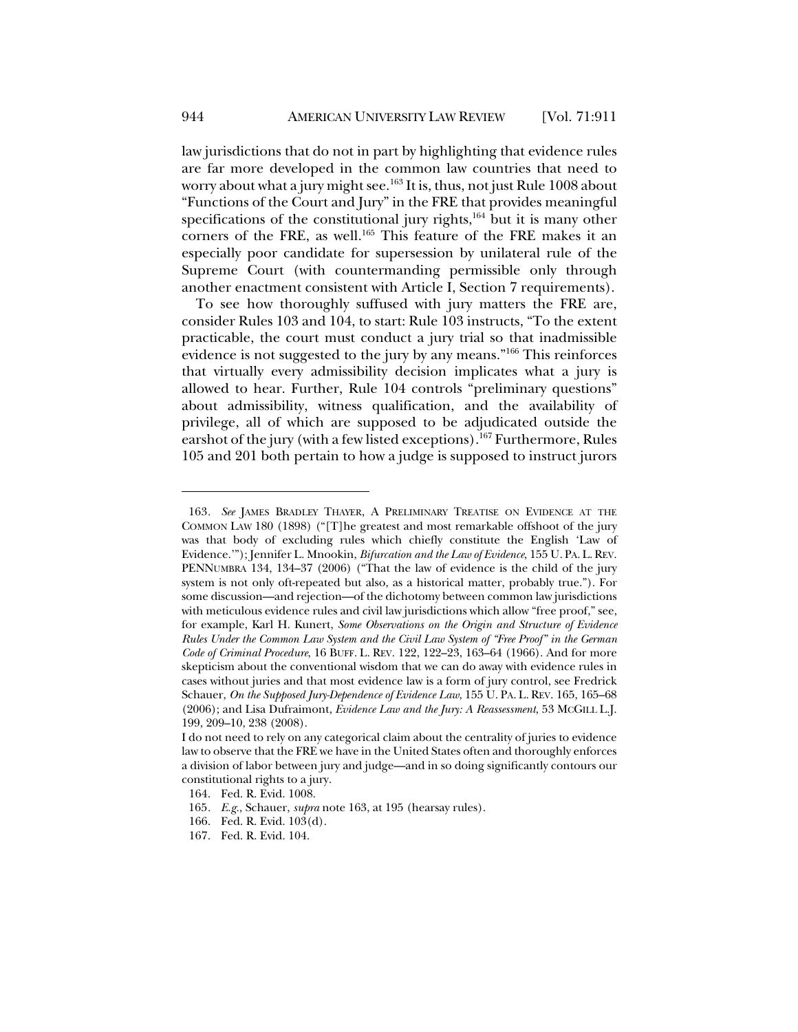law jurisdictions that do not in part by highlighting that evidence rules are far more developed in the common law countries that need to worry about what a jury might see.[163] It is, thus, not just Rule 1008 about "Functions of the Court and Jury" in the FRE that provides meaningful specifications of the constitutional jury rights,[164] but it is many other corners of the FRE, as well.[165] This feature of the FRE makes it an especially poor candidate for supersession by unilateral rule of the Supreme Court (with countermanding permissible only through another enactment consistent with Article I, Section 7 requirements).

To see how thoroughly suffused with jury matters the FRE are, consider Rules 103 and 104, to start: Rule 103 instructs, "To the extent practicable, the court must conduct a jury trial so that inadmissible evidence is not suggested to the jury by any means."[166] This reinforces that virtually every admissibility decision implicates what a jury is allowed to hear. Further, Rule 104 controls "preliminary questions" about admissibility, witness qualification, and the availability of privilege, all of which are supposed to be adjudicated outside the earshot of the jury (with a few listed exceptions).[167] Furthermore, Rules 105 and 201 both pertain to how a judge is supposed to instruct jurors

---

163. *See* JAMES BRADLEY THAYER, A PRELIMINARY TREATISE ON EVIDENCE AT THE COMMON LAW 180 (1898) ("[T]he greatest and most remarkable offshoot of the jury was that body of excluding rules which chiefly constitute the English 'Law of Evidence.'"); Jennifer L. Mnookin, *Bifurcation and the Law of Evidence*, 155 U. PA. L. REV. PENNUMBRA 134, 134–37 (2006) ("That the law of evidence is the child of the jury system is not only oft-repeated but also, as a historical matter, probably true."). For some discussion—and rejection—of the dichotomy between common law jurisdictions with meticulous evidence rules and civil law jurisdictions which allow "free proof," see, for example, Karl H. Kunert, *Some Observations on the Origin and Structure of Evidence Rules Under the Common Law System and the Civil Law System of "Free Proof" in the German Code of Criminal Procedure*, 16 BUFF. L. REV. 122, 122–23, 163–64 (1966). And for more skepticism about the conventional wisdom that we can do away with evidence rules in cases without juries and that most evidence law is a form of jury control, see Fredrick Schauer, *On the Supposed Jury-Dependence of Evidence Law*, 155 U. PA. L. REV. 165, 165–68 (2006); and Lisa Dufraimont, *Evidence Law and the Jury: A Reassessment*, 53 MCGILL L.J. 199, 209–10, 238 (2008).

I do not need to rely on any categorical claim about the centrality of juries to evidence law to observe that the FRE we have in the United States often and thoroughly enforces a division of labor between jury and judge—and in so doing significantly contours our constitutional rights to a jury.

164. Fed. R. Evid. 1008.

165. *E.g.*, Schauer, *supra* note 163, at 195 (hearsay rules).

166. Fed. R. Evid. 103(d).

167. Fed. R. Evid. 104.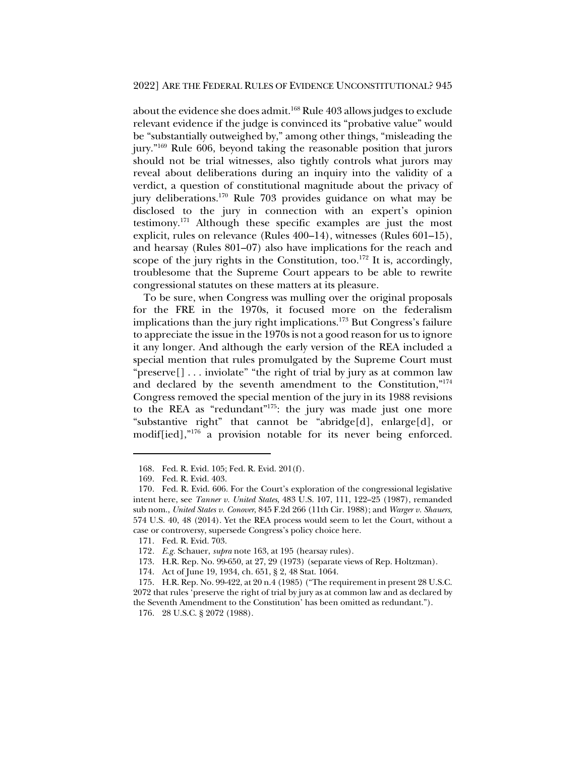about the evidence she does admit.[168] Rule 403 allows judges to exclude relevant evidence if the judge is convinced its "probative value" would be "substantially outweighed by," among other things, "misleading the jury."[169] Rule 606, beyond taking the reasonable position that jurors should not be trial witnesses, also tightly controls what jurors may reveal about deliberations during an inquiry into the validity of a verdict, a question of constitutional magnitude about the privacy of jury deliberations.[170] Rule 703 provides guidance on what may be disclosed to the jury in connection with an expert's opinion testimony.[171] Although these specific examples are just the most explicit, rules on relevance (Rules 400–14), witnesses (Rules 601–15), and hearsay (Rules 801–07) also have implications for the reach and scope of the jury rights in the Constitution, too.[172] It is, accordingly, troublesome that the Supreme Court appears to be able to rewrite congressional statutes on these matters at its pleasure.

To be sure, when Congress was mulling over the original proposals for the FRE in the 1970s, it focused more on the federalism implications than the jury right implications.[173] But Congress's failure to appreciate the issue in the 1970s is not a good reason for us to ignore it any longer. And although the early version of the REA included a special mention that rules promulgated by the Supreme Court must "preserve[] . . . inviolate" "the right of trial by jury as at common law and declared by the seventh amendment to the Constitution,"[174] Congress removed the special mention of the jury in its 1988 revisions to the REA as "redundant"[175]: the jury was made just one more "substantive right" that cannot be "abridge[d], enlarge[d], or modif[ied],"[176] a provision notable for its never being enforced.

---

168. Fed. R. Evid. 105; Fed. R. Evid. 201(f).

169. Fed. R. Evid. 403.

170. Fed. R. Evid. 606. For the Court's exploration of the congressional legislative intent here, see *Tanner v. United States*, 483 U.S. 107, 111, 122–25 (1987), remanded sub nom., *United States v. Conover*, 845 F.2d 266 (11th Cir. 1988); and *Warger v. Shauers*, 574 U.S. 40, 48 (2014). Yet the REA process would seem to let the Court, without a case or controversy, supersede Congress's policy choice here.

171. Fed. R. Evid. 703.

172. *E.g.* Schauer, *supra* note 163, at 195 (hearsay rules).

173. H.R. Rep. No. 99-650, at 27, 29 (1973) (separate views of Rep. Holtzman).

174. Act of June 19, 1934, ch. 651, § 2, 48 Stat. 1064.

175. H.R. Rep. No. 99-422, at 20 n.4 (1985) ("The requirement in present 28 U.S.C. 2072 that rules 'preserve the right of trial by jury as at common law and as declared by the Seventh Amendment to the Constitution' has been omitted as redundant.").

176. 28 U.S.C. § 2072 (1988).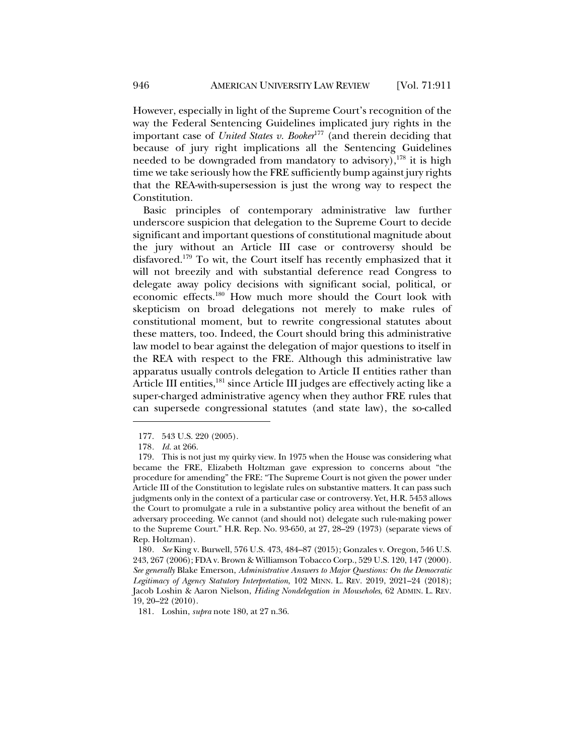However, especially in light of the Supreme Court's recognition of the way the Federal Sentencing Guidelines implicated jury rights in the important case of *United States v. Booker*[177] (and therein deciding that because of jury right implications all the Sentencing Guidelines needed to be downgraded from mandatory to advisory),[178] it is high time we take seriously how the FRE sufficiently bump against jury rights that the REA-with-supersession is just the wrong way to respect the Constitution.

Basic principles of contemporary administrative law further underscore suspicion that delegation to the Supreme Court to decide significant and important questions of constitutional magnitude about the jury without an Article III case or controversy should be disfavored.[179] To wit, the Court itself has recently emphasized that it will not breezily and with substantial deference read Congress to delegate away policy decisions with significant social, political, or economic effects.[180] How much more should the Court look with skepticism on broad delegations not merely to make rules of constitutional moment, but to rewrite congressional statutes about these matters, too. Indeed, the Court should bring this administrative law model to bear against the delegation of major questions to itself in the REA with respect to the FRE. Although this administrative law apparatus usually controls delegation to Article II entities rather than Article III entities,[181] since Article III judges are effectively acting like a super-charged administrative agency when they author FRE rules that can supersede congressional statutes (and state law), the so-called

---

177. 543 U.S. 220 (2005).

178. *Id.* at 266.

179. This is not just my quirky view. In 1975 when the House was considering what became the FRE, Elizabeth Holtzman gave expression to concerns about "the procedure for amending" the FRE: "The Supreme Court is not given the power under Article III of the Constitution to legislate rules on substantive matters. It can pass such judgments only in the context of a particular case or controversy. Yet, H.R. 5453 allows the Court to promulgate a rule in a substantive policy area without the benefit of an adversary proceeding. We cannot (and should not) delegate such rule-making power to the Supreme Court." H.R. Rep. No. 93-650, at 27, 28–29 (1973) (separate views of Rep. Holtzman).

180. *See* King v. Burwell, 576 U.S. 473, 484–87 (2015); Gonzales v. Oregon, 546 U.S. 243, 267 (2006); FDA v. Brown & Williamson Tobacco Corp., 529 U.S. 120, 147 (2000). *See generally* Blake Emerson, *Administrative Answers to Major Questions: On the Democratic Legitimacy of Agency Statutory Interpretation*, 102 MINN. L. REV. 2019, 2021–24 (2018); Jacob Loshin & Aaron Nielson, *Hiding Nondelegation in Mouseholes*, 62 ADMIN. L. REV. 19, 20–22 (2010).

181. Loshin, *supra* note 180, at 27 n.36.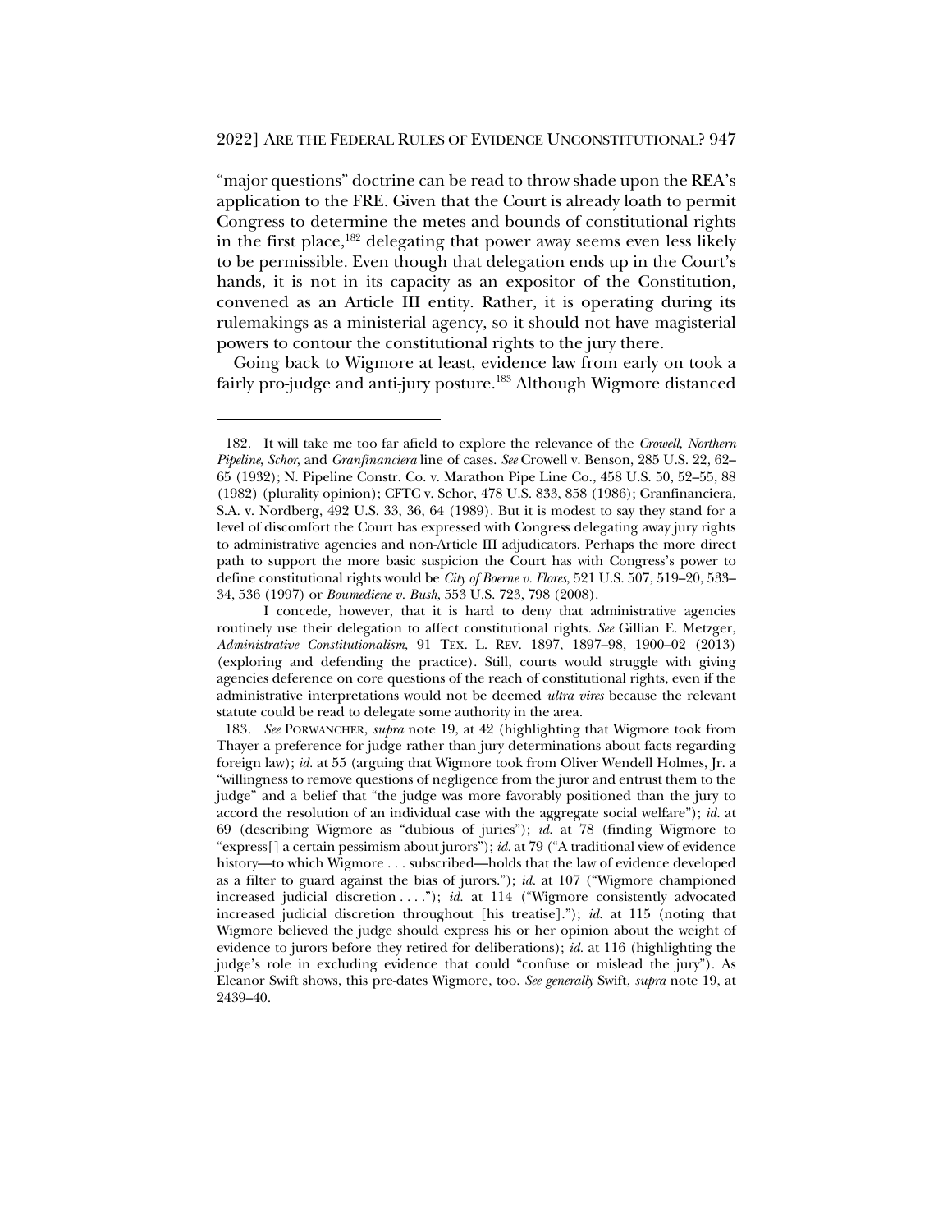"major questions" doctrine can be read to throw shade upon the REA's application to the FRE. Given that the Court is already loath to permit Congress to determine the metes and bounds of constitutional rights in the first place,[182] delegating that power away seems even less likely to be permissible. Even though that delegation ends up in the Court's hands, it is not in its capacity as an expositor of the Constitution, convened as an Article III entity. Rather, it is operating during its rulemakings as a ministerial agency, so it should not have magisterial powers to contour the constitutional rights to the jury there.

Going back to Wigmore at least, evidence law from early on took a fairly pro-judge and anti-jury posture.[183] Although Wigmore distanced

---

182. It will take me too far afield to explore the relevance of the *Crowell*, *Northern Pipeline*, *Schor*, and *Granfinanciera* line of cases. *See* Crowell v. Benson, 285 U.S. 22, 62–65 (1932); N. Pipeline Constr. Co. v. Marathon Pipe Line Co., 458 U.S. 50, 52–55, 88 (1982) (plurality opinion); CFTC v. Schor, 478 U.S. 833, 858 (1986); Granfinanciera, S.A. v. Nordberg, 492 U.S. 33, 36, 64 (1989). But it is modest to say they stand for a level of discomfort the Court has expressed with Congress delegating away jury rights to administrative agencies and non-Article III adjudicators. Perhaps the more direct path to support the more basic suspicion the Court has with Congress's power to define constitutional rights would be *City of Boerne v. Flores*, 521 U.S. 507, 519–20, 533–34, 536 (1997) or *Boumediene v. Bush*, 553 U.S. 723, 798 (2008).

I concede, however, that it is hard to deny that administrative agencies routinely use their delegation to affect constitutional rights. *See* Gillian E. Metzger, *Administrative Constitutionalism*, 91 TEX. L. REV. 1897, 1897–98, 1900–02 (2013) (exploring and defending the practice). Still, courts would struggle with giving agencies deference on core questions of the reach of constitutional rights, even if the administrative interpretations would not be deemed *ultra vires* because the relevant statute could be read to delegate some authority in the area.

183. *See* PORWANCHER, *supra* note 19, at 42 (highlighting that Wigmore took from Thayer a preference for judge rather than jury determinations about facts regarding foreign law); *id.* at 55 (arguing that Wigmore took from Oliver Wendell Holmes, Jr. a "willingness to remove questions of negligence from the juror and entrust them to the judge" and a belief that "the judge was more favorably positioned than the jury to accord the resolution of an individual case with the aggregate social welfare"); *id.* at 69 (describing Wigmore as "dubious of juries"); *id.* at 78 (finding Wigmore to "express[] a certain pessimism about jurors"); *id.* at 79 ("A traditional view of evidence history—to which Wigmore . . . subscribed—holds that the law of evidence developed as a filter to guard against the bias of jurors."); *id.* at 107 ("Wigmore championed increased judicial discretion . . . ."); *id.* at 114 ("Wigmore consistently advocated increased judicial discretion throughout [his treatise]."); *id.* at 115 (noting that Wigmore believed the judge should express his or her opinion about the weight of evidence to jurors before they retired for deliberations); *id.* at 116 (highlighting the judge's role in excluding evidence that could "confuse or mislead the jury"). As Eleanor Swift shows, this pre-dates Wigmore, too. *See generally* Swift, *supra* note 19, at 2439–40.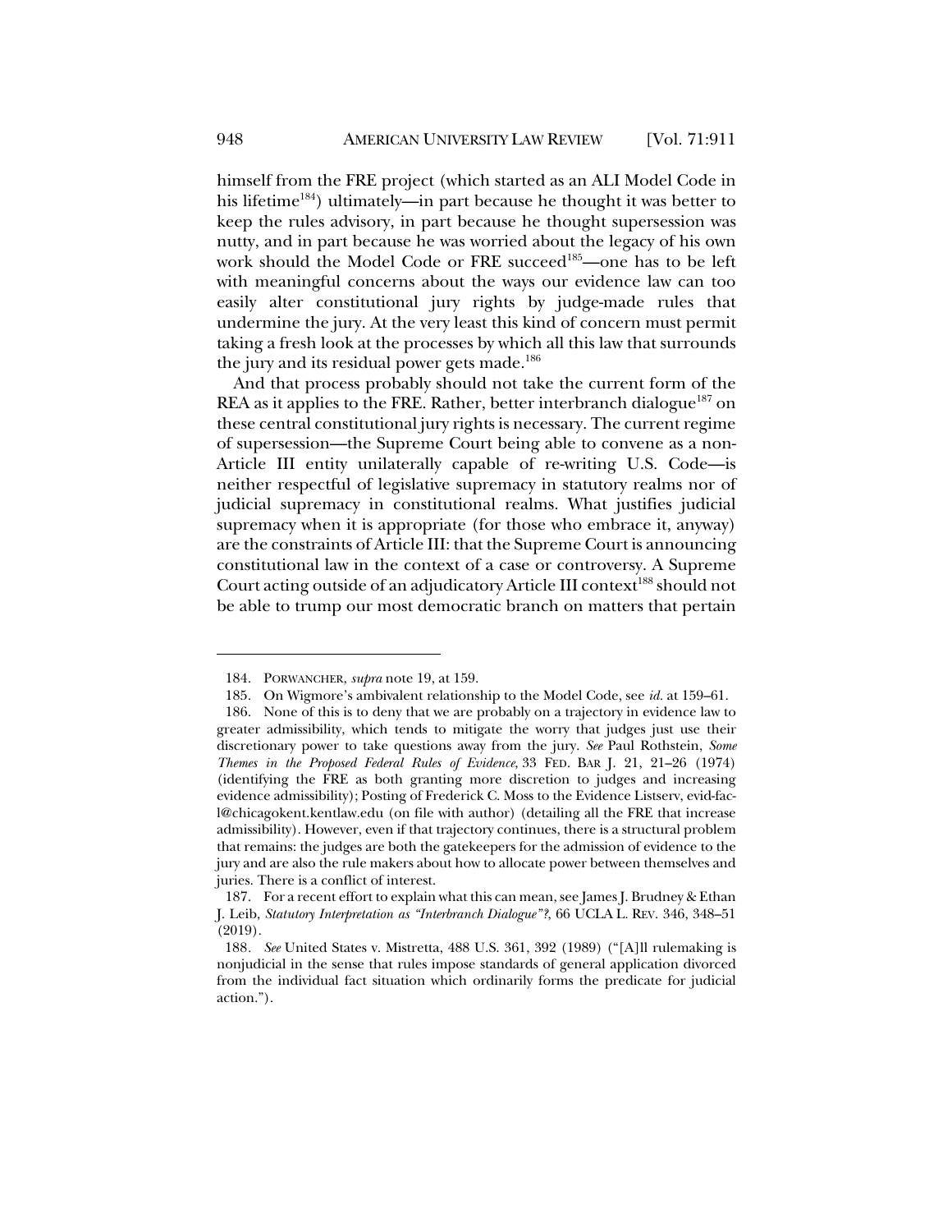himself from the FRE project (which started as an ALI Model Code in his lifetime[184]) ultimately—in part because he thought it was better to keep the rules advisory, in part because he thought supersession was nutty, and in part because he was worried about the legacy of his own work should the Model Code or FRE succeed[185]—one has to be left with meaningful concerns about the ways our evidence law can too easily alter constitutional jury rights by judge-made rules that undermine the jury. At the very least this kind of concern must permit taking a fresh look at the processes by which all this law that surrounds the jury and its residual power gets made.[186]

And that process probably should not take the current form of the REA as it applies to the FRE. Rather, better interbranch dialogue[187] on these central constitutional jury rights is necessary. The current regime of supersession—the Supreme Court being able to convene as a non-Article III entity unilaterally capable of re-writing U.S. Code—is neither respectful of legislative supremacy in statutory realms nor of judicial supremacy in constitutional realms. What justifies judicial supremacy when it is appropriate (for those who embrace it, anyway) are the constraints of Article III: that the Supreme Court is announcing constitutional law in the context of a case or controversy. A Supreme Court acting outside of an adjudicatory Article III context[188] should not be able to trump our most democratic branch on matters that pertain

---

184. PORWANCHER, *supra* note 19, at 159.

185. On Wigmore's ambivalent relationship to the Model Code, see *id.* at 159–61.

186. None of this is to deny that we are probably on a trajectory in evidence law to greater admissibility, which tends to mitigate the worry that judges just use their discretionary power to take questions away from the jury. *See* Paul Rothstein, *Some Themes in the Proposed Federal Rules of Evidence*, 33 FED. BAR J. 21, 21–26 (1974) (identifying the FRE as both granting more discretion to judges and increasing evidence admissibility); Posting of Frederick C. Moss to the Evidence Listserv, evid-fac-l@chicagokent.kentlaw.edu (on file with author) (detailing all the FRE that increase admissibility). However, even if that trajectory continues, there is a structural problem that remains: the judges are both the gatekeepers for the admission of evidence to the jury and are also the rule makers about how to allocate power between themselves and juries. There is a conflict of interest.

187. For a recent effort to explain what this can mean, see James J. Brudney & Ethan J. Leib, *Statutory Interpretation as "Interbranch Dialogue"?*, 66 UCLA L. REV. 346, 348–51 (2019).

188. *See* United States v. Mistretta, 488 U.S. 361, 392 (1989) ("[A]ll rulemaking is nonjudicial in the sense that rules impose standards of general application divorced from the individual fact situation which ordinarily forms the predicate for judicial action.").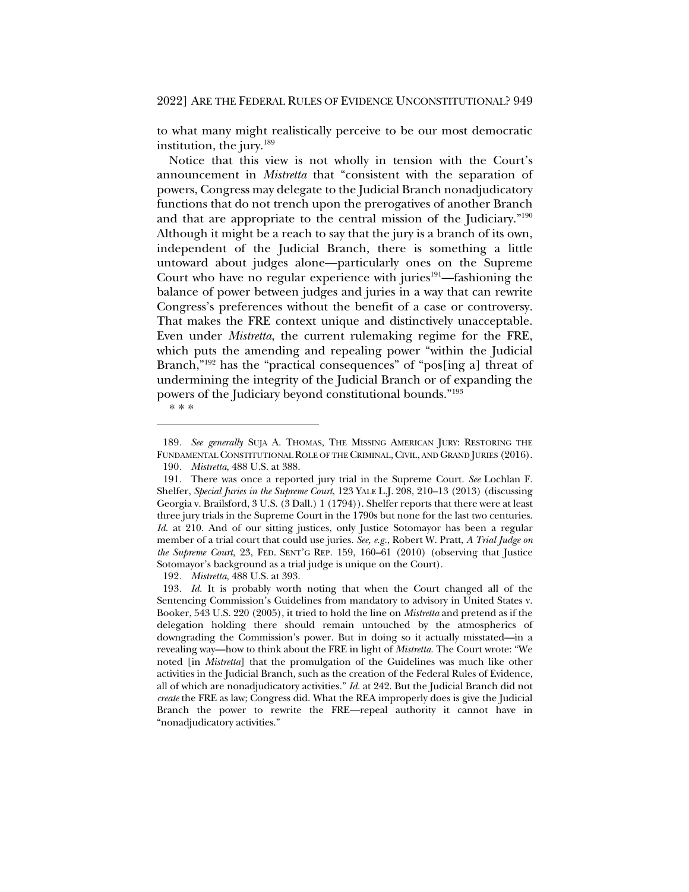to what many might realistically perceive to be our most democratic institution, the jury.[189]

Notice that this view is not wholly in tension with the Court's announcement in *Mistretta* that "consistent with the separation of powers, Congress may delegate to the Judicial Branch nonadjudicatory functions that do not trench upon the prerogatives of another Branch and that are appropriate to the central mission of the Judiciary."[190] Although it might be a reach to say that the jury is a branch of its own, independent of the Judicial Branch, there is something a little untoward about judges alone—particularly ones on the Supreme Court who have no regular experience with juries[191]—fashioning the balance of power between judges and juries in a way that can rewrite Congress's preferences without the benefit of a case or controversy. That makes the FRE context unique and distinctively unacceptable. Even under *Mistretta*, the current rulemaking regime for the FRE, which puts the amending and repealing power "within the Judicial Branch,"[192] has the "practical consequences" of "pos[ing a] threat of undermining the integrity of the Judicial Branch or of expanding the powers of the Judiciary beyond constitutional bounds."[193]

\* \* \*

---

189. *See generally* SUJA A. THOMAS, THE MISSING AMERICAN JURY: RESTORING THE FUNDAMENTAL CONSTITUTIONAL ROLE OF THE CRIMINAL, CIVIL, AND GRAND JURIES (2016).

190. *Mistretta*, 488 U.S. at 388.

191. There was once a reported jury trial in the Supreme Court. *See* Lochlan F. Shelfer, *Special Juries in the Supreme Court*, 123 YALE L.J. 208, 210–13 (2013) (discussing Georgia v. Brailsford, 3 U.S. (3 Dall.) 1 (1794)). Shelfer reports that there were at least three jury trials in the Supreme Court in the 1790s but none for the last two centuries. *Id.* at 210. And of our sitting justices, only Justice Sotomayor has been a regular member of a trial court that could use juries. *See, e.g.*, Robert W. Pratt, *A Trial Judge on the Supreme Court*, 23, FED. SENT'G REP. 159, 160–61 (2010) (observing that Justice Sotomayor's background as a trial judge is unique on the Court).

192. *Mistretta*, 488 U.S. at 393.

193. *Id.* It is probably worth noting that when the Court changed all of the Sentencing Commission's Guidelines from mandatory to advisory in United States v. Booker, 543 U.S. 220 (2005), it tried to hold the line on *Mistretta* and pretend as if the delegation holding there should remain untouched by the atmospherics of downgrading the Commission's power. But in doing so it actually misstated—in a revealing way—how to think about the FRE in light of *Mistretta*. The Court wrote: "We noted [in *Mistretta*] that the promulgation of the Guidelines was much like other activities in the Judicial Branch, such as the creation of the Federal Rules of Evidence, all of which are nonadjudicatory activities." *Id.* at 242. But the Judicial Branch did not *create* the FRE as law; Congress did. What the REA improperly does is give the Judicial Branch the power to rewrite the FRE—repeal authority it cannot have in "nonadjudicatory activities."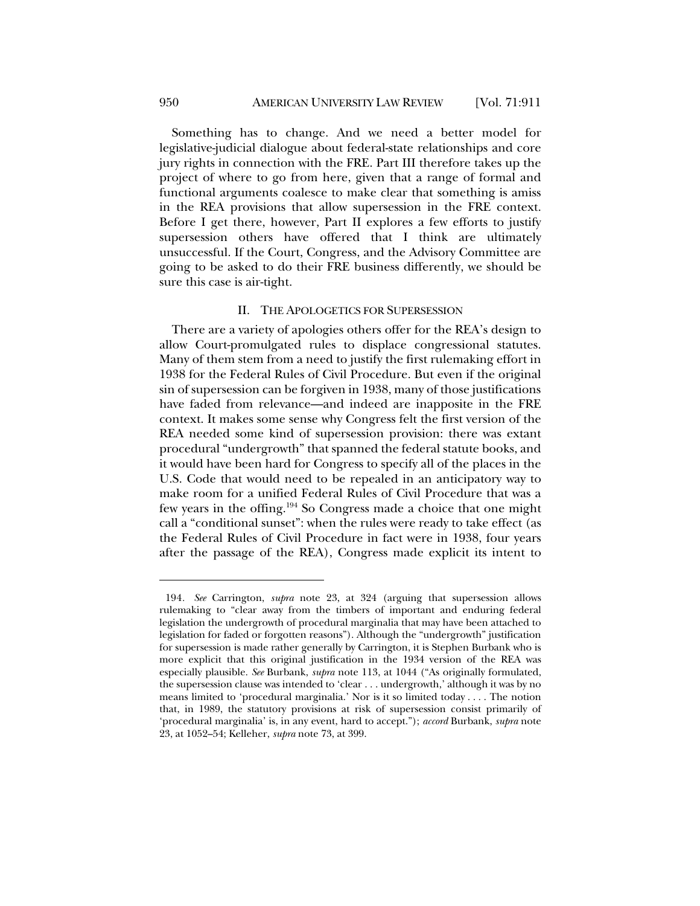Something has to change. And we need a better model for legislative-judicial dialogue about federal-state relationships and core jury rights in connection with the FRE. Part III therefore takes up the project of where to go from here, given that a range of formal and functional arguments coalesce to make clear that something is amiss in the REA provisions that allow supersession in the FRE context. Before I get there, however, Part II explores a few efforts to justify supersession others have offered that I think are ultimately unsuccessful. If the Court, Congress, and the Advisory Committee are going to be asked to do their FRE business differently, we should be sure this case is air-tight.

## II. THE APOLOGETICS FOR SUPERSESSION

There are a variety of apologies others offer for the REA's design to allow Court-promulgated rules to displace congressional statutes. Many of them stem from a need to justify the first rulemaking effort in 1938 for the Federal Rules of Civil Procedure. But even if the original sin of supersession can be forgiven in 1938, many of those justifications have faded from relevance—and indeed are inapposite in the FRE context. It makes some sense why Congress felt the first version of the REA needed some kind of supersession provision: there was extant procedural "undergrowth" that spanned the federal statute books, and it would have been hard for Congress to specify all of the places in the U.S. Code that would need to be repealed in an anticipatory way to make room for a unified Federal Rules of Civil Procedure that was a few years in the offing.[194] So Congress made a choice that one might call a "conditional sunset": when the rules were ready to take effect (as the Federal Rules of Civil Procedure in fact were in 1938, four years after the passage of the REA), Congress made explicit its intent to

---

194. *See* Carrington, *supra* note 23, at 324 (arguing that supersession allows rulemaking to "clear away from the timbers of important and enduring federal legislation the undergrowth of procedural marginalia that may have been attached to legislation for faded or forgotten reasons"). Although the "undergrowth" justification for supersession is made rather generally by Carrington, it is Stephen Burbank who is more explicit that this original justification in the 1934 version of the REA was especially plausible. *See* Burbank, *supra* note 113, at 1044 ("As originally formulated, the supersession clause was intended to 'clear . . . undergrowth,' although it was by no means limited to 'procedural marginalia.' Nor is it so limited today . . . . The notion that, in 1989, the statutory provisions at risk of supersession consist primarily of 'procedural marginalia' is, in any event, hard to accept."); *accord* Burbank, *supra* note 23, at 1052–54; Kelleher, *supra* note 73, at 399.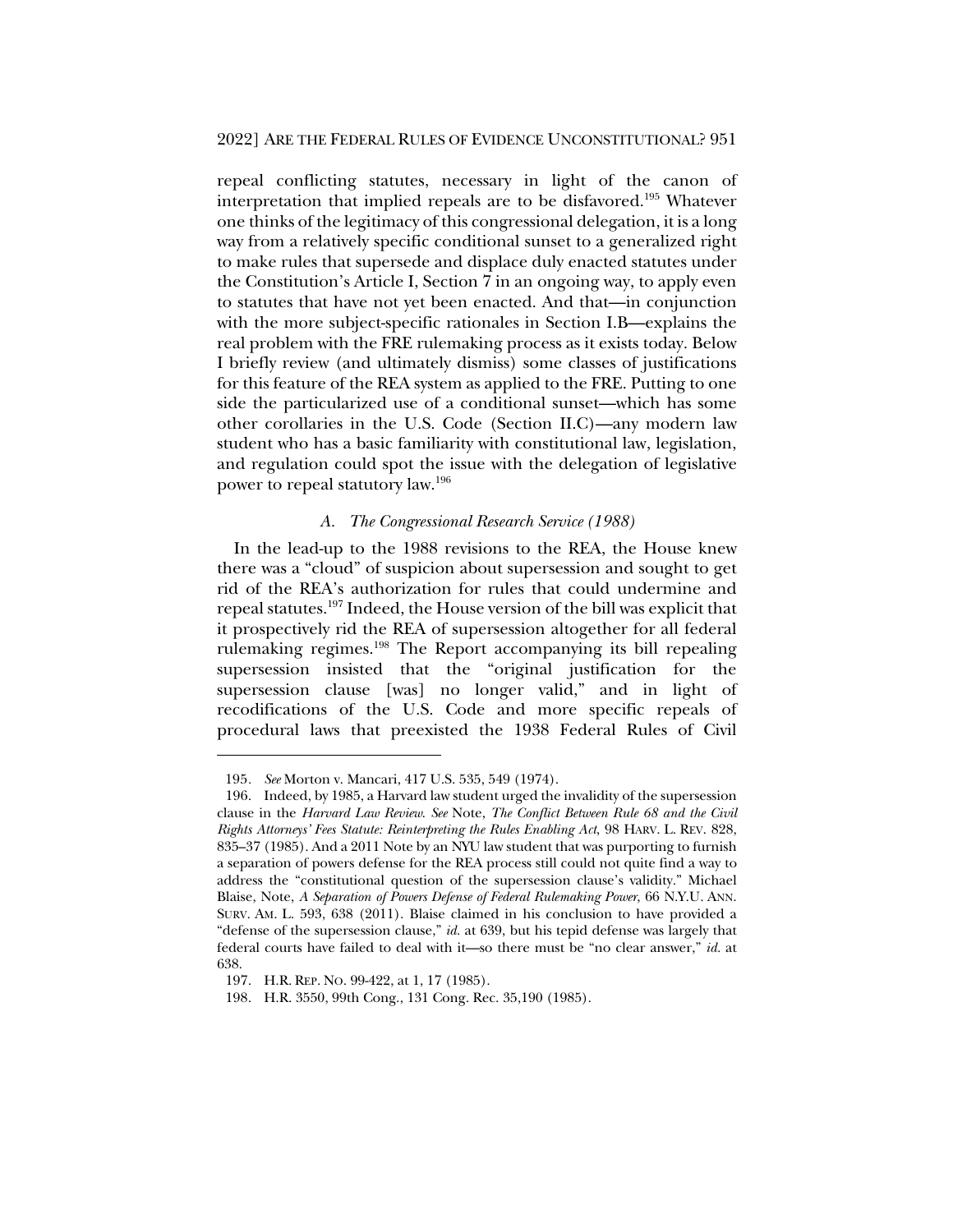repeal conflicting statutes, necessary in light of the canon of interpretation that implied repeals are to be disfavored.[195] Whatever one thinks of the legitimacy of this congressional delegation, it is a long way from a relatively specific conditional sunset to a generalized right to make rules that supersede and displace duly enacted statutes under the Constitution's Article I, Section 7 in an ongoing way, to apply even to statutes that have not yet been enacted. And that—in conjunction with the more subject-specific rationales in Section I.B—explains the real problem with the FRE rulemaking process as it exists today. Below I briefly review (and ultimately dismiss) some classes of justifications for this feature of the REA system as applied to the FRE. Putting to one side the particularized use of a conditional sunset—which has some other corollaries in the U.S. Code (Section II.C)—any modern law student who has a basic familiarity with constitutional law, legislation, and regulation could spot the issue with the delegation of legislative power to repeal statutory law.[196]

### *A. The Congressional Research Service (1988)*

In the lead-up to the 1988 revisions to the REA, the House knew there was a "cloud" of suspicion about supersession and sought to get rid of the REA's authorization for rules that could undermine and repeal statutes.[197] Indeed, the House version of the bill was explicit that it prospectively rid the REA of supersession altogether for all federal rulemaking regimes.[198] The Report accompanying its bill repealing supersession insisted that the "original justification for the supersession clause [was] no longer valid," and in light of recodifications of the U.S. Code and more specific repeals of procedural laws that preexisted the 1938 Federal Rules of Civil

---

195. *See* Morton v. Mancari, 417 U.S. 535, 549 (1974).

196. Indeed, by 1985, a Harvard law student urged the invalidity of the supersession clause in the *Harvard Law Review*. *See* Note, *The Conflict Between Rule 68 and the Civil Rights Attorneys' Fees Statute: Reinterpreting the Rules Enabling Act*, 98 HARV. L. REV. 828, 835–37 (1985). And a 2011 Note by an NYU law student that was purporting to furnish a separation of powers defense for the REA process still could not quite find a way to address the "constitutional question of the supersession clause's validity." Michael Blaise, Note, *A Separation of Powers Defense of Federal Rulemaking Power*, 66 N.Y.U. ANN. SURV. AM. L. 593, 638 (2011). Blaise claimed in his conclusion to have provided a "defense of the supersession clause," *id.* at 639, but his tepid defense was largely that federal courts have failed to deal with it—so there must be "no clear answer," *id.* at 638.

197. H.R. REP. NO. 99-422, at 1, 17 (1985).

198. H.R. 3550, 99th Cong., 131 Cong. Rec. 35,190 (1985).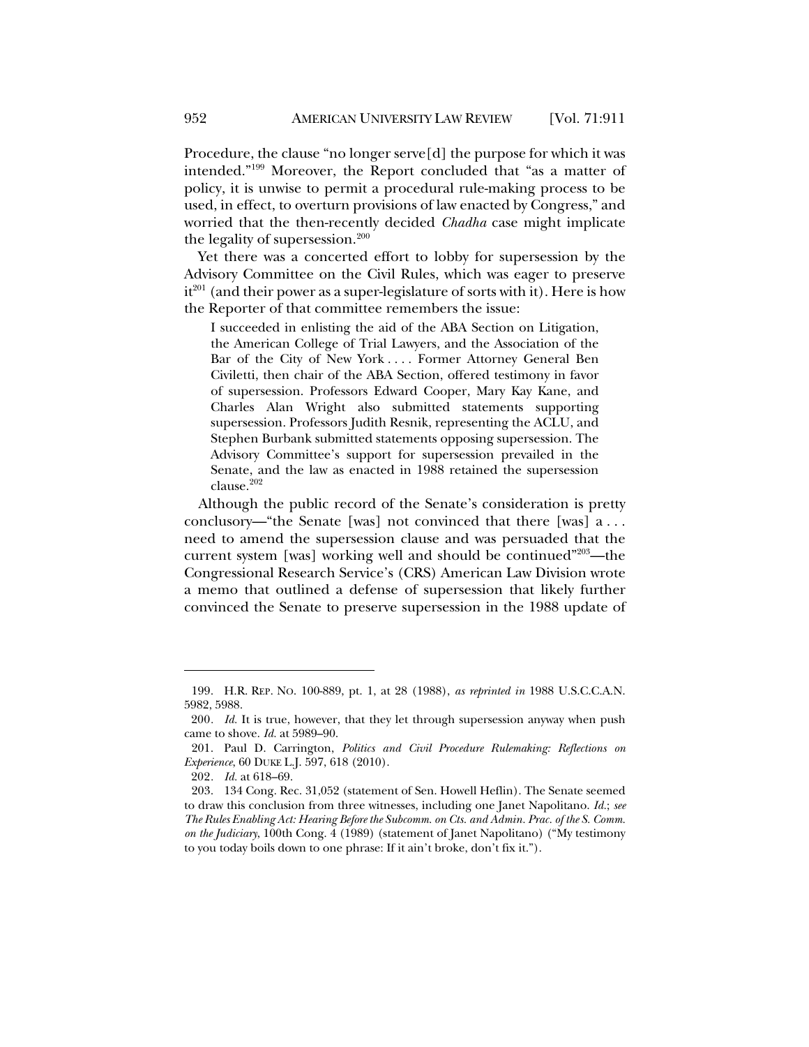Procedure, the clause "no longer serve[d] the purpose for which it was intended."[199] Moreover, the Report concluded that "as a matter of policy, it is unwise to permit a procedural rule-making process to be used, in effect, to overturn provisions of law enacted by Congress," and worried that the then-recently decided *Chadha* case might implicate the legality of supersession.[200]

Yet there was a concerted effort to lobby for supersession by the Advisory Committee on the Civil Rules, which was eager to preserve it[201] (and their power as a super-legislature of sorts with it). Here is how the Reporter of that committee remembers the issue:

> I succeeded in enlisting the aid of the ABA Section on Litigation, the American College of Trial Lawyers, and the Association of the Bar of the City of New York . . . . Former Attorney General Ben Civiletti, then chair of the ABA Section, offered testimony in favor of supersession. Professors Edward Cooper, Mary Kay Kane, and Charles Alan Wright also submitted statements supporting supersession. Professors Judith Resnik, representing the ACLU, and Stephen Burbank submitted statements opposing supersession. The Advisory Committee's support for supersession prevailed in the Senate, and the law as enacted in 1988 retained the supersession clause.[202]

Although the public record of the Senate's consideration is pretty conclusory—"the Senate [was] not convinced that there [was] a . . . need to amend the supersession clause and was persuaded that the current system [was] working well and should be continued"[203]—the Congressional Research Service's (CRS) American Law Division wrote a memo that outlined a defense of supersession that likely further convinced the Senate to preserve supersession in the 1988 update of

---

199. H.R. REP. NO. 100-889, pt. 1, at 28 (1988), *as reprinted in* 1988 U.S.C.C.A.N. 5982, 5988.

200. *Id.* It is true, however, that they let through supersession anyway when push came to shove. *Id.* at 5989–90.

201. Paul D. Carrington, *Politics and Civil Procedure Rulemaking: Reflections on Experience*, 60 DUKE L.J. 597, 618 (2010).

202. *Id.* at 618–69.

203. 134 Cong. Rec. 31,052 (statement of Sen. Howell Heflin). The Senate seemed to draw this conclusion from three witnesses, including one Janet Napolitano. *Id.*; *see The Rules Enabling Act: Hearing Before the Subcomm. on Cts. and Admin. Prac. of the S. Comm. on the Judiciary*, 100th Cong. 4 (1989) (statement of Janet Napolitano) ("My testimony to you today boils down to one phrase: If it ain't broke, don't fix it.").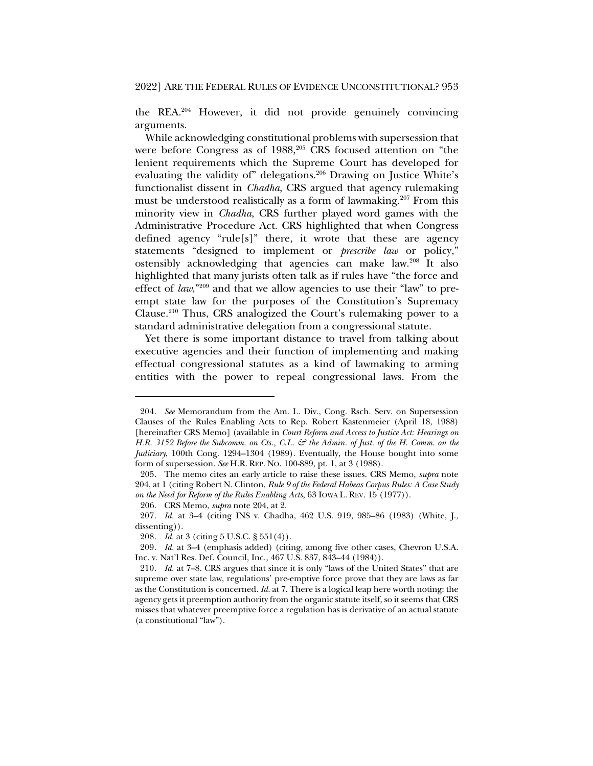the REA.[204] However, it did not provide genuinely convincing arguments.

While acknowledging constitutional problems with supersession that were before Congress as of 1988,[205] CRS focused attention on "the lenient requirements which the Supreme Court has developed for evaluating the validity of" delegations.[206] Drawing on Justice White's functionalist dissent in *Chadha*, CRS argued that agency rulemaking must be understood realistically as a form of lawmaking.[207] From this minority view in *Chadha*, CRS further played word games with the Administrative Procedure Act. CRS highlighted that when Congress defined agency "rule[s]" there, it wrote that these are agency statements "designed to implement or *prescribe law* or policy," ostensibly acknowledging that agencies can make law.[208] It also highlighted that many jurists often talk as if rules have "the force and effect of *law*,"[209] and that we allow agencies to use their "law" to preempt state law for the purposes of the Constitution's Supremacy Clause.[210] Thus, CRS analogized the Court's rulemaking power to a standard administrative delegation from a congressional statute.

Yet there is some important distance to travel from talking about executive agencies and their function of implementing and making effectual congressional statutes as a kind of lawmaking to arming entities with the power to repeal congressional laws. From the

---

204. *See* Memorandum from the Am. L. Div., Cong. Rsch. Serv. on Supersession Clauses of the Rules Enabling Acts to Rep. Robert Kastenmeier (April 18, 1988) [hereinafter CRS Memo] (available in *Court Reform and Access to Justice Act: Hearings on H.R. 3152 Before the Subcomm. on Cts., C.L. & the Admin. of Just. of the H. Comm. on the Judiciary*, 100th Cong. 1294–1304 (1989). Eventually, the House bought into some form of supersession. *See* H.R. REP. NO. 100-889, pt. 1, at 3 (1988).

205. The memo cites an early article to raise these issues. CRS Memo, *supra* note 204, at 1 (citing Robert N. Clinton, *Rule 9 of the Federal Habeas Corpus Rules: A Case Study on the Need for Reform of the Rules Enabling Acts*, 63 IOWA L. REV. 15 (1977)).

206. CRS Memo, *supra* note 204, at 2.

207. *Id.* at 3–4 (citing INS v. Chadha, 462 U.S. 919, 985–86 (1983) (White, J., dissenting)).

208. *Id.* at 3 (citing 5 U.S.C. § 551(4)).

209. *Id.* at 3–4 (emphasis added) (citing, among five other cases, Chevron U.S.A. Inc. v. Nat'l Res. Def. Council, Inc., 467 U.S. 837, 843–44 (1984)).

210. *Id.* at 7–8. CRS argues that since it is only "laws of the United States" that are supreme over state law, regulations' pre-emptive force prove that they are laws as far as the Constitution is concerned. *Id.* at 7. There is a logical leap here worth noting: the agency gets it preemption authority from the organic statute itself, so it seems that CRS misses that whatever preemptive force a regulation has is derivative of an actual statute (a constitutional "law").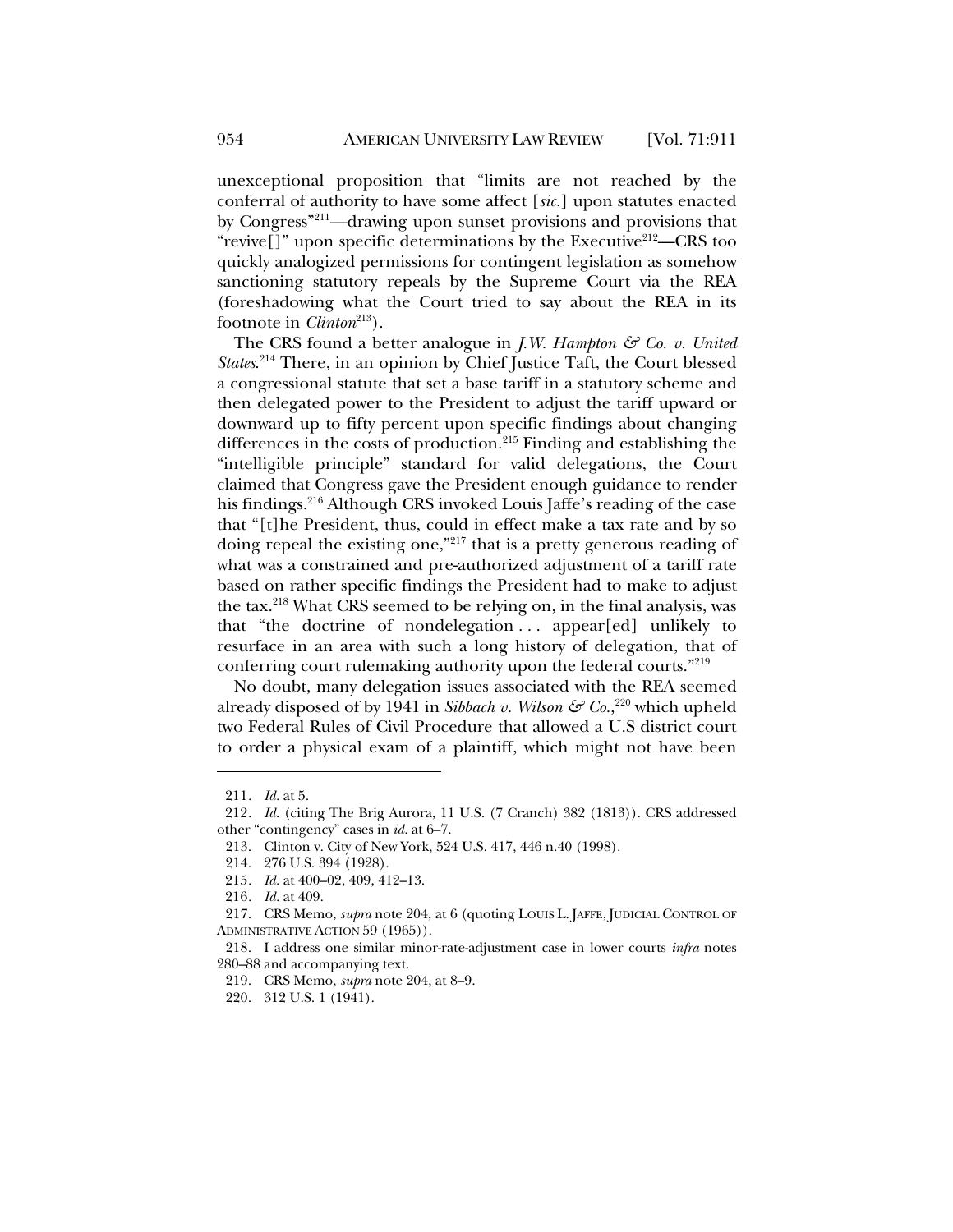unexceptional proposition that "limits are not reached by the conferral of authority to have some affect [*sic.*] upon statutes enacted by Congress"[211]—drawing upon sunset provisions and provisions that "revive[]" upon specific determinations by the Executive[212]—CRS too quickly analogized permissions for contingent legislation as somehow sanctioning statutory repeals by the Supreme Court via the REA (foreshadowing what the Court tried to say about the REA in its footnote in *Clinton*[213]).

The CRS found a better analogue in *J.W. Hampton & Co. v. United States*.[214] There, in an opinion by Chief Justice Taft, the Court blessed a congressional statute that set a base tariff in a statutory scheme and then delegated power to the President to adjust the tariff upward or downward up to fifty percent upon specific findings about changing differences in the costs of production.[215] Finding and establishing the "intelligible principle" standard for valid delegations, the Court claimed that Congress gave the President enough guidance to render his findings.[216] Although CRS invoked Louis Jaffe's reading of the case that "[t]he President, thus, could in effect make a tax rate and by so doing repeal the existing one,"[217] that is a pretty generous reading of what was a constrained and pre-authorized adjustment of a tariff rate based on rather specific findings the President had to make to adjust the tax.[218] What CRS seemed to be relying on, in the final analysis, was that "the doctrine of nondelegation . . . appear[ed] unlikely to resurface in an area with such a long history of delegation, that of conferring court rulemaking authority upon the federal courts."[219]

No doubt, many delegation issues associated with the REA seemed already disposed of by 1941 in *Sibbach v. Wilson & Co.*,[220] which upheld two Federal Rules of Civil Procedure that allowed a U.S district court to order a physical exam of a plaintiff, which might not have been

---

211. *Id.* at 5.

212. *Id.* (citing The Brig Aurora, 11 U.S. (7 Cranch) 382 (1813)). CRS addressed other "contingency" cases in *id.* at 6–7.

213. Clinton v. City of New York, 524 U.S. 417, 446 n.40 (1998).

214. 276 U.S. 394 (1928).

215. *Id.* at 400–02, 409, 412–13.

216. *Id.* at 409.

217. CRS Memo, *supra* note 204, at 6 (quoting LOUIS L. JAFFE, JUDICIAL CONTROL OF ADMINISTRATIVE ACTION 59 (1965)).

218. I address one similar minor-rate-adjustment case in lower courts *infra* notes 280–88 and accompanying text.

219. CRS Memo, *supra* note 204, at 8–9.

220. 312 U.S. 1 (1941).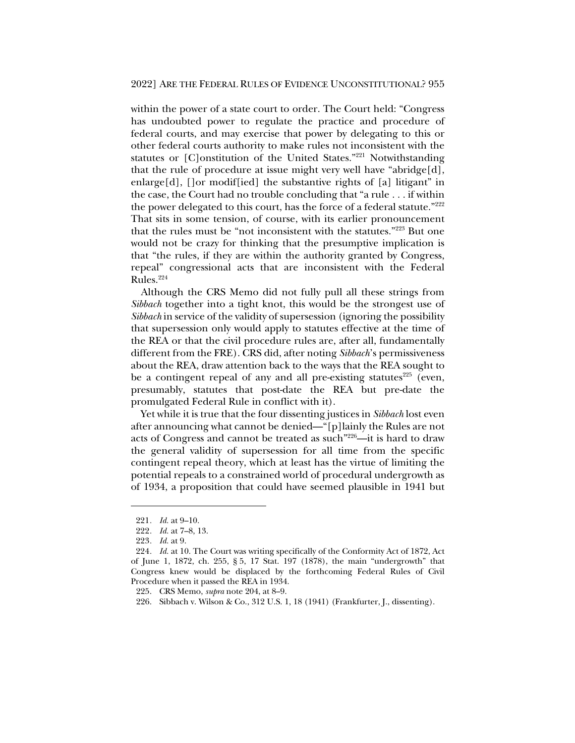within the power of a state court to order. The Court held: "Congress has undoubted power to regulate the practice and procedure of federal courts, and may exercise that power by delegating to this or other federal courts authority to make rules not inconsistent with the statutes or [C]onstitution of the United States."[221] Notwithstanding that the rule of procedure at issue might very well have "abridge[d], enlarge[d], []or modif[ied] the substantive rights of [a] litigant" in the case, the Court had no trouble concluding that "a rule . . . if within the power delegated to this court, has the force of a federal statute."[222] That sits in some tension, of course, with its earlier pronouncement that the rules must be "not inconsistent with the statutes."[223] But one would not be crazy for thinking that the presumptive implication is that "the rules, if they are within the authority granted by Congress, repeal" congressional acts that are inconsistent with the Federal Rules.[224]

Although the CRS Memo did not fully pull all these strings from *Sibbach* together into a tight knot, this would be the strongest use of *Sibbach* in service of the validity of supersession (ignoring the possibility that supersession only would apply to statutes effective at the time of the REA or that the civil procedure rules are, after all, fundamentally different from the FRE). CRS did, after noting *Sibbach*'s permissiveness about the REA, draw attention back to the ways that the REA sought to be a contingent repeal of any and all pre-existing statutes[225] (even, presumably, statutes that post-date the REA but pre-date the promulgated Federal Rule in conflict with it).

Yet while it is true that the four dissenting justices in *Sibbach* lost even after announcing what cannot be denied—"[p]lainly the Rules are not acts of Congress and cannot be treated as such"[226]—it is hard to draw the general validity of supersession for all time from the specific contingent repeal theory, which at least has the virtue of limiting the potential repeals to a constrained world of procedural undergrowth as of 1934, a proposition that could have seemed plausible in 1941 but

---

221. *Id.* at 9–10.

222. *Id.* at 7–8, 13.

223. *Id.* at 9.

224. *Id.* at 10. The Court was writing specifically of the Conformity Act of 1872, Act of June 1, 1872, ch. 255, § 5, 17 Stat. 197 (1878), the main "undergrowth" that Congress knew would be displaced by the forthcoming Federal Rules of Civil Procedure when it passed the REA in 1934.

225. CRS Memo, *supra* note 204, at 8–9.

226. Sibbach v. Wilson & Co., 312 U.S. 1, 18 (1941) (Frankfurter, J., dissenting).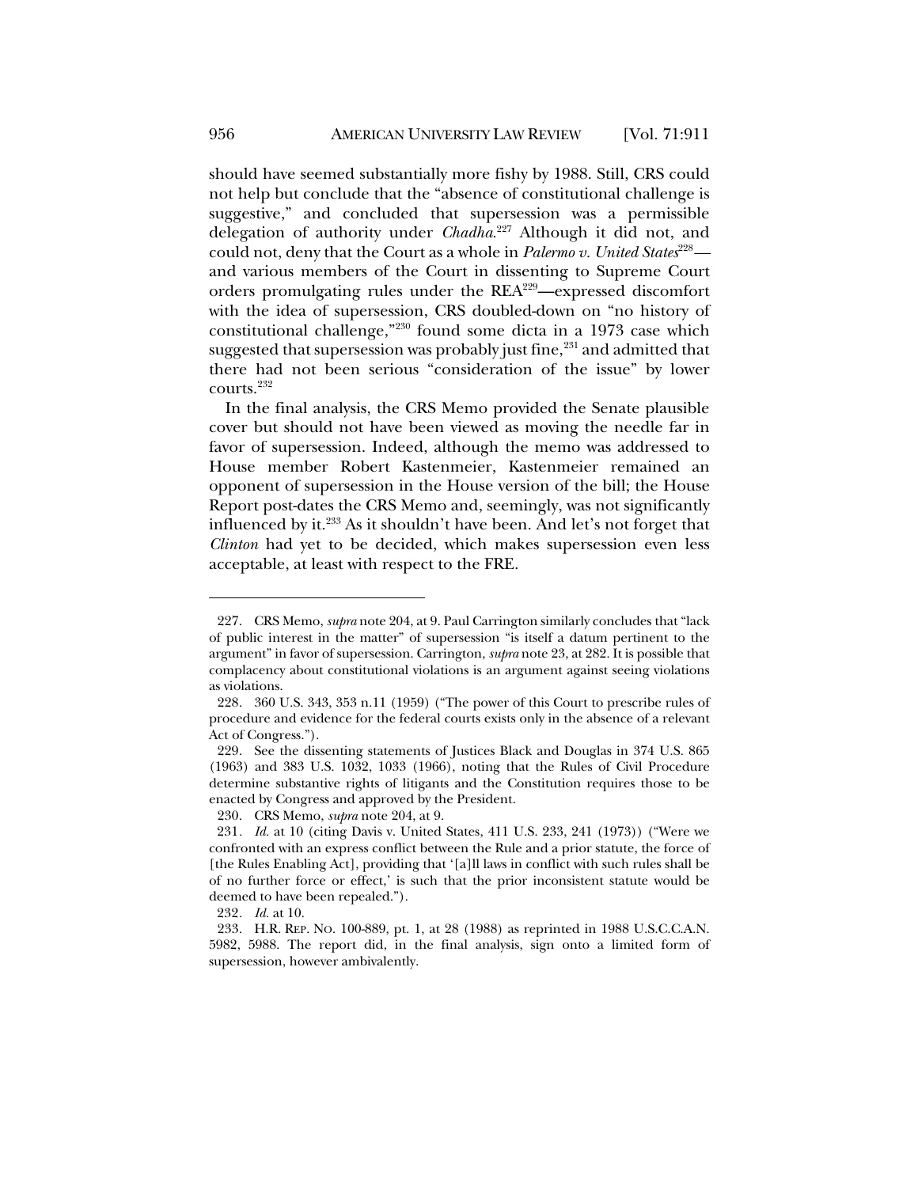should have seemed substantially more fishy by 1988. Still, CRS could not help but conclude that the "absence of constitutional challenge is suggestive," and concluded that supersession was a permissible delegation of authority under *Chadha*.[227] Although it did not, and could not, deny that the Court as a whole in *Palermo v. United States*[228]—and various members of the Court in dissenting to Supreme Court orders promulgating rules under the REA[229]—expressed discomfort with the idea of supersession, CRS doubled-down on "no history of constitutional challenge,"[230] found some dicta in a 1973 case which suggested that supersession was probably just fine,[231] and admitted that there had not been serious "consideration of the issue" by lower courts.[232]

In the final analysis, the CRS Memo provided the Senate plausible cover but should not have been viewed as moving the needle far in favor of supersession. Indeed, although the memo was addressed to House member Robert Kastenmeier, Kastenmeier remained an opponent of supersession in the House version of the bill; the House Report post-dates the CRS Memo and, seemingly, was not significantly influenced by it.[233] As it shouldn't have been. And let's not forget that *Clinton* had yet to be decided, which makes supersession even less acceptable, at least with respect to the FRE.

---

227. CRS Memo, *supra* note 204, at 9. Paul Carrington similarly concludes that "lack of public interest in the matter" of supersession "is itself a datum pertinent to the argument" in favor of supersession. Carrington, *supra* note 23, at 282. It is possible that complacency about constitutional violations is an argument against seeing violations as violations.

228. 360 U.S. 343, 353 n.11 (1959) ("The power of this Court to prescribe rules of procedure and evidence for the federal courts exists only in the absence of a relevant Act of Congress.").

229. See the dissenting statements of Justices Black and Douglas in 374 U.S. 865 (1963) and 383 U.S. 1032, 1033 (1966), noting that the Rules of Civil Procedure determine substantive rights of litigants and the Constitution requires those to be enacted by Congress and approved by the President.

230. CRS Memo, *supra* note 204, at 9.

231. *Id.* at 10 (citing Davis v. United States, 411 U.S. 233, 241 (1973)) ("Were we confronted with an express conflict between the Rule and a prior statute, the force of [the Rules Enabling Act], providing that '[a]ll laws in conflict with such rules shall be of no further force or effect,' is such that the prior inconsistent statute would be deemed to have been repealed.").

232. *Id.* at 10.

233. H.R. REP. NO. 100-889, pt. 1, at 28 (1988) as reprinted in 1988 U.S.C.C.A.N. 5982, 5988. The report did, in the final analysis, sign onto a limited form of supersession, however ambivalently.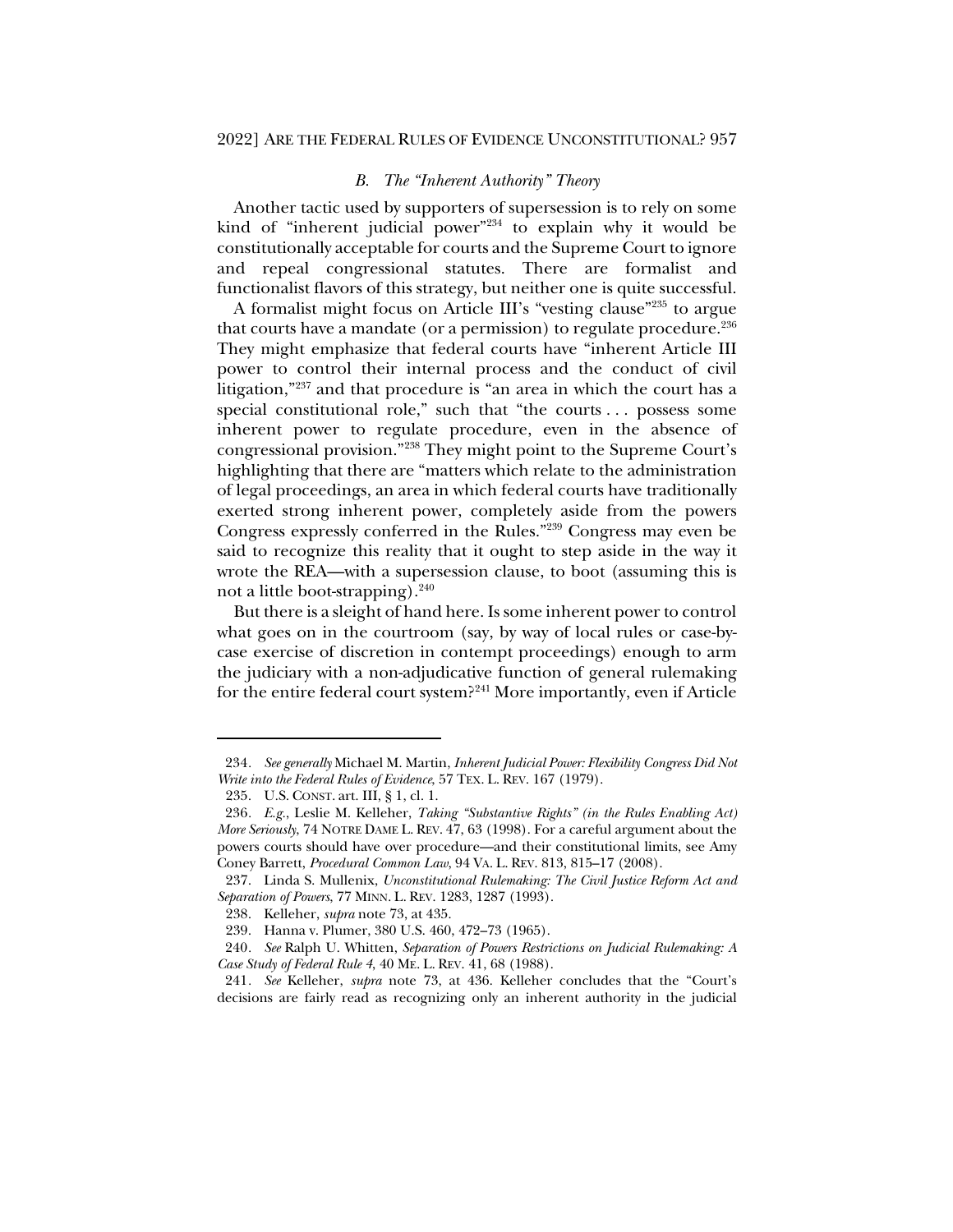### *B. The "Inherent Authority" Theory*

Another tactic used by supporters of supersession is to rely on some kind of "inherent judicial power"[234] to explain why it would be constitutionally acceptable for courts and the Supreme Court to ignore and repeal congressional statutes. There are formalist and functionalist flavors of this strategy, but neither one is quite successful.

A formalist might focus on Article III's "vesting clause"[235] to argue that courts have a mandate (or a permission) to regulate procedure.[236] They might emphasize that federal courts have "inherent Article III power to control their internal process and the conduct of civil litigation,"[237] and that procedure is "an area in which the court has a special constitutional role," such that "the courts . . . possess some inherent power to regulate procedure, even in the absence of congressional provision."[238] They might point to the Supreme Court's highlighting that there are "matters which relate to the administration of legal proceedings, an area in which federal courts have traditionally exerted strong inherent power, completely aside from the powers Congress expressly conferred in the Rules."[239] Congress may even be said to recognize this reality that it ought to step aside in the way it wrote the REA—with a supersession clause, to boot (assuming this is not a little boot-strapping).[240]

But there is a sleight of hand here. Is some inherent power to control what goes on in the courtroom (say, by way of local rules or case-by-case exercise of discretion in contempt proceedings) enough to arm the judiciary with a non-adjudicative function of general rulemaking for the entire federal court system?[241] More importantly, even if Article

---

234. *See generally* Michael M. Martin, *Inherent Judicial Power: Flexibility Congress Did Not Write into the Federal Rules of Evidence*, 57 TEX. L. REV. 167 (1979).

235. U.S. CONST. art. III, § 1, cl. 1.

236. *E.g.*, Leslie M. Kelleher, *Taking "Substantive Rights" (in the Rules Enabling Act) More Seriously*, 74 NOTRE DAME L. REV. 47, 63 (1998). For a careful argument about the powers courts should have over procedure—and their constitutional limits, see Amy Coney Barrett, *Procedural Common Law*, 94 VA. L. REV. 813, 815–17 (2008).

237. Linda S. Mullenix, *Unconstitutional Rulemaking: The Civil Justice Reform Act and Separation of Powers*, 77 MINN. L. REV. 1283, 1287 (1993).

238. Kelleher, *supra* note 73, at 435.

239. Hanna v. Plumer, 380 U.S. 460, 472–73 (1965).

240. *See* Ralph U. Whitten, *Separation of Powers Restrictions on Judicial Rulemaking: A Case Study of Federal Rule 4*, 40 ME. L. REV. 41, 68 (1988).

241. *See* Kelleher, *supra* note 73, at 436. Kelleher concludes that the "Court's decisions are fairly read as recognizing only an inherent authority in the judicial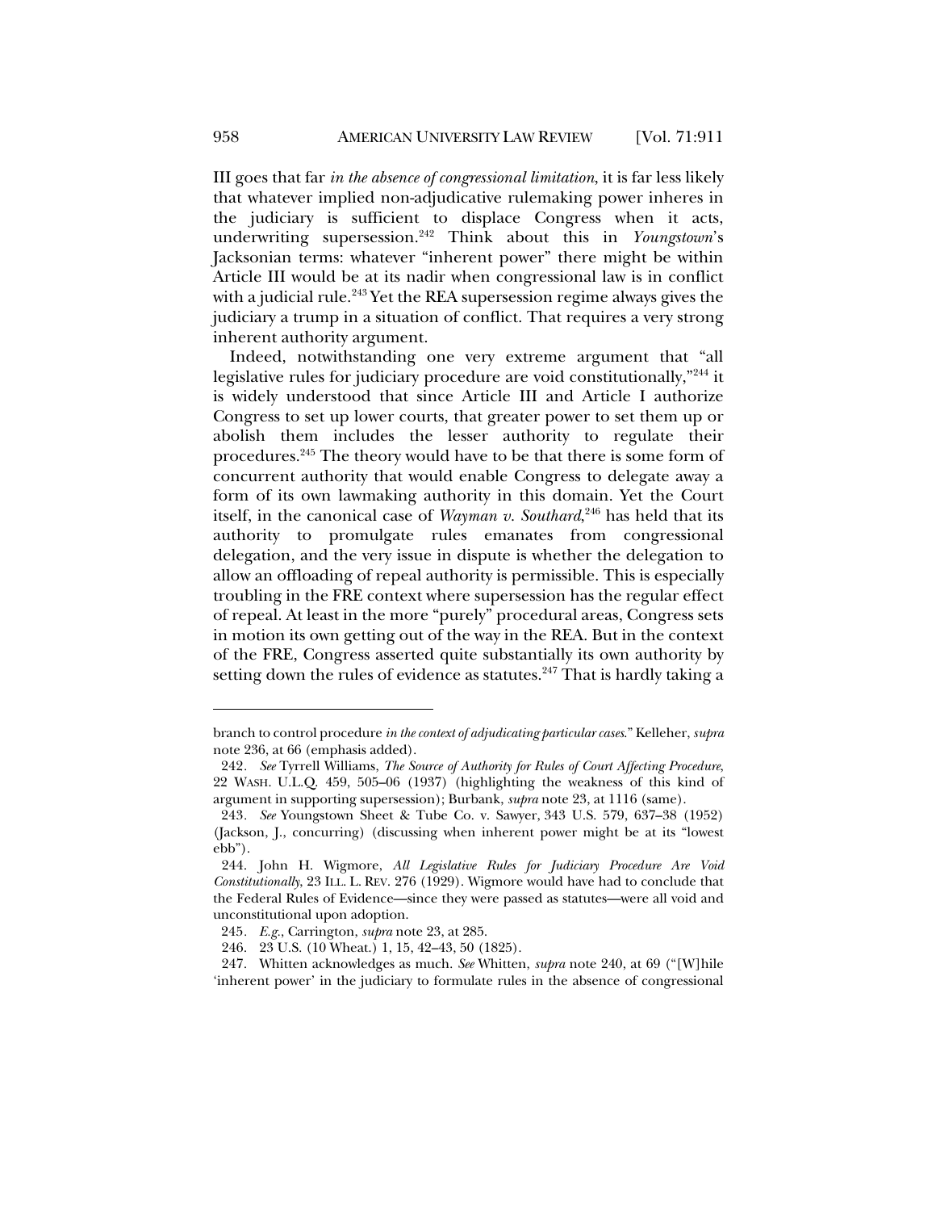III goes that far *in the absence of congressional limitation*, it is far less likely that whatever implied non-adjudicative rulemaking power inheres in the judiciary is sufficient to displace Congress when it acts, underwriting supersession.[242] Think about this in *Youngstown*'s Jacksonian terms: whatever "inherent power" there might be within Article III would be at its nadir when congressional law is in conflict with a judicial rule.[243] Yet the REA supersession regime always gives the judiciary a trump in a situation of conflict. That requires a very strong inherent authority argument.

Indeed, notwithstanding one very extreme argument that "all legislative rules for judiciary procedure are void constitutionally,"[244] it is widely understood that since Article III and Article I authorize Congress to set up lower courts, that greater power to set them up or abolish them includes the lesser authority to regulate their procedures.[245] The theory would have to be that there is some form of concurrent authority that would enable Congress to delegate away a form of its own lawmaking authority in this domain. Yet the Court itself, in the canonical case of *Wayman v. Southard*,[246] has held that its authority to promulgate rules emanates from congressional delegation, and the very issue in dispute is whether the delegation to allow an offloading of repeal authority is permissible. This is especially troubling in the FRE context where supersession has the regular effect of repeal. At least in the more "purely" procedural areas, Congress sets in motion its own getting out of the way in the REA. But in the context of the FRE, Congress asserted quite substantially its own authority by setting down the rules of evidence as statutes.[247] That is hardly taking a

---

branch to control procedure *in the context of adjudicating particular cases*." Kelleher, *supra* note 236, at 66 (emphasis added).

242. *See* Tyrrell Williams, *The Source of Authority for Rules of Court Affecting Procedure*, 22 WASH. U.L.Q. 459, 505–06 (1937) (highlighting the weakness of this kind of argument in supporting supersession); Burbank, *supra* note 23, at 1116 (same).

243. *See* Youngstown Sheet & Tube Co. v. Sawyer, 343 U.S. 579, 637–38 (1952) (Jackson, J., concurring) (discussing when inherent power might be at its "lowest ebb").

244. John H. Wigmore, *All Legislative Rules for Judiciary Procedure Are Void Constitutionally*, 23 ILL. L. REV. 276 (1929). Wigmore would have had to conclude that the Federal Rules of Evidence—since they were passed as statutes—were all void and unconstitutional upon adoption.

245. *E.g.*, Carrington, *supra* note 23, at 285.

246. 23 U.S. (10 Wheat.) 1, 15, 42–43, 50 (1825).

247. Whitten acknowledges as much. *See* Whitten, *supra* note 240, at 69 ("[W]hile 'inherent power' in the judiciary to formulate rules in the absence of congressional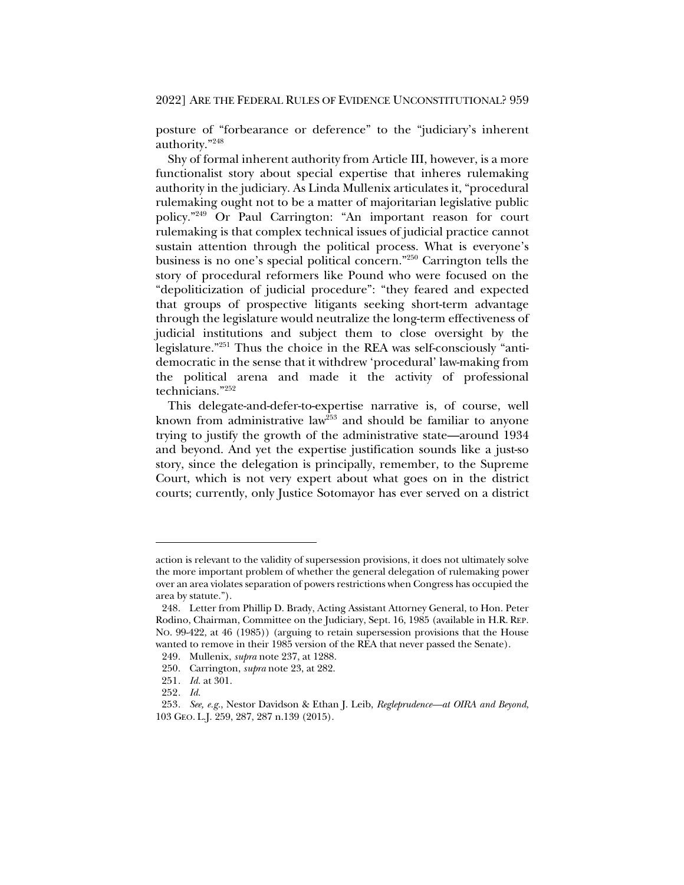posture of "forbearance or deference" to the "judiciary's inherent authority."[248]

Shy of formal inherent authority from Article III, however, is a more functionalist story about special expertise that inheres rulemaking authority in the judiciary. As Linda Mullenix articulates it, "procedural rulemaking ought not to be a matter of majoritarian legislative public policy."[249] Or Paul Carrington: "An important reason for court rulemaking is that complex technical issues of judicial practice cannot sustain attention through the political process. What is everyone's business is no one's special political concern."[250] Carrington tells the story of procedural reformers like Pound who were focused on the "depoliticization of judicial procedure": "they feared and expected that groups of prospective litigants seeking short-term advantage through the legislature would neutralize the long-term effectiveness of judicial institutions and subject them to close oversight by the legislature."[251] Thus the choice in the REA was self-consciously "anti-democratic in the sense that it withdrew 'procedural' law-making from the political arena and made it the activity of professional technicians."[252]

This delegate-and-defer-to-expertise narrative is, of course, well known from administrative law[253] and should be familiar to anyone trying to justify the growth of the administrative state—around 1934 and beyond. And yet the expertise justification sounds like a just-so story, since the delegation is principally, remember, to the Supreme Court, which is not very expert about what goes on in the district courts; currently, only Justice Sotomayor has ever served on a district

---

action is relevant to the validity of supersession provisions, it does not ultimately solve the more important problem of whether the general delegation of rulemaking power over an area violates separation of powers restrictions when Congress has occupied the area by statute.").

248. Letter from Phillip D. Brady, Acting Assistant Attorney General, to Hon. Peter Rodino, Chairman, Committee on the Judiciary, Sept. 16, 1985 (available in H.R. REP. NO. 99-422, at 46 (1985)) (arguing to retain supersession provisions that the House wanted to remove in their 1985 version of the REA that never passed the Senate).

249. Mullenix, *supra* note 237, at 1288.

250. Carrington, *supra* note 23, at 282.

251. *Id.* at 301.

252. *Id.*

253. *See, e.g.*, Nestor Davidson & Ethan J. Leib, *Regleprudence—at OIRA and Beyond*, 103 GEO. L.J. 259, 287, 287 n.139 (2015).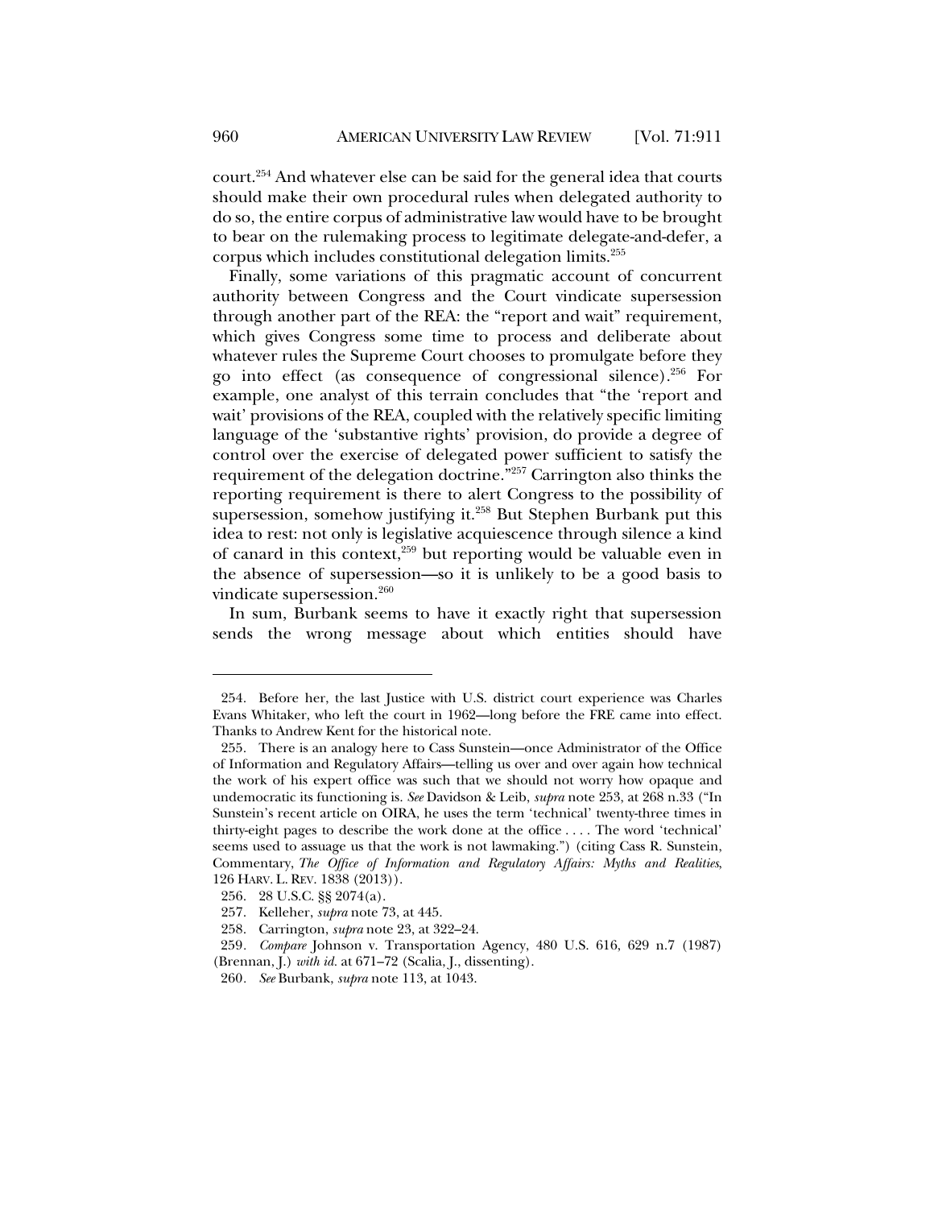court.[254] And whatever else can be said for the general idea that courts should make their own procedural rules when delegated authority to do so, the entire corpus of administrative law would have to be brought to bear on the rulemaking process to legitimate delegate-and-defer, a corpus which includes constitutional delegation limits.[255]

Finally, some variations of this pragmatic account of concurrent authority between Congress and the Court vindicate supersession through another part of the REA: the "report and wait" requirement, which gives Congress some time to process and deliberate about whatever rules the Supreme Court chooses to promulgate before they go into effect (as consequence of congressional silence).[256] For example, one analyst of this terrain concludes that "the 'report and wait' provisions of the REA, coupled with the relatively specific limiting language of the 'substantive rights' provision, do provide a degree of control over the exercise of delegated power sufficient to satisfy the requirement of the delegation doctrine."[257] Carrington also thinks the reporting requirement is there to alert Congress to the possibility of supersession, somehow justifying it.[258] But Stephen Burbank put this idea to rest: not only is legislative acquiescence through silence a kind of canard in this context,[259] but reporting would be valuable even in the absence of supersession—so it is unlikely to be a good basis to vindicate supersession.[260]

In sum, Burbank seems to have it exactly right that supersession sends the wrong message about which entities should have

---

254. Before her, the last Justice with U.S. district court experience was Charles Evans Whitaker, who left the court in 1962—long before the FRE came into effect. Thanks to Andrew Kent for the historical note.

255. There is an analogy here to Cass Sunstein—once Administrator of the Office of Information and Regulatory Affairs—telling us over and over again how technical the work of his expert office was such that we should not worry how opaque and undemocratic its functioning is. *See* Davidson & Leib, *supra* note 253, at 268 n.33 ("In Sunstein's recent article on OIRA, he uses the term 'technical' twenty-three times in thirty-eight pages to describe the work done at the office . . . . The word 'technical' seems used to assuage us that the work is not lawmaking.") (citing Cass R. Sunstein, Commentary, *The Office of Information and Regulatory Affairs: Myths and Realities*, 126 HARV. L. REV. 1838 (2013)).

256. 28 U.S.C. §§ 2074(a).

257. Kelleher, *supra* note 73, at 445.

258. Carrington, *supra* note 23, at 322–24.

259. *Compare* Johnson v. Transportation Agency, 480 U.S. 616, 629 n.7 (1987) (Brennan, J.) *with id.* at 671–72 (Scalia, J., dissenting).

260. *See* Burbank, *supra* note 113, at 1043.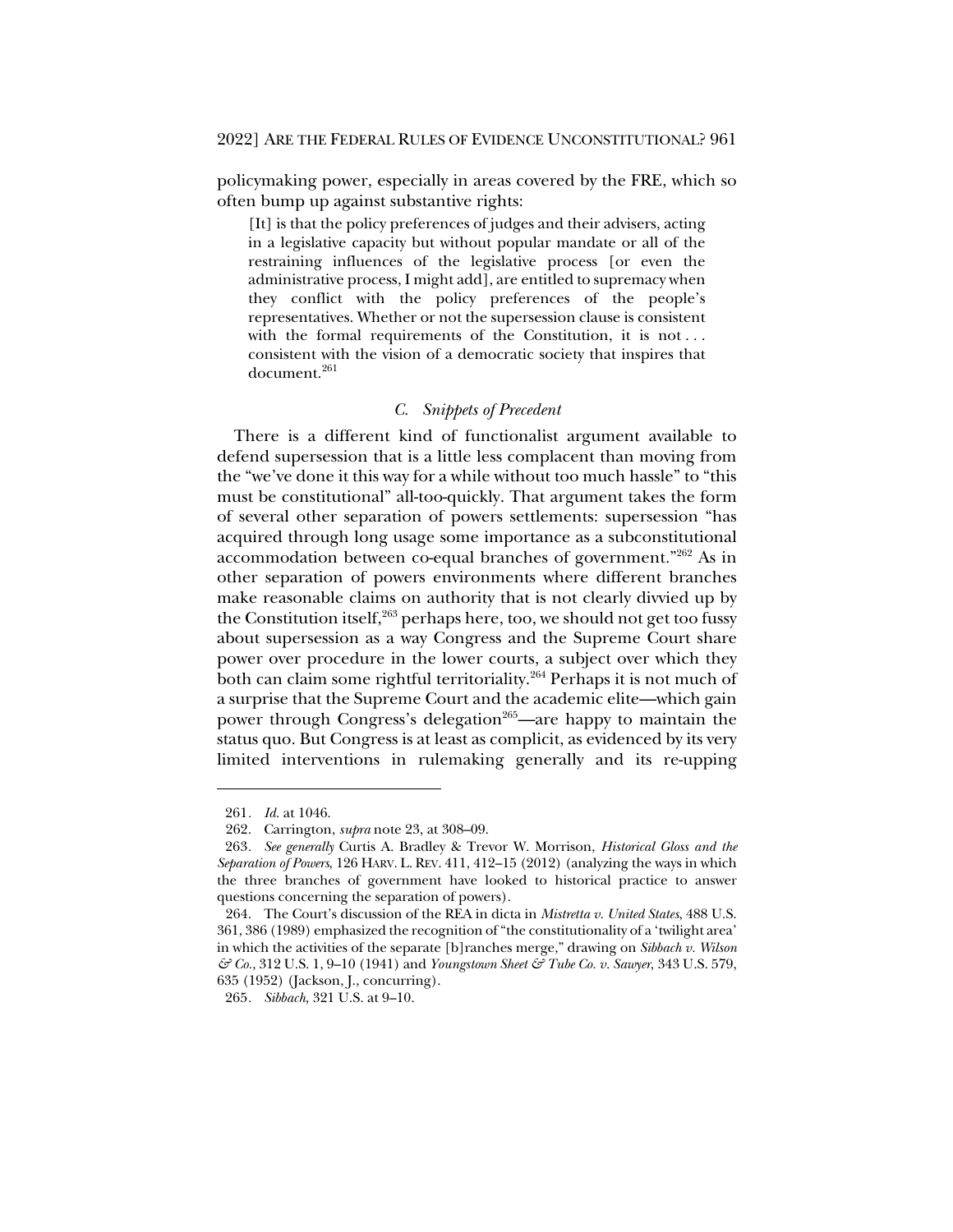policymaking power, especially in areas covered by the FRE, which so often bump up against substantive rights:

> [It] is that the policy preferences of judges and their advisers, acting in a legislative capacity but without popular mandate or all of the restraining influences of the legislative process [or even the administrative process, I might add], are entitled to supremacy when they conflict with the policy preferences of the people's representatives. Whether or not the supersession clause is consistent with the formal requirements of the Constitution, it is not . . . consistent with the vision of a democratic society that inspires that document.[261]

### *C. Snippets of Precedent*

There is a different kind of functionalist argument available to defend supersession that is a little less complacent than moving from the "we've done it this way for a while without too much hassle" to "this must be constitutional" all-too-quickly. That argument takes the form of several other separation of powers settlements: supersession "has acquired through long usage some importance as a subconstitutional accommodation between co-equal branches of government."[262] As in other separation of powers environments where different branches make reasonable claims on authority that is not clearly divvied up by the Constitution itself,[263] perhaps here, too, we should not get too fussy about supersession as a way Congress and the Supreme Court share power over procedure in the lower courts, a subject over which they both can claim some rightful territoriality.[264] Perhaps it is not much of a surprise that the Supreme Court and the academic elite—which gain power through Congress's delegation[265]—are happy to maintain the status quo. But Congress is at least as complicit, as evidenced by its very limited interventions in rulemaking generally and its re-upping

---

261. *Id.* at 1046.

262. Carrington, *supra* note 23, at 308–09.

263. *See generally* Curtis A. Bradley & Trevor W. Morrison, *Historical Gloss and the Separation of Powers*, 126 HARV. L. REV. 411, 412–15 (2012) (analyzing the ways in which the three branches of government have looked to historical practice to answer questions concerning the separation of powers).

264. The Court's discussion of the REA in dicta in *Mistretta v. United States*, 488 U.S. 361, 386 (1989) emphasized the recognition of "the constitutionality of a 'twilight area' in which the activities of the separate [b]ranches merge," drawing on *Sibbach v. Wilson & Co.*, 312 U.S. 1, 9–10 (1941) and *Youngstown Sheet & Tube Co. v. Sawyer*, 343 U.S. 579, 635 (1952) (Jackson, J., concurring).

265. *Sibbach*, 321 U.S. at 9–10.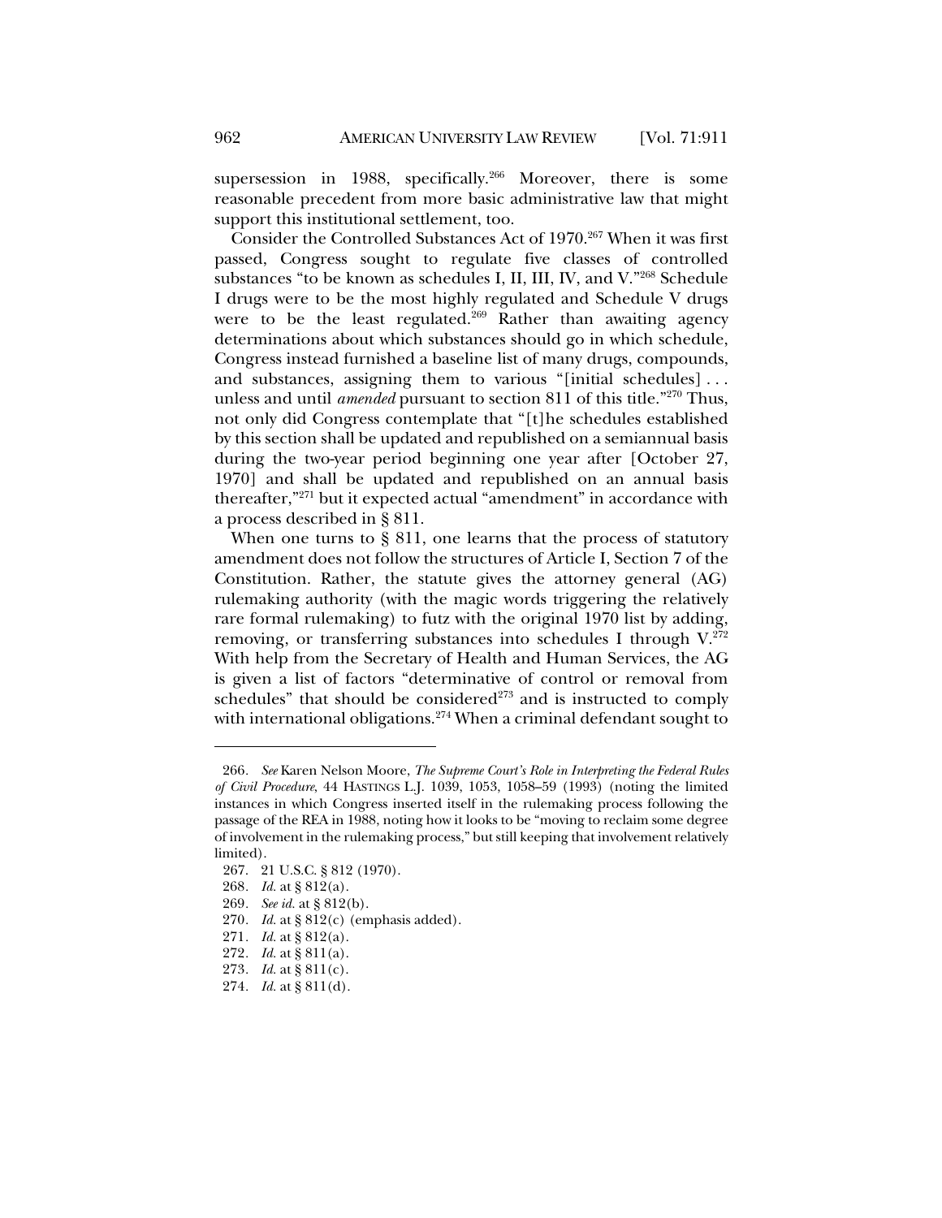supersession in 1988, specifically.[266] Moreover, there is some reasonable precedent from more basic administrative law that might support this institutional settlement, too.

Consider the Controlled Substances Act of 1970.[267] When it was first passed, Congress sought to regulate five classes of controlled substances "to be known as schedules I, II, III, IV, and V."[268] Schedule I drugs were to be the most highly regulated and Schedule V drugs were to be the least regulated.[269] Rather than awaiting agency determinations about which substances should go in which schedule, Congress instead furnished a baseline list of many drugs, compounds, and substances, assigning them to various "[initial schedules] . . . unless and until *amended* pursuant to section 811 of this title."[270] Thus, not only did Congress contemplate that "[t]he schedules established by this section shall be updated and republished on a semiannual basis during the two-year period beginning one year after [October 27, 1970] and shall be updated and republished on an annual basis thereafter,"[271] but it expected actual "amendment" in accordance with a process described in § 811.

When one turns to § 811, one learns that the process of statutory amendment does not follow the structures of Article I, Section 7 of the Constitution. Rather, the statute gives the attorney general (AG) rulemaking authority (with the magic words triggering the relatively rare formal rulemaking) to futz with the original 1970 list by adding, removing, or transferring substances into schedules I through V.[272] With help from the Secretary of Health and Human Services, the AG is given a list of factors "determinative of control or removal from schedules" that should be considered[273] and is instructed to comply with international obligations.[274] When a criminal defendant sought to

---

266. *See* Karen Nelson Moore, *The Supreme Court's Role in Interpreting the Federal Rules of Civil Procedure*, 44 HASTINGS L.J. 1039, 1053, 1058–59 (1993) (noting the limited instances in which Congress inserted itself in the rulemaking process following the passage of the REA in 1988, noting how it looks to be "moving to reclaim some degree of involvement in the rulemaking process," but still keeping that involvement relatively limited).

267. 21 U.S.C. § 812 (1970).

268. *Id.* at § 812(a).

269. *See id.* at § 812(b).

270. *Id.* at § 812(c) (emphasis added).

271. *Id.* at § 812(a).

272. *Id.* at § 811(a).

273. *Id.* at § 811(c).

274. *Id.* at § 811(d).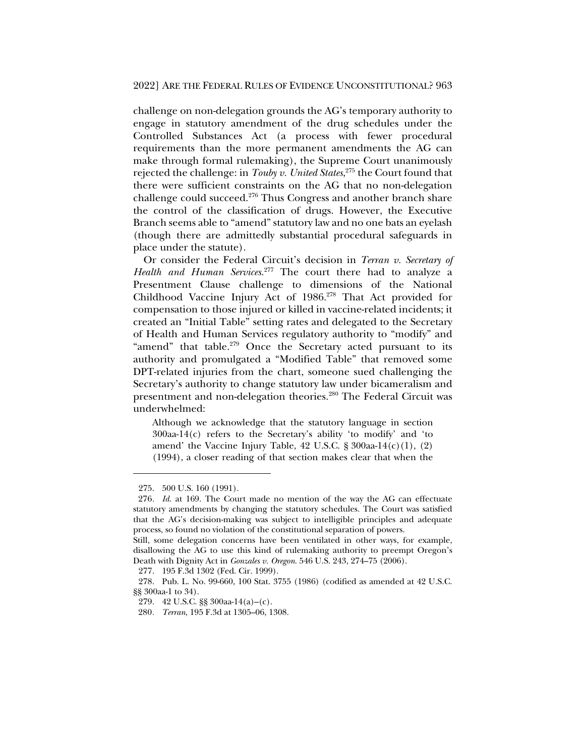challenge on non-delegation grounds the AG's temporary authority to engage in statutory amendment of the drug schedules under the Controlled Substances Act (a process with fewer procedural requirements than the more permanent amendments the AG can make through formal rulemaking), the Supreme Court unanimously rejected the challenge: in *Touby v. United States*,[275] the Court found that there were sufficient constraints on the AG that no non-delegation challenge could succeed.[276] Thus Congress and another branch share the control of the classification of drugs. However, the Executive Branch seems able to "amend" statutory law and no one bats an eyelash (though there are admittedly substantial procedural safeguards in place under the statute).

Or consider the Federal Circuit's decision in *Terran v. Secretary of Health and Human Services*.[277] The court there had to analyze a Presentment Clause challenge to dimensions of the National Childhood Vaccine Injury Act of 1986.[278] That Act provided for compensation to those injured or killed in vaccine-related incidents; it created an "Initial Table" setting rates and delegated to the Secretary of Health and Human Services regulatory authority to "modify" and "amend" that table.[279] Once the Secretary acted pursuant to its authority and promulgated a "Modified Table" that removed some DPT-related injuries from the chart, someone sued challenging the Secretary's authority to change statutory law under bicameralism and presentment and non-delegation theories.[280] The Federal Circuit was underwhelmed:

> Although we acknowledge that the statutory language in section 300aa-14(c) refers to the Secretary's ability 'to modify' and 'to amend' the Vaccine Injury Table, 42 U.S.C. § 300aa-14(c)(1), (2) (1994), a closer reading of that section makes clear that when the

---

275. 500 U.S. 160 (1991).

276. *Id.* at 169. The Court made no mention of the way the AG can effectuate statutory amendments by changing the statutory schedules. The Court was satisfied that the AG's decision-making was subject to intelligible principles and adequate process, so found no violation of the constitutional separation of powers.

Still, some delegation concerns have been ventilated in other ways, for example, disallowing the AG to use this kind of rulemaking authority to preempt Oregon's Death with Dignity Act in *Gonzales v. Oregon*. 546 U.S. 243, 274–75 (2006).

277. 195 F.3d 1302 (Fed. Cir. 1999).

278. Pub. L. No. 99-660, 100 Stat. 3755 (1986) (codified as amended at 42 U.S.C. §§ 300aa-1 to 34).

279. 42 U.S.C. §§ 300aa-14(a)–(c).

280. *Terran*, 195 F.3d at 1305–06, 1308.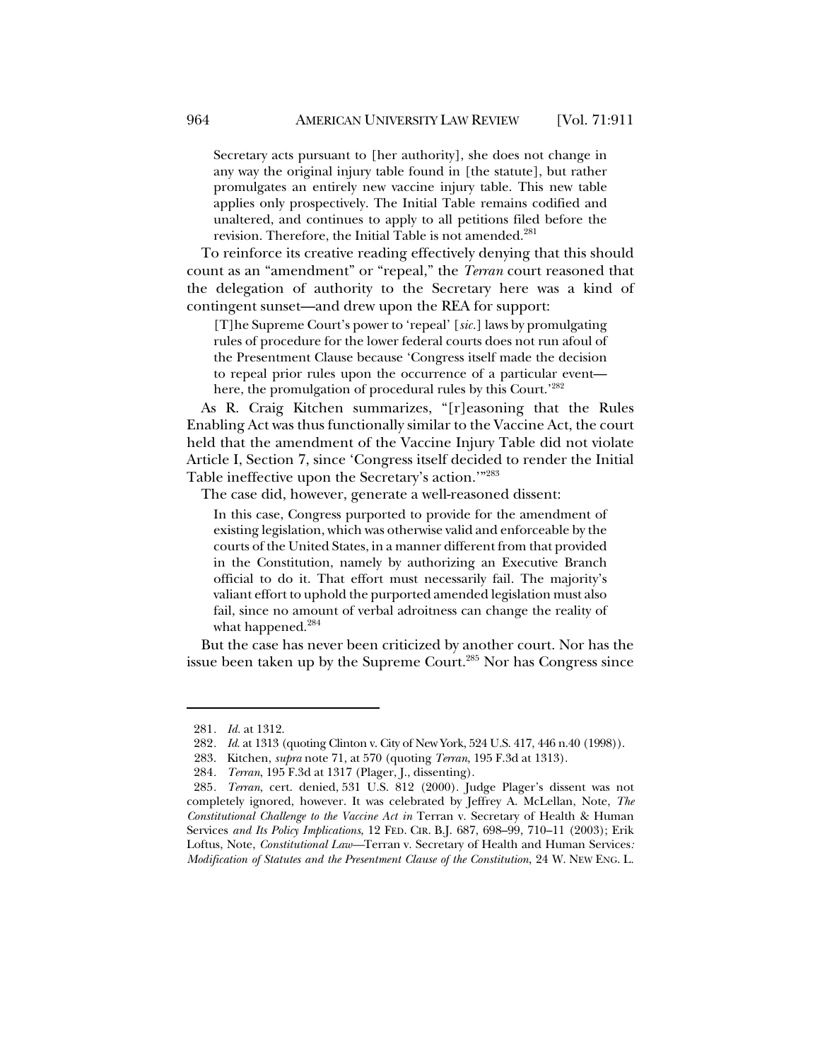> Secretary acts pursuant to [her authority], she does not change in any way the original injury table found in [the statute], but rather promulgates an entirely new vaccine injury table. This new table applies only prospectively. The Initial Table remains codified and unaltered, and continues to apply to all petitions filed before the revision. Therefore, the Initial Table is not amended.[281]

To reinforce its creative reading effectively denying that this should count as an "amendment" or "repeal," the *Terran* court reasoned that the delegation of authority to the Secretary here was a kind of contingent sunset—and drew upon the REA for support:

> [T]he Supreme Court's power to 'repeal' [*sic.*] laws by promulgating rules of procedure for the lower federal courts does not run afoul of the Presentment Clause because 'Congress itself made the decision to repeal prior rules upon the occurrence of a particular event—here, the promulgation of procedural rules by this Court.'[282]

As R. Craig Kitchen summarizes, "[r]easoning that the Rules Enabling Act was thus functionally similar to the Vaccine Act, the court held that the amendment of the Vaccine Injury Table did not violate Article I, Section 7, since 'Congress itself decided to render the Initial Table ineffective upon the Secretary's action.'"[283]

The case did, however, generate a well-reasoned dissent:

> In this case, Congress purported to provide for the amendment of existing legislation, which was otherwise valid and enforceable by the courts of the United States, in a manner different from that provided in the Constitution, namely by authorizing an Executive Branch official to do it. That effort must necessarily fail. The majority's valiant effort to uphold the purported amended legislation must also fail, since no amount of verbal adroitness can change the reality of what happened.[284]

But the case has never been criticized by another court. Nor has the issue been taken up by the Supreme Court.[285] Nor has Congress since

---

281. *Id.* at 1312.

282. *Id.* at 1313 (quoting Clinton v. City of New York, 524 U.S. 417, 446 n.40 (1998)).

283. Kitchen, *supra* note 71, at 570 (quoting *Terran*, 195 F.3d at 1313).

284. *Terran*, 195 F.3d at 1317 (Plager, J., dissenting).

285. *Terran*, cert. denied, 531 U.S. 812 (2000). Judge Plager's dissent was not completely ignored, however. It was celebrated by Jeffrey A. McLellan, Note, *The Constitutional Challenge to the Vaccine Act in* Terran v. Secretary of Health & Human Services *and Its Policy Implications*, 12 FED. CIR. B.J. 687, 698–99, 710–11 (2003); Erik Loftus, Note, *Constitutional Law*—Terran v. Secretary of Health and Human Services*: Modification of Statutes and the Presentment Clause of the Constitution*, 24 W. NEW ENG. L.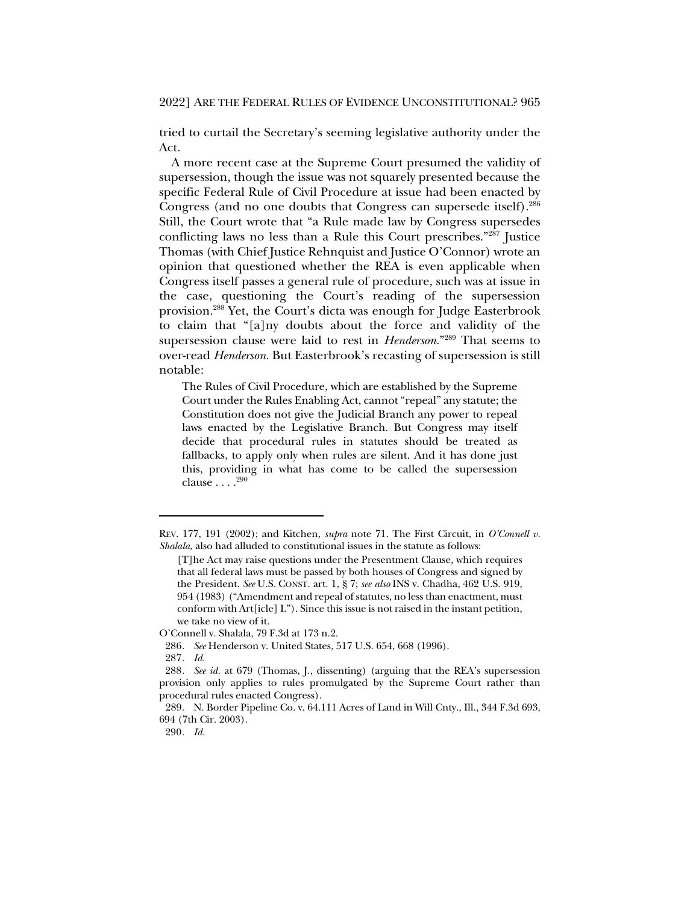tried to curtail the Secretary's seeming legislative authority under the Act.

A more recent case at the Supreme Court presumed the validity of supersession, though the issue was not squarely presented because the specific Federal Rule of Civil Procedure at issue had been enacted by Congress (and no one doubts that Congress can supersede itself).[286] Still, the Court wrote that "a Rule made law by Congress supersedes conflicting laws no less than a Rule this Court prescribes."[287] Justice Thomas (with Chief Justice Rehnquist and Justice O'Connor) wrote an opinion that questioned whether the REA is even applicable when Congress itself passes a general rule of procedure, such was at issue in the case, questioning the Court's reading of the supersession provision.[288] Yet, the Court's dicta was enough for Judge Easterbrook to claim that "[a]ny doubts about the force and validity of the supersession clause were laid to rest in *Henderson*."[289] That seems to over-read *Henderson*. But Easterbrook's recasting of supersession is still notable:

> The Rules of Civil Procedure, which are established by the Supreme Court under the Rules Enabling Act, cannot "repeal" any statute; the Constitution does not give the Judicial Branch any power to repeal laws enacted by the Legislative Branch. But Congress may itself decide that procedural rules in statutes should be treated as fallbacks, to apply only when rules are silent. And it has done just this, providing in what has come to be called the supersession clause . . . .[290]

---

REV. 177, 191 (2002); and Kitchen, *supra* note 71. The First Circuit, in *O'Connell v. Shalala*, also had alluded to constitutional issues in the statute as follows:

> [T]he Act may raise questions under the Presentment Clause, which requires that all federal laws must be passed by both houses of Congress and signed by the President. *See* U.S. CONST. art. 1, § 7; *see also* INS v. Chadha, 462 U.S. 919, 954 (1983) ("Amendment and repeal of statutes, no less than enactment, must conform with Art[icle] I."). Since this issue is not raised in the instant petition, we take no view of it.

O'Connell v. Shalala, 79 F.3d at 173 n.2.

286. *See* Henderson v. United States, 517 U.S. 654, 668 (1996).

287. *Id.*

288. *See id.* at 679 (Thomas, J., dissenting) (arguing that the REA's supersession provision only applies to rules promulgated by the Supreme Court rather than procedural rules enacted Congress).

289. N. Border Pipeline Co. v. 64.111 Acres of Land in Will Cnty., Ill., 344 F.3d 693, 694 (7th Cir. 2003).

290. *Id.*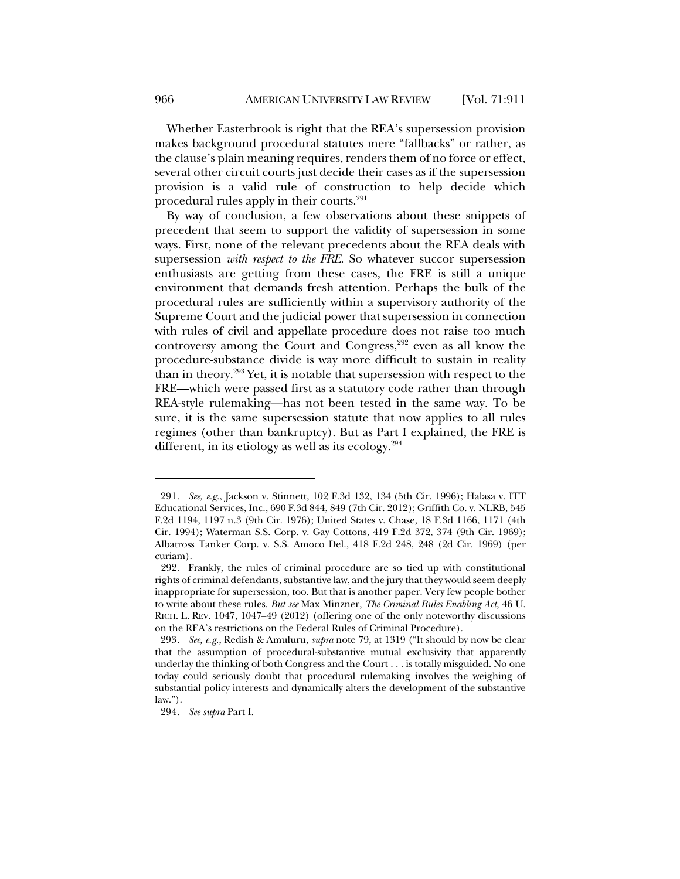Whether Easterbrook is right that the REA's supersession provision makes background procedural statutes mere "fallbacks" or rather, as the clause's plain meaning requires, renders them of no force or effect, several other circuit courts just decide their cases as if the supersession provision is a valid rule of construction to help decide which procedural rules apply in their courts.[291]

By way of conclusion, a few observations about these snippets of precedent that seem to support the validity of supersession in some ways. First, none of the relevant precedents about the REA deals with supersession *with respect to the FRE*. So whatever succor supersession enthusiasts are getting from these cases, the FRE is still a unique environment that demands fresh attention. Perhaps the bulk of the procedural rules are sufficiently within a supervisory authority of the Supreme Court and the judicial power that supersession in connection with rules of civil and appellate procedure does not raise too much controversy among the Court and Congress,[292] even as all know the procedure-substance divide is way more difficult to sustain in reality than in theory.[293] Yet, it is notable that supersession with respect to the FRE—which were passed first as a statutory code rather than through REA-style rulemaking—has not been tested in the same way. To be sure, it is the same supersession statute that now applies to all rules regimes (other than bankruptcy). But as Part I explained, the FRE is different, in its etiology as well as its ecology.[294]

---

291. *See, e.g.*, Jackson v. Stinnett, 102 F.3d 132, 134 (5th Cir. 1996); Halasa v. ITT Educational Services, Inc., 690 F.3d 844, 849 (7th Cir. 2012); Griffith Co. v. NLRB, 545 F.2d 1194, 1197 n.3 (9th Cir. 1976); United States v. Chase, 18 F.3d 1166, 1171 (4th Cir. 1994); Waterman S.S. Corp. v. Gay Cottons, 419 F.2d 372, 374 (9th Cir. 1969); Albatross Tanker Corp. v. S.S. Amoco Del., 418 F.2d 248, 248 (2d Cir. 1969) (per curiam).

292. Frankly, the rules of criminal procedure are so tied up with constitutional rights of criminal defendants, substantive law, and the jury that they would seem deeply inappropriate for supersession, too. But that is another paper. Very few people bother to write about these rules. *But see* Max Minzner, *The Criminal Rules Enabling Act*, 46 U. RICH. L. REV. 1047, 1047–49 (2012) (offering one of the only noteworthy discussions on the REA's restrictions on the Federal Rules of Criminal Procedure).

293. *See, e.g.*, Redish & Amuluru, *supra* note 79, at 1319 ("It should by now be clear that the assumption of procedural-substantive mutual exclusivity that apparently underlay the thinking of both Congress and the Court . . . is totally misguided. No one today could seriously doubt that procedural rulemaking involves the weighing of substantial policy interests and dynamically alters the development of the substantive law.").

294. *See supra* Part I.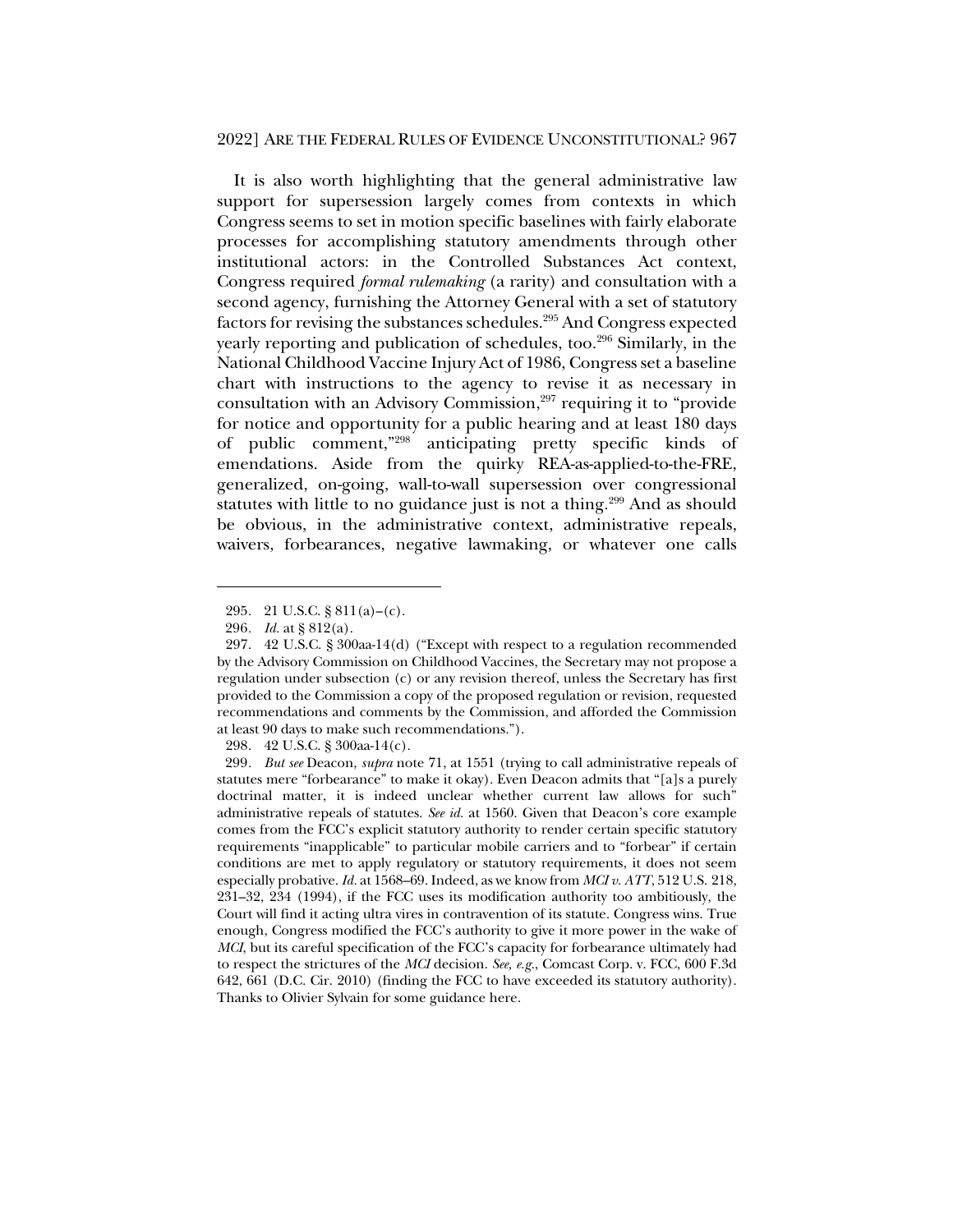It is also worth highlighting that the general administrative law support for supersession largely comes from contexts in which Congress seems to set in motion specific baselines with fairly elaborate processes for accomplishing statutory amendments through other institutional actors: in the Controlled Substances Act context, Congress required *formal rulemaking* (a rarity) and consultation with a second agency, furnishing the Attorney General with a set of statutory factors for revising the substances schedules.[295] And Congress expected yearly reporting and publication of schedules, too.[296] Similarly, in the National Childhood Vaccine Injury Act of 1986, Congress set a baseline chart with instructions to the agency to revise it as necessary in consultation with an Advisory Commission,[297] requiring it to "provide for notice and opportunity for a public hearing and at least 180 days of public comment,"[298] anticipating pretty specific kinds of emendations. Aside from the quirky REA-as-applied-to-the-FRE, generalized, on-going, wall-to-wall supersession over congressional statutes with little to no guidance just is not a thing.[299] And as should be obvious, in the administrative context, administrative repeals, waivers, forbearances, negative lawmaking, or whatever one calls

---

295. 21 U.S.C. § 811(a)–(c).

296. *Id.* at § 812(a).

297. 42 U.S.C. § 300aa-14(d) ("Except with respect to a regulation recommended by the Advisory Commission on Childhood Vaccines, the Secretary may not propose a regulation under subsection (c) or any revision thereof, unless the Secretary has first provided to the Commission a copy of the proposed regulation or revision, requested recommendations and comments by the Commission, and afforded the Commission at least 90 days to make such recommendations.").

298. 42 U.S.C. § 300aa-14(c).

299. *But see* Deacon, *supra* note 71, at 1551 (trying to call administrative repeals of statutes mere "forbearance" to make it okay). Even Deacon admits that "[a]s a purely doctrinal matter, it is indeed unclear whether current law allows for such" administrative repeals of statutes. *See id.* at 1560. Given that Deacon's core example comes from the FCC's explicit statutory authority to render certain specific statutory requirements "inapplicable" to particular mobile carriers and to "forbear" if certain conditions are met to apply regulatory or statutory requirements, it does not seem especially probative. *Id.* at 1568–69. Indeed, as we know from *MCI v. ATT*, 512 U.S. 218, 231–32, 234 (1994), if the FCC uses its modification authority too ambitiously, the Court will find it acting ultra vires in contravention of its statute. Congress wins. True enough, Congress modified the FCC's authority to give it more power in the wake of *MCI*, but its careful specification of the FCC's capacity for forbearance ultimately had to respect the strictures of the *MCI* decision. *See, e.g.*, Comcast Corp. v. FCC, 600 F.3d 642, 661 (D.C. Cir. 2010) (finding the FCC to have exceeded its statutory authority). Thanks to Olivier Sylvain for some guidance here.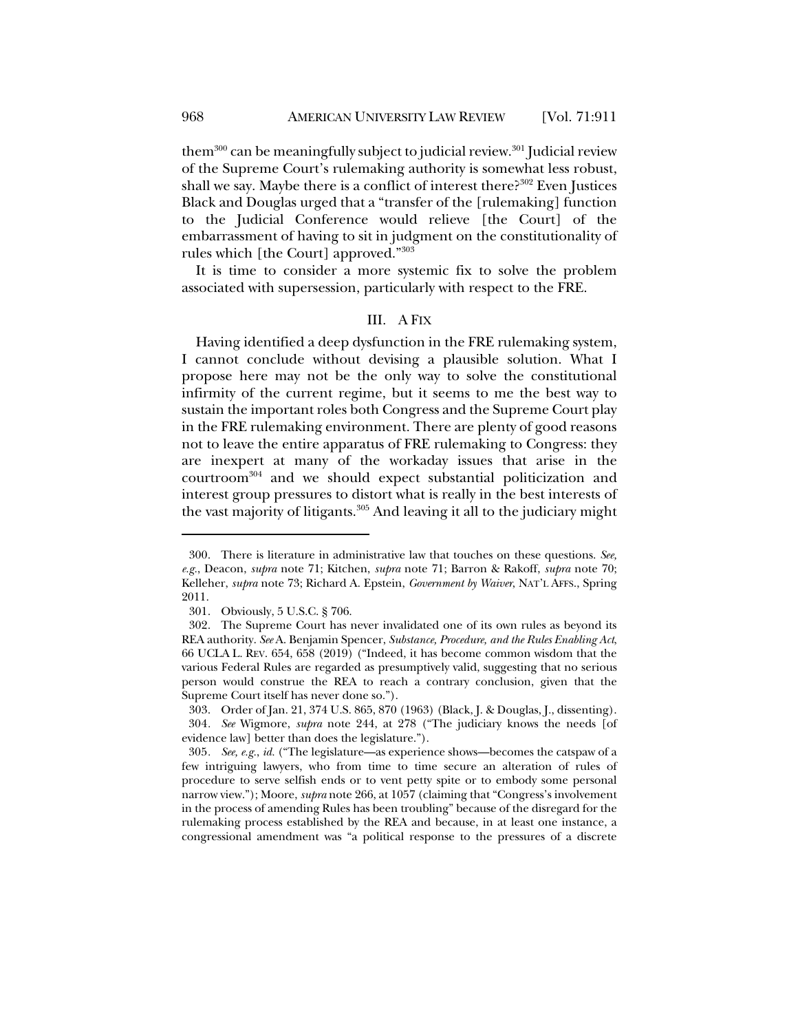them[300] can be meaningfully subject to judicial review.[301] Judicial review of the Supreme Court's rulemaking authority is somewhat less robust, shall we say. Maybe there is a conflict of interest there?[302] Even Justices Black and Douglas urged that a "transfer of the [rulemaking] function to the Judicial Conference would relieve [the Court] of the embarrassment of having to sit in judgment on the constitutionality of rules which [the Court] approved."[303]

It is time to consider a more systemic fix to solve the problem associated with supersession, particularly with respect to the FRE.

## III. A FIX

Having identified a deep dysfunction in the FRE rulemaking system, I cannot conclude without devising a plausible solution. What I propose here may not be the only way to solve the constitutional infirmity of the current regime, but it seems to me the best way to sustain the important roles both Congress and the Supreme Court play in the FRE rulemaking environment. There are plenty of good reasons not to leave the entire apparatus of FRE rulemaking to Congress: they are inexpert at many of the workaday issues that arise in the courtroom[304] and we should expect substantial politicization and interest group pressures to distort what is really in the best interests of the vast majority of litigants.[305] And leaving it all to the judiciary might

---

300. There is literature in administrative law that touches on these questions. *See, e.g.*, Deacon, *supra* note 71; Kitchen, *supra* note 71; Barron & Rakoff, *supra* note 70; Kelleher, *supra* note 73; Richard A. Epstein, *Government by Waiver*, NAT'L AFFS., Spring 2011.

301. Obviously, 5 U.S.C. § 706.

302. The Supreme Court has never invalidated one of its own rules as beyond its REA authority. *See* A. Benjamin Spencer, *Substance, Procedure, and the Rules Enabling Act*, 66 UCLA L. REV. 654, 658 (2019) ("Indeed, it has become common wisdom that the various Federal Rules are regarded as presumptively valid, suggesting that no serious person would construe the REA to reach a contrary conclusion, given that the Supreme Court itself has never done so.").

303. Order of Jan. 21, 374 U.S. 865, 870 (1963) (Black, J. & Douglas, J., dissenting).

304. *See* Wigmore, *supra* note 244, at 278 ("The judiciary knows the needs [of evidence law] better than does the legislature.").

305. *See, e.g.*, *id.* ("The legislature—as experience shows—becomes the catspaw of a few intriguing lawyers, who from time to time secure an alteration of rules of procedure to serve selfish ends or to vent petty spite or to embody some personal narrow view."); Moore, *supra* note 266, at 1057 (claiming that "Congress's involvement in the process of amending Rules has been troubling" because of the disregard for the rulemaking process established by the REA and because, in at least one instance, a congressional amendment was "a political response to the pressures of a discrete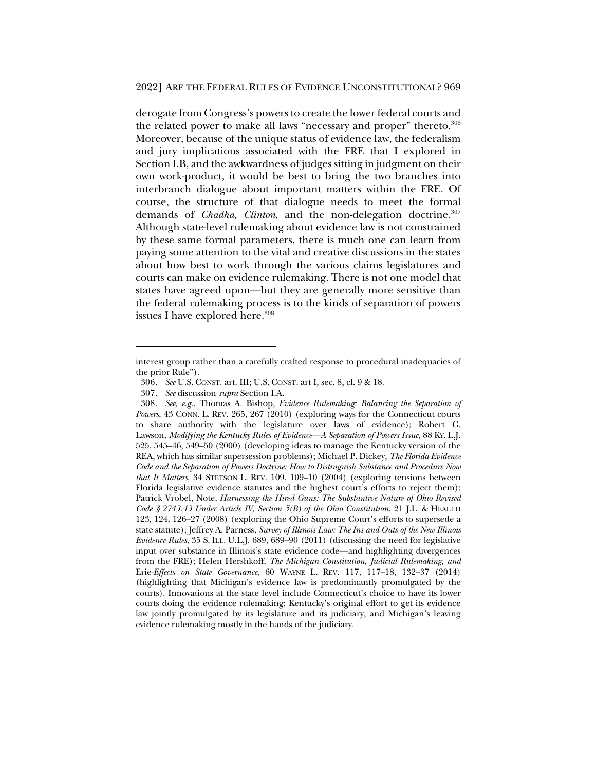derogate from Congress's powers to create the lower federal courts and the related power to make all laws "necessary and proper" thereto.[306] Moreover, because of the unique status of evidence law, the federalism and jury implications associated with the FRE that I explored in Section I.B, and the awkwardness of judges sitting in judgment on their own work-product, it would be best to bring the two branches into interbranch dialogue about important matters within the FRE. Of course, the structure of that dialogue needs to meet the formal demands of *Chadha*, *Clinton*, and the non-delegation doctrine.[307] Although state-level rulemaking about evidence law is not constrained by these same formal parameters, there is much one can learn from paying some attention to the vital and creative discussions in the states about how best to work through the various claims legislatures and courts can make on evidence rulemaking. There is not one model that states have agreed upon—but they are generally more sensitive than the federal rulemaking process is to the kinds of separation of powers issues I have explored here.[308]

---

interest group rather than a carefully crafted response to procedural inadequacies of the prior Rule").

306. *See* U.S. CONST. art. III; U.S. CONST. art I, sec. 8, cl. 9 & 18.

307. *See* discussion *supra* Section I.A.

308. *See, e.g.*, Thomas A. Bishop, *Evidence Rulemaking: Balancing the Separation of Powers*, 43 CONN. L. REV. 265, 267 (2010) (exploring ways for the Connecticut courts to share authority with the legislature over laws of evidence); Robert G. Lawson, *Modifying the Kentucky Rules of Evidence—A Separation of Powers Issue*, 88 KY. L.J. 525, 545–46, 549–50 (2000) (developing ideas to manage the Kentucky version of the REA, which has similar supersession problems); Michael P. Dickey, *The Florida Evidence Code and the Separation of Powers Doctrine: How to Distinguish Substance and Procedure Now that It Matters*, 34 STETSON L. REV. 109, 109–10 (2004) (exploring tensions between Florida legislative evidence statutes and the highest court's efforts to reject them); Patrick Vrobel, Note, *Harnessing the Hired Guns: The Substantive Nature of Ohio Revised Code § 2743.43 Under Article IV, Section 5(B) of the Ohio Constitution*, 21 J.L. & HEALTH 123, 124, 126–27 (2008) (exploring the Ohio Supreme Court's efforts to supersede a state statute); Jeffrey A. Parness, *Survey of Illinois Law: The Ins and Outs of the New Illinois Evidence Rules*, 35 S. ILL. U.L.J. 689, 689–90 (2011) (discussing the need for legislative input over substance in Illinois's state evidence code—and highlighting divergences from the FRE); Helen Hershkoff, *The Michigan Constitution, Judicial Rulemaking, and* Erie*-Effects on State Governance*, 60 WAYNE L. REV. 117, 117–18, 132–37 (2014) (highlighting that Michigan's evidence law is predominantly promulgated by the courts). Innovations at the state level include Connecticut's choice to have its lower courts doing the evidence rulemaking; Kentucky's original effort to get its evidence law jointly promulgated by its legislature and its judiciary; and Michigan's leaving evidence rulemaking mostly in the hands of the judiciary.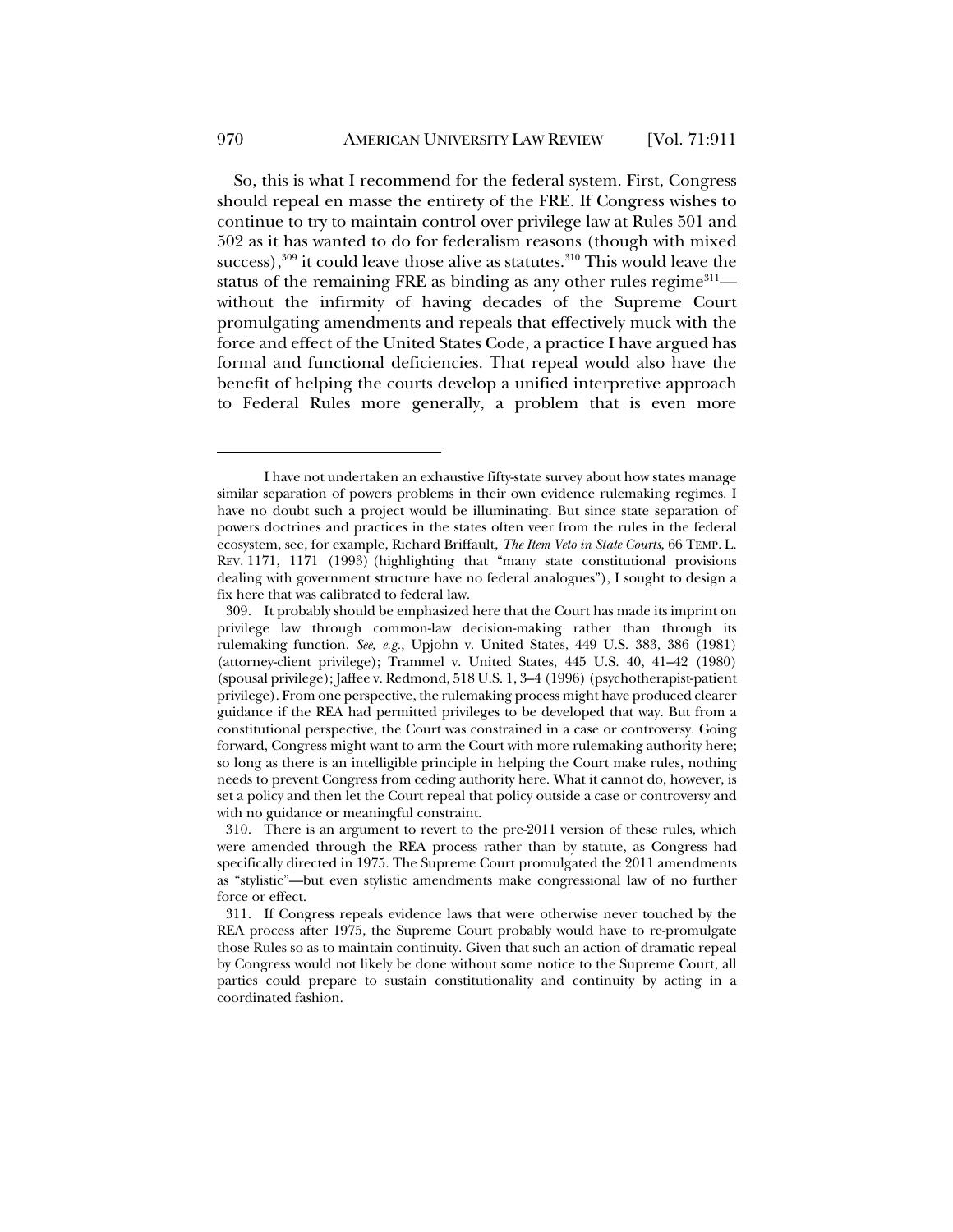So, this is what I recommend for the federal system. First, Congress should repeal en masse the entirety of the FRE. If Congress wishes to continue to try to maintain control over privilege law at Rules 501 and 502 as it has wanted to do for federalism reasons (though with mixed success),[309] it could leave those alive as statutes.[310] This would leave the status of the remaining FRE as binding as any other rules regime[311]—without the infirmity of having decades of the Supreme Court promulgating amendments and repeals that effectively muck with the force and effect of the United States Code, a practice I have argued has formal and functional deficiencies. That repeal would also have the benefit of helping the courts develop a unified interpretive approach to Federal Rules more generally, a problem that is even more

---

I have not undertaken an exhaustive fifty-state survey about how states manage similar separation of powers problems in their own evidence rulemaking regimes. I have no doubt such a project would be illuminating. But since state separation of powers doctrines and practices in the states often veer from the rules in the federal ecosystem, see, for example, Richard Briffault, *The Item Veto in State Courts*, 66 TEMP. L. REV. 1171, 1171 (1993) (highlighting that "many state constitutional provisions dealing with government structure have no federal analogues"), I sought to design a fix here that was calibrated to federal law.

309. It probably should be emphasized here that the Court has made its imprint on privilege law through common-law decision-making rather than through its rulemaking function. *See, e.g.*, Upjohn v. United States, 449 U.S. 383, 386 (1981) (attorney-client privilege); Trammel v. United States, 445 U.S. 40, 41–42 (1980) (spousal privilege); Jaffee v. Redmond, 518 U.S. 1, 3–4 (1996) (psychotherapist-patient privilege). From one perspective, the rulemaking process might have produced clearer guidance if the REA had permitted privileges to be developed that way. But from a constitutional perspective, the Court was constrained in a case or controversy. Going forward, Congress might want to arm the Court with more rulemaking authority here; so long as there is an intelligible principle in helping the Court make rules, nothing needs to prevent Congress from ceding authority here. What it cannot do, however, is set a policy and then let the Court repeal that policy outside a case or controversy and with no guidance or meaningful constraint.

310. There is an argument to revert to the pre-2011 version of these rules, which were amended through the REA process rather than by statute, as Congress had specifically directed in 1975. The Supreme Court promulgated the 2011 amendments as "stylistic"—but even stylistic amendments make congressional law of no further force or effect.

311. If Congress repeals evidence laws that were otherwise never touched by the REA process after 1975, the Supreme Court probably would have to re-promulgate those Rules so as to maintain continuity. Given that such an action of dramatic repeal by Congress would not likely be done without some notice to the Supreme Court, all parties could prepare to sustain constitutionality and continuity by acting in a coordinated fashion.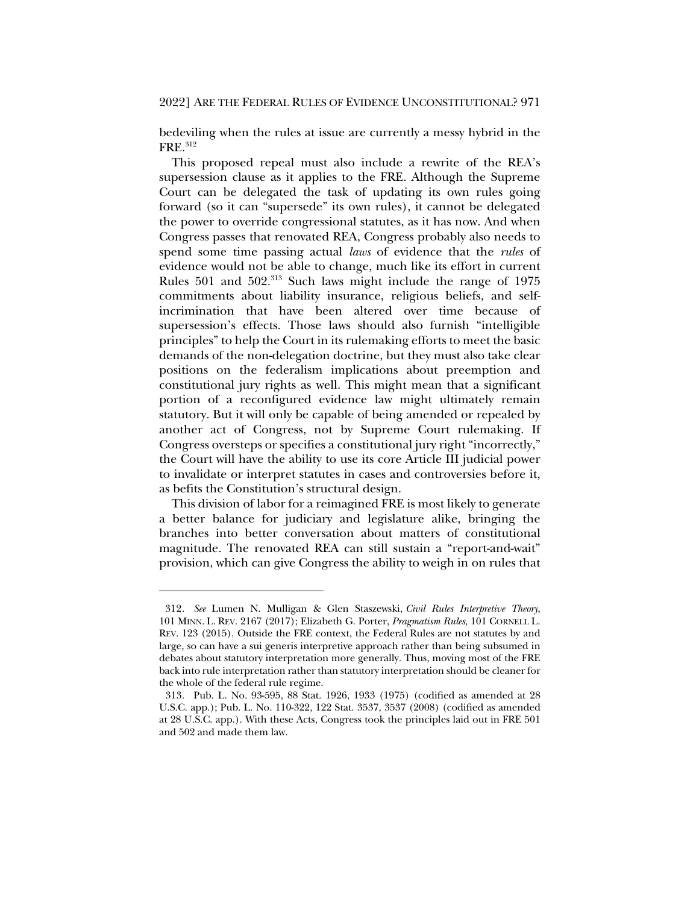bedeviling when the rules at issue are currently a messy hybrid in the FRE.[312]

This proposed repeal must also include a rewrite of the REA's supersession clause as it applies to the FRE. Although the Supreme Court can be delegated the task of updating its own rules going forward (so it can "supersede" its own rules), it cannot be delegated the power to override congressional statutes, as it has now. And when Congress passes that renovated REA, Congress probably also needs to spend some time passing actual *laws* of evidence that the *rules* of evidence would not be able to change, much like its effort in current Rules 501 and 502.[313] Such laws might include the range of 1975 commitments about liability insurance, religious beliefs, and self-incrimination that have been altered over time because of supersession's effects. Those laws should also furnish "intelligible principles" to help the Court in its rulemaking efforts to meet the basic demands of the non-delegation doctrine, but they must also take clear positions on the federalism implications about preemption and constitutional jury rights as well. This might mean that a significant portion of a reconfigured evidence law might ultimately remain statutory. But it will only be capable of being amended or repealed by another act of Congress, not by Supreme Court rulemaking. If Congress oversteps or specifies a constitutional jury right "incorrectly," the Court will have the ability to use its core Article III judicial power to invalidate or interpret statutes in cases and controversies before it, as befits the Constitution's structural design.

This division of labor for a reimagined FRE is most likely to generate a better balance for judiciary and legislature alike, bringing the branches into better conversation about matters of constitutional magnitude. The renovated REA can still sustain a "report-and-wait" provision, which can give Congress the ability to weigh in on rules that

---

312. *See* Lumen N. Mulligan & Glen Staszewski, *Civil Rules Interpretive Theory*, 101 MINN. L. REV. 2167 (2017); Elizabeth G. Porter, *Pragmatism Rules*, 101 CORNELL L. REV. 123 (2015). Outside the FRE context, the Federal Rules are not statutes by and large, so can have a sui generis interpretive approach rather than being subsumed in debates about statutory interpretation more generally. Thus, moving most of the FRE back into rule interpretation rather than statutory interpretation should be cleaner for the whole of the federal rule regime.

313. Pub. L. No. 93-595, 88 Stat. 1926, 1933 (1975) (codified as amended at 28 U.S.C. app.); Pub. L. No. 110-322, 122 Stat. 3537, 3537 (2008) (codified as amended at 28 U.S.C. app.). With these Acts, Congress took the principles laid out in FRE 501 and 502 and made them law.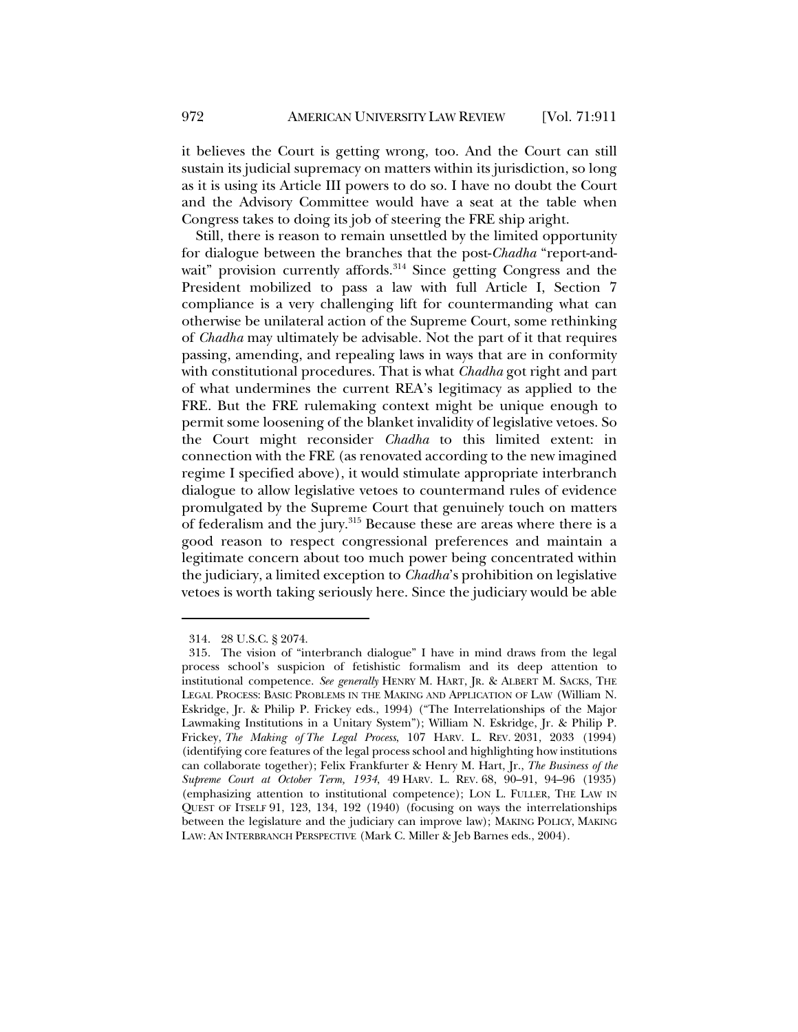it believes the Court is getting wrong, too. And the Court can still sustain its judicial supremacy on matters within its jurisdiction, so long as it is using its Article III powers to do so. I have no doubt the Court and the Advisory Committee would have a seat at the table when Congress takes to doing its job of steering the FRE ship aright.

Still, there is reason to remain unsettled by the limited opportunity for dialogue between the branches that the post-*Chadha* "report-and-wait" provision currently affords.[314] Since getting Congress and the President mobilized to pass a law with full Article I, Section 7 compliance is a very challenging lift for countermanding what can otherwise be unilateral action of the Supreme Court, some rethinking of *Chadha* may ultimately be advisable. Not the part of it that requires passing, amending, and repealing laws in ways that are in conformity with constitutional procedures. That is what *Chadha* got right and part of what undermines the current REA's legitimacy as applied to the FRE. But the FRE rulemaking context might be unique enough to permit some loosening of the blanket invalidity of legislative vetoes. So the Court might reconsider *Chadha* to this limited extent: in connection with the FRE (as renovated according to the new imagined regime I specified above), it would stimulate appropriate interbranch dialogue to allow legislative vetoes to countermand rules of evidence promulgated by the Supreme Court that genuinely touch on matters of federalism and the jury.[315] Because these are areas where there is a good reason to respect congressional preferences and maintain a legitimate concern about too much power being concentrated within the judiciary, a limited exception to *Chadha*'s prohibition on legislative vetoes is worth taking seriously here. Since the judiciary would be able

---

314. 28 U.S.C. § 2074.

315. The vision of "interbranch dialogue" I have in mind draws from the legal process school's suspicion of fetishistic formalism and its deep attention to institutional competence. *See generally* HENRY M. HART, JR. & ALBERT M. SACKS, THE LEGAL PROCESS: BASIC PROBLEMS IN THE MAKING AND APPLICATION OF LAW (William N. Eskridge, Jr. & Philip P. Frickey eds., 1994) ("The Interrelationships of the Major Lawmaking Institutions in a Unitary System"); William N. Eskridge, Jr. & Philip P. Frickey, *The Making of The Legal Process*, 107 HARV. L. REV. 2031, 2033 (1994) (identifying core features of the legal process school and highlighting how institutions can collaborate together); Felix Frankfurter & Henry M. Hart, Jr., *The Business of the Supreme Court at October Term, 1934*, 49 HARV. L. REV. 68, 90–91, 94–96 (1935) (emphasizing attention to institutional competence); LON L. FULLER, THE LAW IN QUEST OF ITSELF 91, 123, 134, 192 (1940) (focusing on ways the interrelationships between the legislature and the judiciary can improve law); MAKING POLICY, MAKING LAW: AN INTERBRANCH PERSPECTIVE (Mark C. Miller & Jeb Barnes eds., 2004).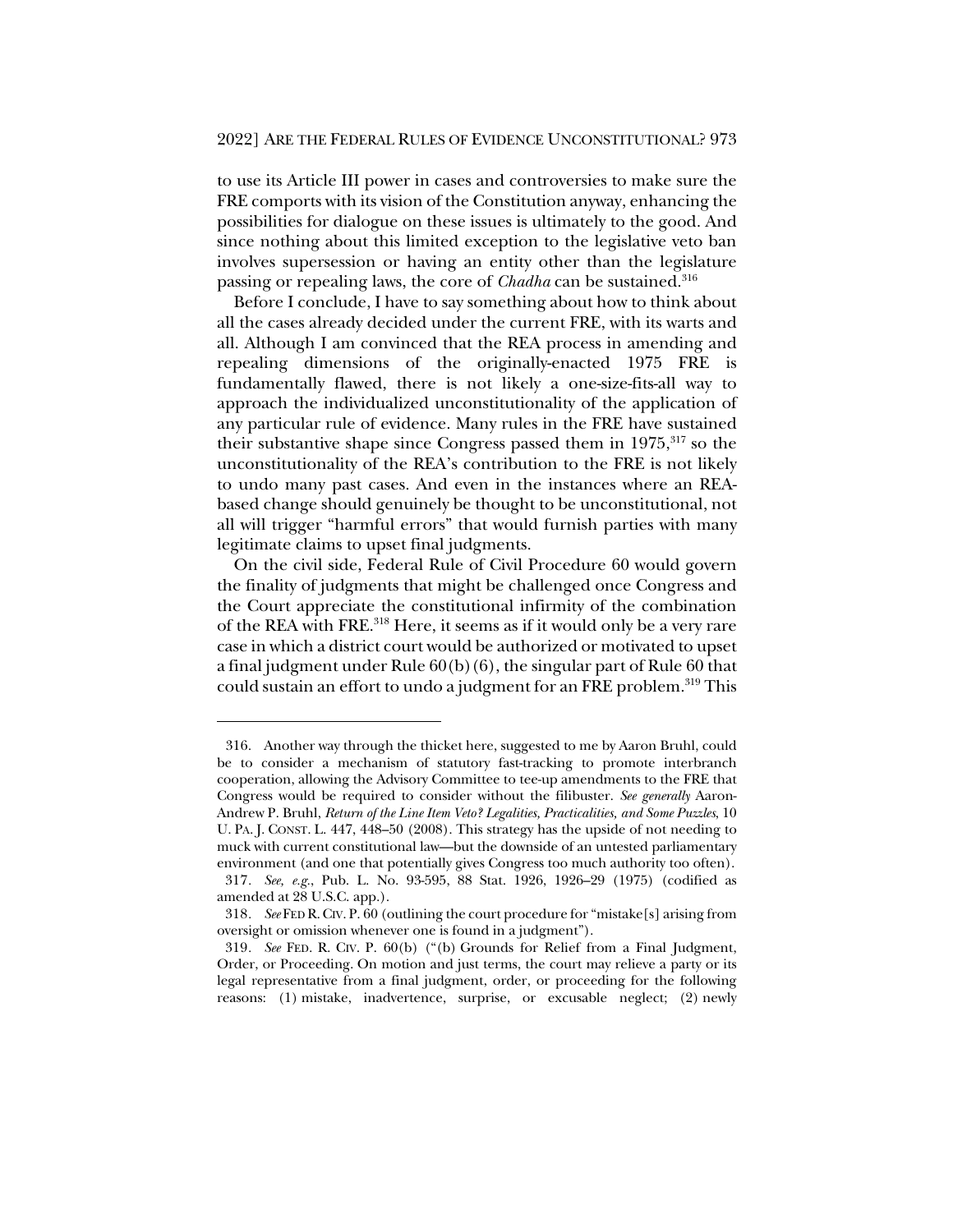to use its Article III power in cases and controversies to make sure the FRE comports with its vision of the Constitution anyway, enhancing the possibilities for dialogue on these issues is ultimately to the good. And since nothing about this limited exception to the legislative veto ban involves supersession or having an entity other than the legislature passing or repealing laws, the core of *Chadha* can be sustained.[316]

Before I conclude, I have to say something about how to think about all the cases already decided under the current FRE, with its warts and all. Although I am convinced that the REA process in amending and repealing dimensions of the originally-enacted 1975 FRE is fundamentally flawed, there is not likely a one-size-fits-all way to approach the individualized unconstitutionality of the application of any particular rule of evidence. Many rules in the FRE have sustained their substantive shape since Congress passed them in 1975,[317] so the unconstitutionality of the REA's contribution to the FRE is not likely to undo many past cases. And even in the instances where an REA-based change should genuinely be thought to be unconstitutional, not all will trigger "harmful errors" that would furnish parties with many legitimate claims to upset final judgments.

On the civil side, Federal Rule of Civil Procedure 60 would govern the finality of judgments that might be challenged once Congress and the Court appreciate the constitutional infirmity of the combination of the REA with FRE.[318] Here, it seems as if it would only be a very rare case in which a district court would be authorized or motivated to upset a final judgment under Rule 60(b)(6), the singular part of Rule 60 that could sustain an effort to undo a judgment for an FRE problem.[319] This

---

316. Another way through the thicket here, suggested to me by Aaron Bruhl, could be to consider a mechanism of statutory fast-tracking to promote interbranch cooperation, allowing the Advisory Committee to tee-up amendments to the FRE that Congress would be required to consider without the filibuster. *See generally* Aaron-Andrew P. Bruhl, *Return of the Line Item Veto? Legalities, Practicalities, and Some Puzzles*, 10 U. PA. J. CONST. L. 447, 448–50 (2008). This strategy has the upside of not needing to muck with current constitutional law—but the downside of an untested parliamentary environment (and one that potentially gives Congress too much authority too often).

317. *See, e.g.*, Pub. L. No. 93-595, 88 Stat. 1926, 1926–29 (1975) (codified as amended at 28 U.S.C. app.).

318. *See* FED R. CIV. P. 60 (outlining the court procedure for "mistake[s] arising from oversight or omission whenever one is found in a judgment").

319. *See* FED. R. CIV. P. 60(b) ("(b) Grounds for Relief from a Final Judgment, Order, or Proceeding. On motion and just terms, the court may relieve a party or its legal representative from a final judgment, order, or proceeding for the following reasons: (1) mistake, inadvertence, surprise, or excusable neglect; (2) newly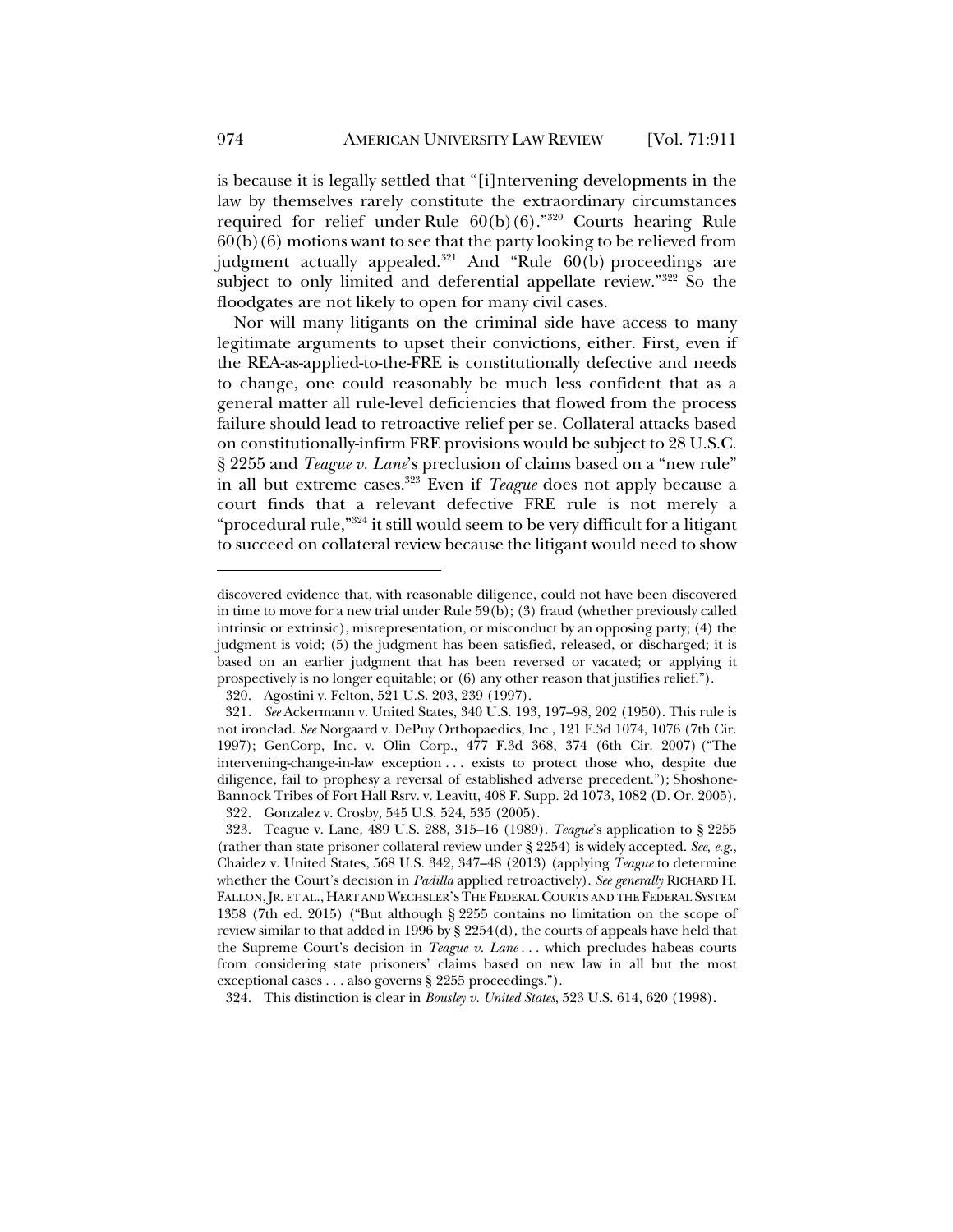is because it is legally settled that "[i]ntervening developments in the law by themselves rarely constitute the extraordinary circumstances required for relief under Rule 60(b)(6)."[320] Courts hearing Rule 60(b)(6) motions want to see that the party looking to be relieved from judgment actually appealed.[321] And "Rule 60(b) proceedings are subject to only limited and deferential appellate review."[322] So the floodgates are not likely to open for many civil cases.

Nor will many litigants on the criminal side have access to many legitimate arguments to upset their convictions, either. First, even if the REA-as-applied-to-the-FRE is constitutionally defective and needs to change, one could reasonably be much less confident that as a general matter all rule-level deficiencies that flowed from the process failure should lead to retroactive relief per se. Collateral attacks based on constitutionally-infirm FRE provisions would be subject to 28 U.S.C. § 2255 and *Teague v. Lane*'s preclusion of claims based on a "new rule" in all but extreme cases.[323] Even if *Teague* does not apply because a court finds that a relevant defective FRE rule is not merely a "procedural rule,"[324] it still would seem to be very difficult for a litigant to succeed on collateral review because the litigant would need to show

---

discovered evidence that, with reasonable diligence, could not have been discovered in time to move for a new trial under Rule 59(b); (3) fraud (whether previously called intrinsic or extrinsic), misrepresentation, or misconduct by an opposing party; (4) the judgment is void; (5) the judgment has been satisfied, released, or discharged; it is based on an earlier judgment that has been reversed or vacated; or applying it prospectively is no longer equitable; or (6) any other reason that justifies relief.").

320. Agostini v. Felton, 521 U.S. 203, 239 (1997).

321. *See* Ackermann v. United States, 340 U.S. 193, 197–98, 202 (1950). This rule is not ironclad. *See* Norgaard v. DePuy Orthopaedics, Inc., 121 F.3d 1074, 1076 (7th Cir. 1997); GenCorp, Inc. v. Olin Corp., 477 F.3d 368, 374 (6th Cir. 2007) ("The intervening-change-in-law exception . . . exists to protect those who, despite due diligence, fail to prophesy a reversal of established adverse precedent."); Shoshone-Bannock Tribes of Fort Hall Rsrv. v. Leavitt, 408 F. Supp. 2d 1073, 1082 (D. Or. 2005).

322. Gonzalez v. Crosby, 545 U.S. 524, 535 (2005).

323. Teague v. Lane, 489 U.S. 288, 315–16 (1989). *Teague*'s application to § 2255 (rather than state prisoner collateral review under § 2254) is widely accepted. *See, e.g.*, Chaidez v. United States, 568 U.S. 342, 347–48 (2013) (applying *Teague* to determine whether the Court's decision in *Padilla* applied retroactively). *See generally* RICHARD H. FALLON, JR. ET AL., HART AND WECHSLER'S THE FEDERAL COURTS AND THE FEDERAL SYSTEM 1358 (7th ed. 2015) ("But although § 2255 contains no limitation on the scope of review similar to that added in 1996 by § 2254(d), the courts of appeals have held that the Supreme Court's decision in *Teague v. Lane* . . . which precludes habeas courts from considering state prisoners' claims based on new law in all but the most exceptional cases . . . also governs § 2255 proceedings.").

324. This distinction is clear in *Bousley v. United States*, 523 U.S. 614, 620 (1998).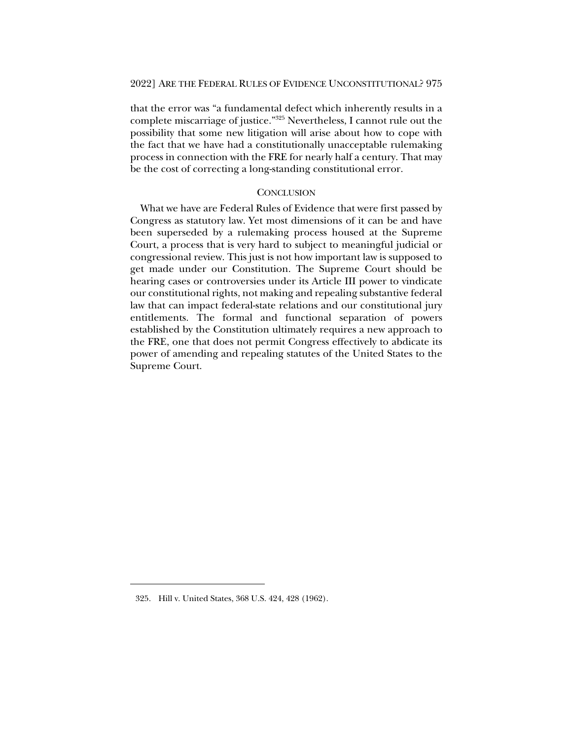that the error was "a fundamental defect which inherently results in a complete miscarriage of justice."[325] Nevertheless, I cannot rule out the possibility that some new litigation will arise about how to cope with the fact that we have had a constitutionally unacceptable rulemaking process in connection with the FRE for nearly half a century. That may be the cost of correcting a long-standing constitutional error.

## CONCLUSION

What we have are Federal Rules of Evidence that were first passed by Congress as statutory law. Yet most dimensions of it can be and have been superseded by a rulemaking process housed at the Supreme Court, a process that is very hard to subject to meaningful judicial or congressional review. This just is not how important law is supposed to get made under our Constitution. The Supreme Court should be hearing cases or controversies under its Article III power to vindicate our constitutional rights, not making and repealing substantive federal law that can impact federal-state relations and our constitutional jury entitlements. The formal and functional separation of powers established by the Constitution ultimately requires a new approach to the FRE, one that does not permit Congress effectively to abdicate its power of amending and repealing statutes of the United States to the Supreme Court.

---

325. Hill v. United States, 368 U.S. 424, 428 (1962).